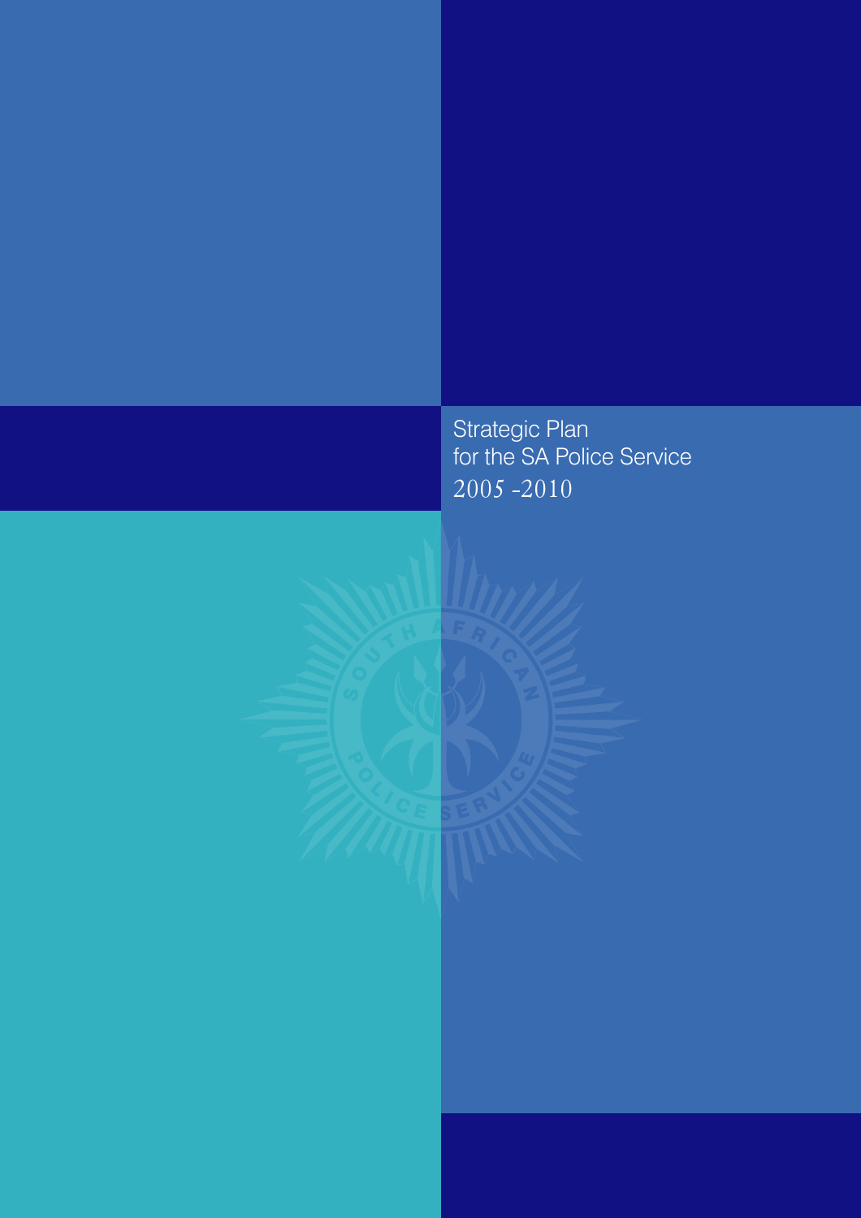# Strategic Plan for the SA Police Service 2005 -2010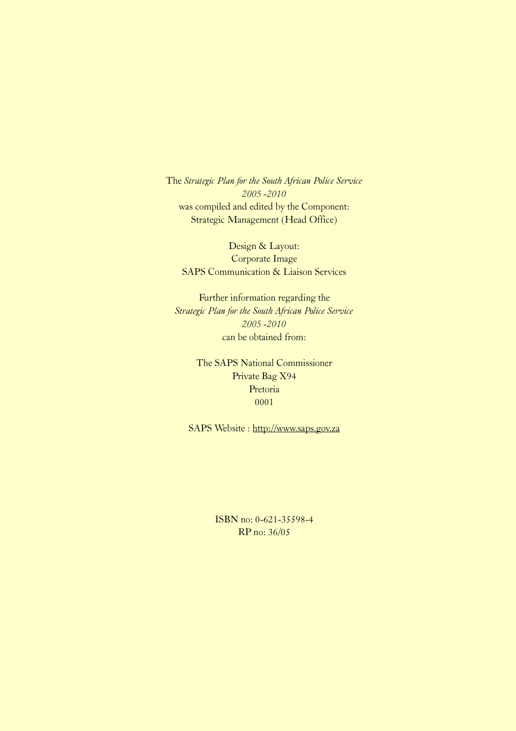The *Strategic Plan for the South African Police Service*
*2005 -2010*
was compiled and edited by the Component:
Strategic Management (Head Office)

Design & Layout:
Corporate Image
SAPS Communication & Liaison Services

Further information regarding the
*Strategic Plan for the South African Police Service*
*2005 -2010*
can be obtained from:

The SAPS National Commissioner
Private Bag X94
Pretoria
0001

SAPS Website : http://www.saps.gov.za

ISBN no: 0-621-35598-4
RP no: 36/05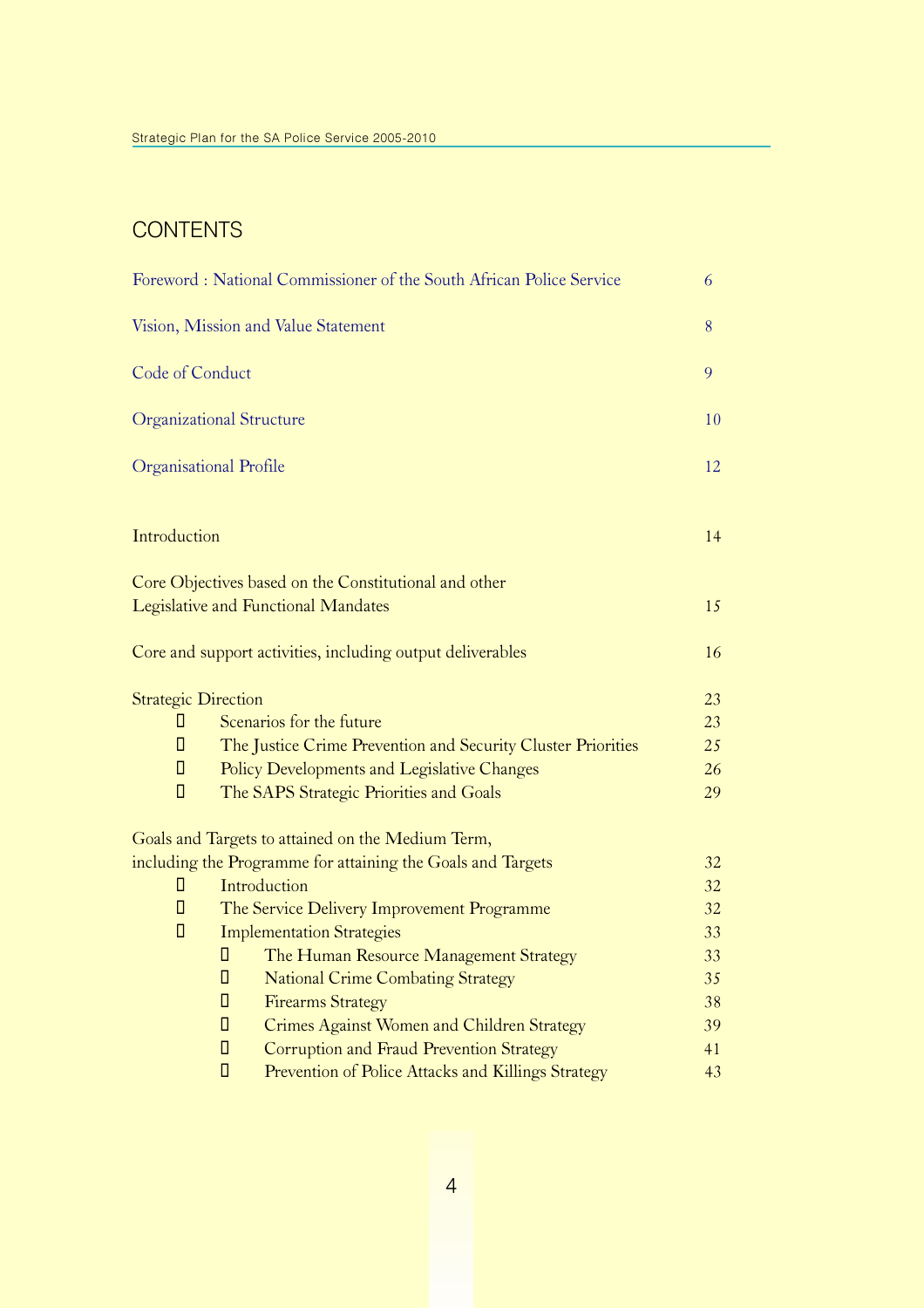# CONTENTS

| | |
|---|---|
| Foreword : National Commissioner of the South African Police Service | 6 |
| Vision, Mission and Value Statement | 8 |
| Code of Conduct | 9 |
| Organizational Structure | 10 |
| Organisational Profile | 12 |
| Introduction | 14 |
| Core Objectives based on the Constitutional and other Legislative and Functional Mandates | 15 |
| Core and support activities, including output deliverables | 16 |
| Strategic Direction | 23 |
| - Scenarios for the future | 23 |
| - The Justice Crime Prevention and Security Cluster Priorities | 25 |
| - Policy Developments and Legislative Changes | 26 |
| - The SAPS Strategic Priorities and Goals | 29 |
| Goals and Targets to attained on the Medium Term, including the Programme for attaining the Goals and Targets | 32 |
| - Introduction | 32 |
| - The Service Delivery Improvement Programme | 32 |
| - Implementation Strategies | 33 |
| - - The Human Resource Management Strategy | 33 |
| - - National Crime Combating Strategy | 35 |
| - - Firearms Strategy | 38 |
| - - Crimes Against Women and Children Strategy | 39 |
| - - Corruption and Fraud Prevention Strategy | 41 |
| - - Prevention of Police Attacks and Killings Strategy | 43 |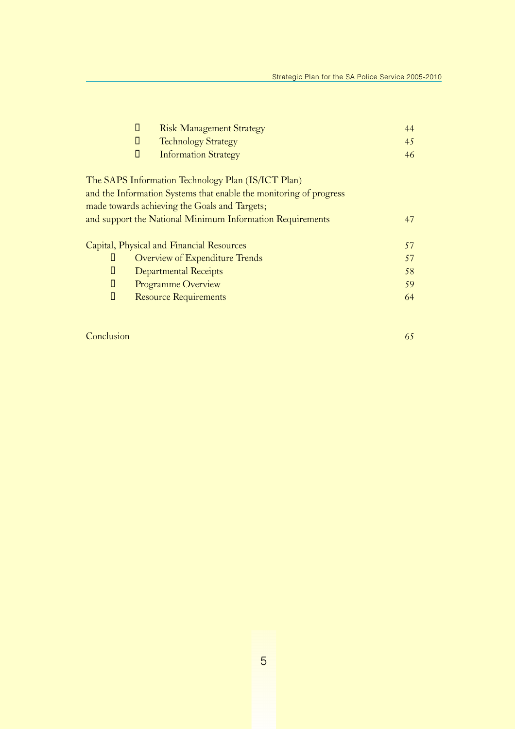- Risk Management Strategy 44
- Technology Strategy 45
- Information Strategy 46

The SAPS Information Technology Plan (IS/ICT Plan) and the Information Systems that enable the monitoring of progress made towards achieving the Goals and Targets; and support the National Minimum Information Requirements 47

Capital, Physical and Financial Resources 57

- Overview of Expenditure Trends 57
- Departmental Receipts 58
- Programme Overview 59
- Resource Requirements 64

Conclusion 65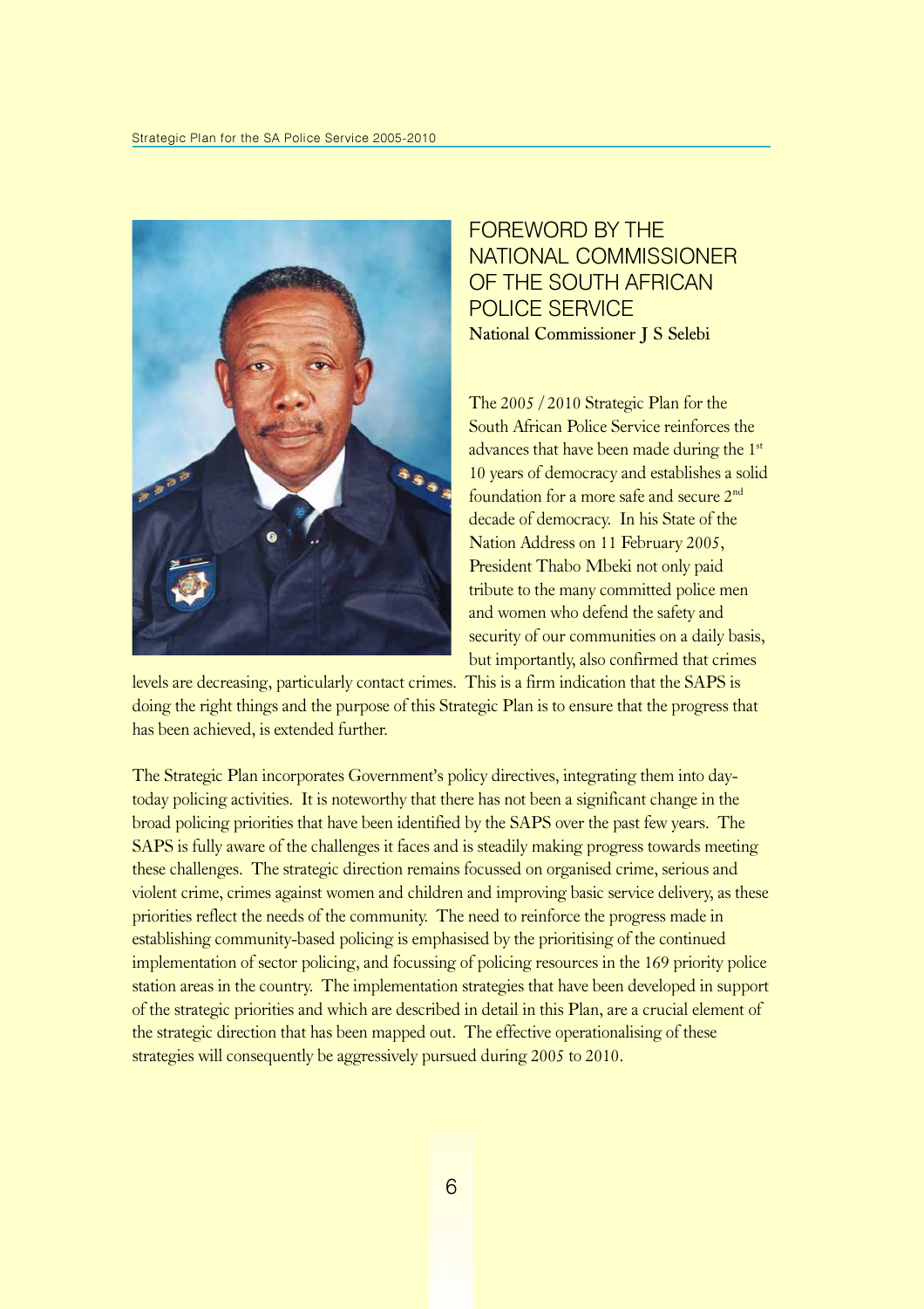# FOREWORD BY THE NATIONAL COMMISSIONER OF THE SOUTH AFRICAN POLICE SERVICE

**National Commissioner J S Selebi**

The 2005 / 2010 Strategic Plan for the South African Police Service reinforces the advances that have been made during the 1st 10 years of democracy and establishes a solid foundation for a more safe and secure 2nd decade of democracy. In his State of the Nation Address on 11 February 2005, President Thabo Mbeki not only paid tribute to the many committed police men and women who defend the safety and security of our communities on a daily basis, but importantly, also confirmed that crimes levels are decreasing, particularly contact crimes. This is a firm indication that the SAPS is doing the right things and the purpose of this Strategic Plan is to ensure that the progress that has been achieved, is extended further.

The Strategic Plan incorporates Government's policy directives, integrating them into day-today policing activities. It is noteworthy that there has not been a significant change in the broad policing priorities that have been identified by the SAPS over the past few years. The SAPS is fully aware of the challenges it faces and is steadily making progress towards meeting these challenges. The strategic direction remains focussed on organised crime, serious and violent crime, crimes against women and children and improving basic service delivery, as these priorities reflect the needs of the community. The need to reinforce the progress made in establishing community-based policing is emphasised by the prioritising of the continued implementation of sector policing, and focussing of policing resources in the 169 priority police station areas in the country. The implementation strategies that have been developed in support of the strategic priorities and which are described in detail in this Plan, are a crucial element of the strategic direction that has been mapped out. The effective operationalising of these strategies will consequently be aggressively pursued during 2005 to 2010.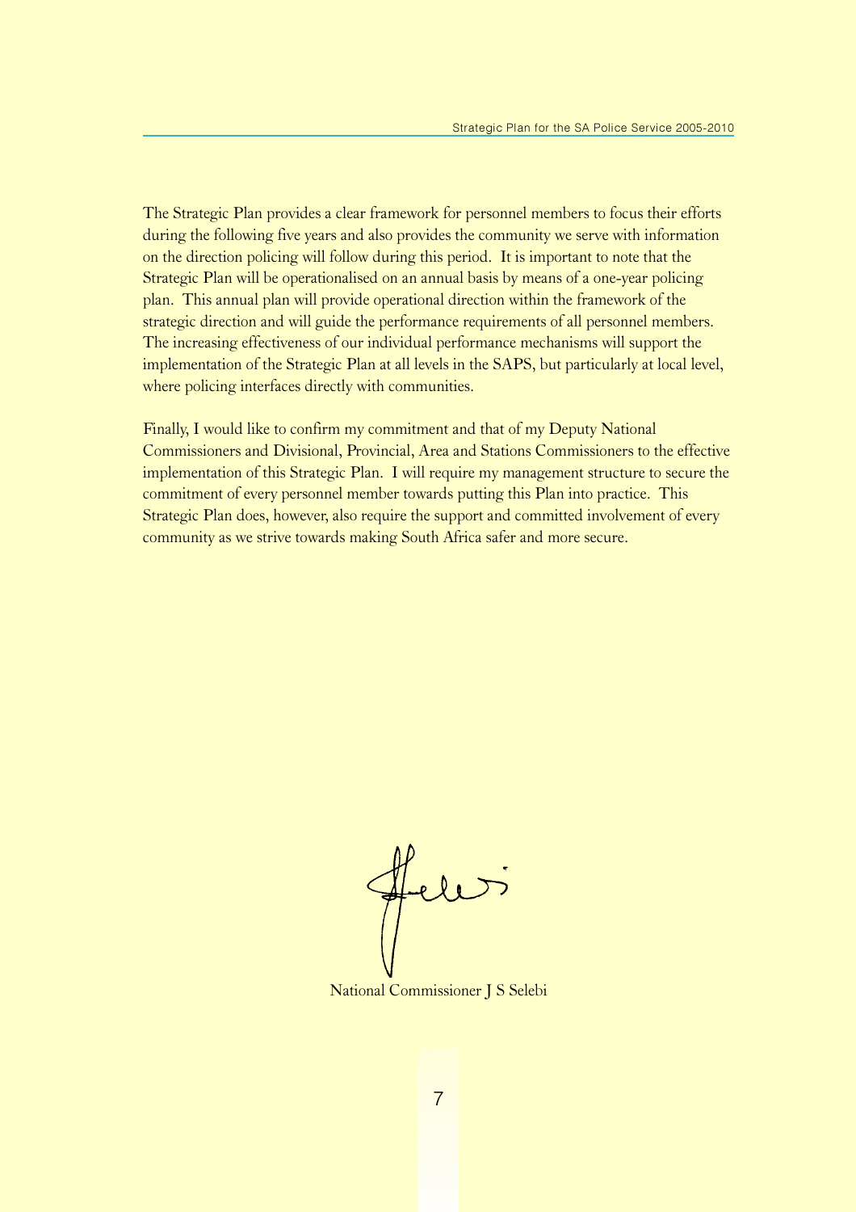The Strategic Plan provides a clear framework for personnel members to focus their efforts during the following five years and also provides the community we serve with information on the direction policing will follow during this period. It is important to note that the Strategic Plan will be operationalised on an annual basis by means of a one-year policing plan. This annual plan will provide operational direction within the framework of the strategic direction and will guide the performance requirements of all personnel members. The increasing effectiveness of our individual performance mechanisms will support the implementation of the Strategic Plan at all levels in the SAPS, but particularly at local level, where policing interfaces directly with communities.

Finally, I would like to confirm my commitment and that of my Deputy National Commissioners and Divisional, Provincial, Area and Stations Commissioners to the effective implementation of this Strategic Plan. I will require my management structure to secure the commitment of every personnel member towards putting this Plan into practice. This Strategic Plan does, however, also require the support and committed involvement of every community as we strive towards making South Africa safer and more secure.

National Commissioner J S Selebi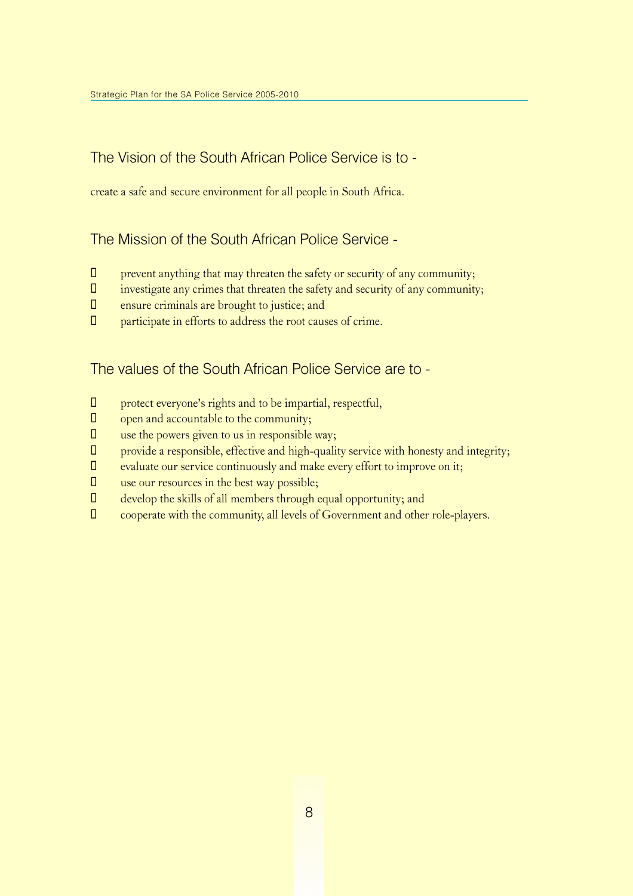## The Vision of the South African Police Service is to -

create a safe and secure environment for all people in South Africa.

## The Mission of the South African Police Service -

- prevent anything that may threaten the safety or security of any community;
- investigate any crimes that threaten the safety and security of any community;
- ensure criminals are brought to justice; and
- participate in efforts to address the root causes of crime.

## The values of the South African Police Service are to -

- protect everyone's rights and to be impartial, respectful,
- open and accountable to the community;
- use the powers given to us in responsible way;
- provide a responsible, effective and high-quality service with honesty and integrity;
- evaluate our service continuously and make every effort to improve on it;
- use our resources in the best way possible;
- develop the skills of all members through equal opportunity; and
- cooperate with the community, all levels of Government and other role-players.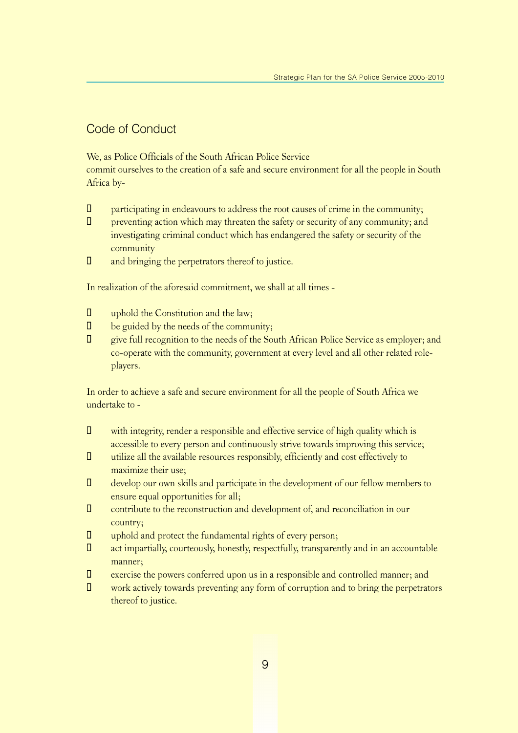## Code of Conduct

We, as Police Officials of the South African Police Service
commit ourselves to the creation of a safe and secure environment for all the people in South Africa by-

- participating in endeavours to address the root causes of crime in the community;
- preventing action which may threaten the safety or security of any community; and investigating criminal conduct which has endangered the safety or security of the community
- and bringing the perpetrators thereof to justice.

In realization of the aforesaid commitment, we shall at all times -

- uphold the Constitution and the law;
- be guided by the needs of the community;
- give full recognition to the needs of the South African Police Service as employer; and co-operate with the community, government at every level and all other related role-players.

In order to achieve a safe and secure environment for all the people of South Africa we undertake to -

- with integrity, render a responsible and effective service of high quality which is accessible to every person and continuously strive towards improving this service;
- utilize all the available resources responsibly, efficiently and cost effectively to maximize their use;
- develop our own skills and participate in the development of our fellow members to ensure equal opportunities for all;
- contribute to the reconstruction and development of, and reconciliation in our country;
- uphold and protect the fundamental rights of every person;
- act impartially, courteously, honestly, respectfully, transparently and in an accountable manner;
- exercise the powers conferred upon us in a responsible and controlled manner; and
- work actively towards preventing any form of corruption and to bring the perpetrators thereof to justice.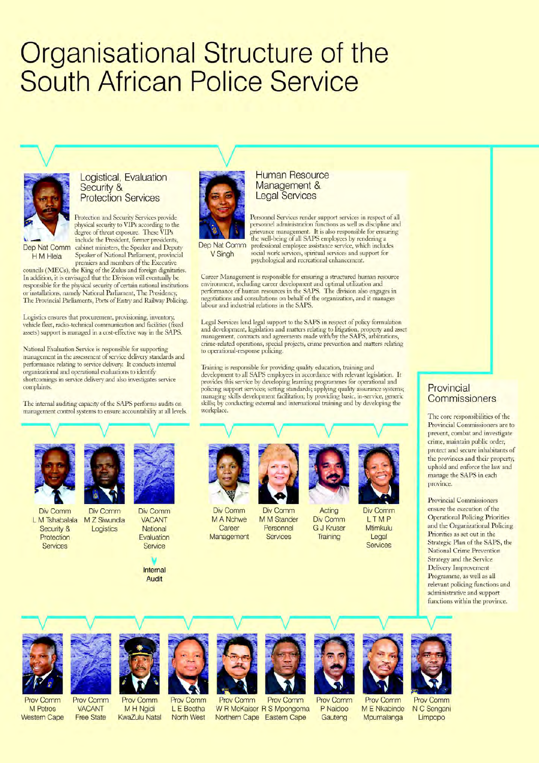# Organisational Structure of the South African Police Service

## Logistical, Evaluation Security & Protection Services

Dep Nat Comm
H M Hlela

Protection and Security Services provide physical security to VIPs according to the degree of threat exposure. These VIPs include the President, former presidents, cabinet ministers, the Speaker and Deputy Speaker of National Parliament, provincial premiers and members of the Executive councils (MECs), the King of the Zulus and foreign dignitaries. In addition, it is envisaged that the Division will eventually be responsible for the physical security of certain national institutions or installations, namely National Parliament, The Presidency, The Provincial Parliaments, Ports of Entry and Railway Policing.

Logistics ensures that procurement, provisioning, inventory, vehicle fleet, radio-technical communication and facilities (fixed assets) support is managed in a cost-effective way in the SAPS.

National Evaluation Service is responsible for supporting management in the assessment of service delivery standards and performance relating to service delivery. It conducts internal organizational and operational evaluations to identify shortcomings in service delivery and also investigates service complaints.

The internal auditing capacity of the SAPS performs audits on management control systems to ensure accountability at all levels.

Div Comm
L M Tshabalala
Security & Protection Services

Div Comm
M Z Siwundla
Logistics

Div Comm
VACANT
National Evaluation Service

Internal Audit

## Human Resource Management & Legal Services

Dep Nat Comm
V Singh

Personnel Services render support services in respect of all personnel administration functions as well as discipline and grievance management. It is also responsible for ensuring the well-being of all SAPS employees by rendering a professional employee assistance service, which includes social work services, spiritual services and support for psychological and recreational enhancement.

Career Management is responsible for ensuring a structured human resource environment, including career development and optimal utilization and performance of human resources in the SAPS. The division also engages in negotiations and consultations on behalf of the organization, and it manages labour and industrial relations in the SAPS.

Legal Services lend legal support to the SAPS in respect of policy formulation and development, legislation and matters relating to litigation, property and asset management, contracts and agreements made with/by the SAPS, arbitrations, crime-related operations, special projects, crime prevention and matters relating to operational-response policing.

Training is responsible for providing quality education, training and development to all SAPS employees in accordance with relevant legislation. It provides this service by developing learning programmes for operational and policing support services; setting standards; applying quality assurance systems; managing skills development facilitation; by providing basic, in-service, generic skills; by conducting external and international training and by developing the workplace.

Div Comm
M A Nchwe
Career Management

Div Comm
M M Stander
Personnel Services

Acting Div Comm
G J Kruser
Training

Div Comm
L T M P Mtimkulu
Legal Services

## Provincial Commissioners

The core responsibilities of the Provincial Commissioners are to prevent, combat and investigate crime, maintain public order, protect and secure inhabitants of the provinces and their property, uphold and enforce the law and manage the SAPS in each province.

Provincial Commissioners ensure the execution of the Operational Policing Priorities and the Organizational Policing Priorities as set out in the Strategic Plan of the SAPS, the National Crime Prevention Strategy and the Service Delivery Improvement Programme, as well as all relevant policing functions and administrative and support functions within the province.

Prov Comm
M Petros
Western Cape

Prov Comm
VACANT
Free State

Prov Comm
M H Ngidi
KwaZulu Natal

Prov Comm
L E Beetha
North West

Prov Comm
W R McKaiser
Northern Cape

Prov Comm
R S Mpongoma
Eastern Cape

Prov Comm
P Naidoo
Gauteng

Prov Comm
M E Nkabinde
Mpumalanga

Prov Comm
N C Sengani
Limpopo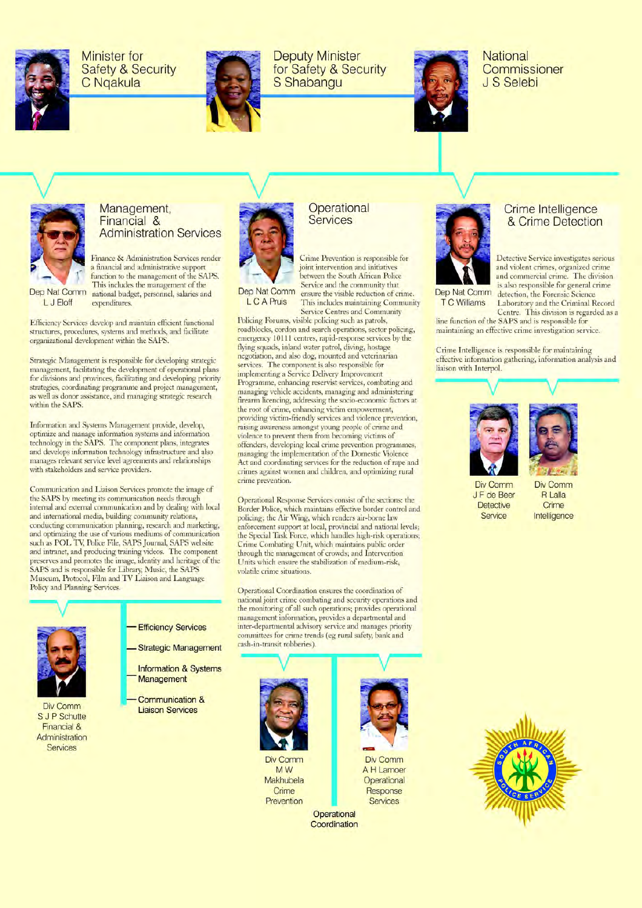Minister for Safety & Security
C Nqakula

Deputy Minister for Safety & Security
S Shabangu

National Commissioner
J S Selebi

## Management, Financial & Administration Services

Dep Nat Comm
L J Eloff

Finance & Administration Services render a financial and administrative support function to the management of the SAPS. This includes the management of the national budget, personnel, salaries and expenditures.

Efficiency Services develop and maintain efficient functional structures, procedures, systems and methods, and facilitate organizational development within the SAPS.

Strategic Management is responsible for developing strategic management, facilitating the development of operational plans for divisions and provinces, facilitating and developing priority strategies, coordinating programme and project management, as well as donor assistance, and managing strategic research within the SAPS.

Information and Systems Management provide, develop, optimize and manage information systems and information technology in the SAPS. The component plans, integrates and develops information technology infrastructure and also manages relevant service level agreements and relationships with stakeholders and service providers.

Communication and Liaison Services promote the image of the SAPS by meeting its communication needs through internal and external communication and by dealing with local and international media, building community relations, conducting communication planning, research and marketing, and optimizing the use of various mediums of communication such as POL TV, Police File, SAPS Journal, SAPS website and intranet, and producing training videos. The component preserves and promotes the image, identity and heritage of the SAPS and is responsible for Library, Music, the SAPS Museum, Protocol, Film and TV Liaison and Language Policy and Planning Services.

Div Comm
S J P Schutte
Financial & Administration Services

- Efficiency Services
- Strategic Management
- Information & Systems Management
- Communication & Liaison Services

## Operational Services

Dep Nat Comm
L C A Pruis

Crime Prevention is responsible for joint intervention and initiatives between the South African Police Service and the community that ensure the visible reduction of crime. This includes maintaining Community Service Centres and Community Policing Forums, visible policing such as patrols, roadblocks, cordon and search operations, sector policing, emergency 10111 centres, rapid-response services by the flying squads, inland water patrol, diving, hostage negotiation, and also dog, mounted and veterinarian services. The component is also responsible for implementing a Service Delivery Improvement Programme, enhancing reservist services, combating and managing vehicle accidents, managing and administering firearm licencing, addressing the socio-economic factors at the root of crime, enhancing victim empowerment, providing victim-friendly services and violence prevention, raising awareness amongst young people of crime and violence to prevent them from becoming victims of offenders, developing local crime prevention programmes, managing the implementation of the Domestic Violence Act and coordinating services for the reduction of rape and crimes against women and children, and optimizing rural crime prevention.

Operational Response Services consist of the sections: the Border Police, which maintains effective border control and policing; the Air Wing, which renders air-borne law enforcement support at local, provincial and national levels; the Special Task Force, which handles high-risk operations; Crime Combating Unit, which maintains public order through the management of crowds; and Intervention Units which ensure the stabilization of medium-risk, volatile crime situations.

Operational Coordination ensures the coordination of national joint crime combating and security operations and the monitoring of all such operations; provides operational management information, provides a departmental and inter-departmental advisory service and manages priority committees for crime trends (eg rural safety, bank and cash-in-transit robberies).

Div Comm
M W Makhubela
Crime Prevention

Operational Coordination

Div Comm
A H Lamoer
Operational Response Services

## Crime Intelligence & Crime Detection

Dep Nat Comm
T C Williams

Detective Service investigates serious and violent crimes, organized crime and commercial crime. The division is also responsible for general crime detection, the Forensic Science Laboratory and the Criminal Record Centre. This division is regarded as a line function of the SAPS and is responsible for maintaining an effective crime investigation service.

Crime Intelligence is responsible for maintaining effective information gathering, information analysis and liaison with Interpol.

Div Comm
J F de Beer
Detective Service

Div Comm
R Lalla
Crime Intelligence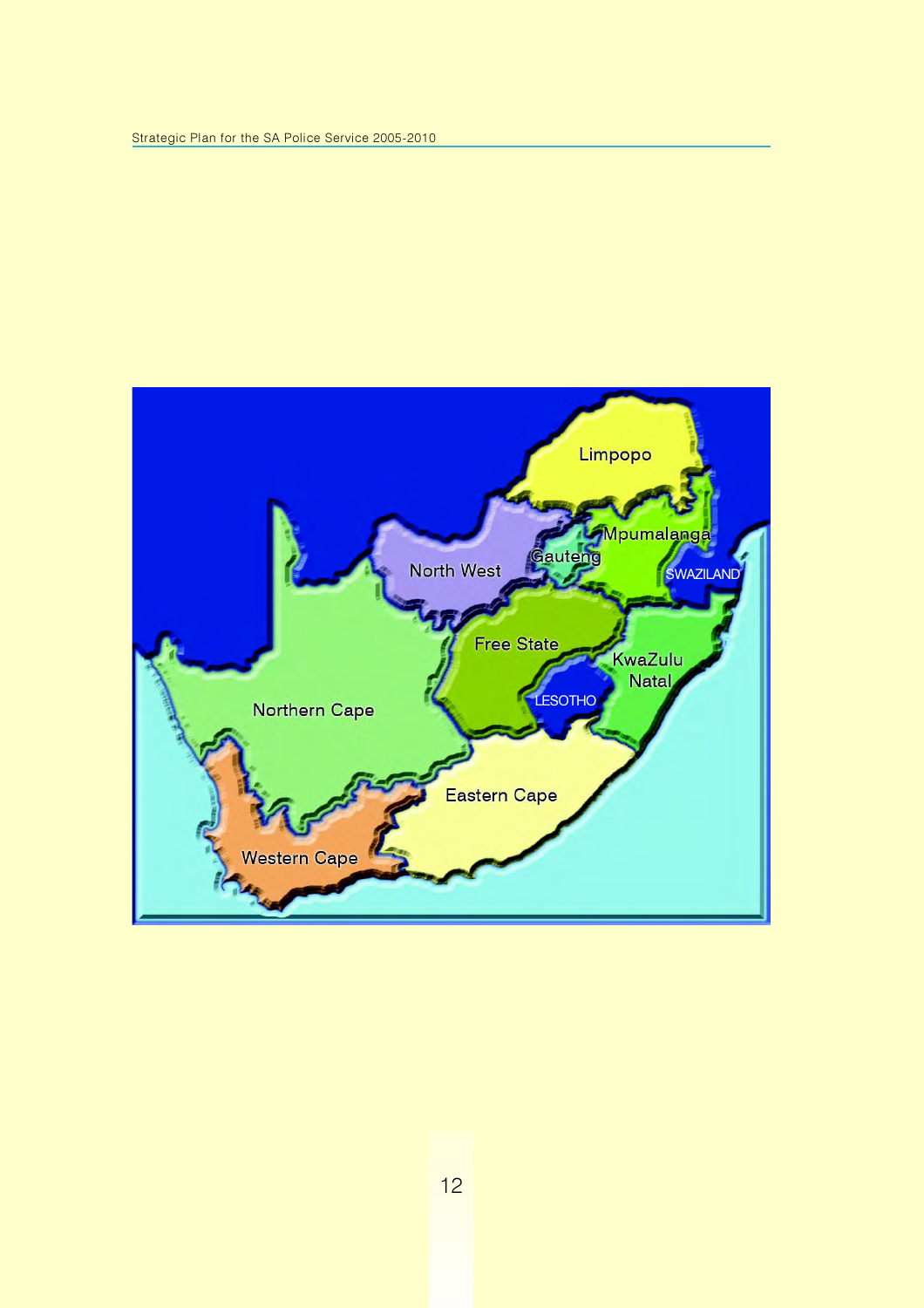Limpopo

Mpumalanga

Gauteng

North West

SWAZILAND

Free State

KwaZulu Natal

LESOTHO

Northern Cape

Eastern Cape

Western Cape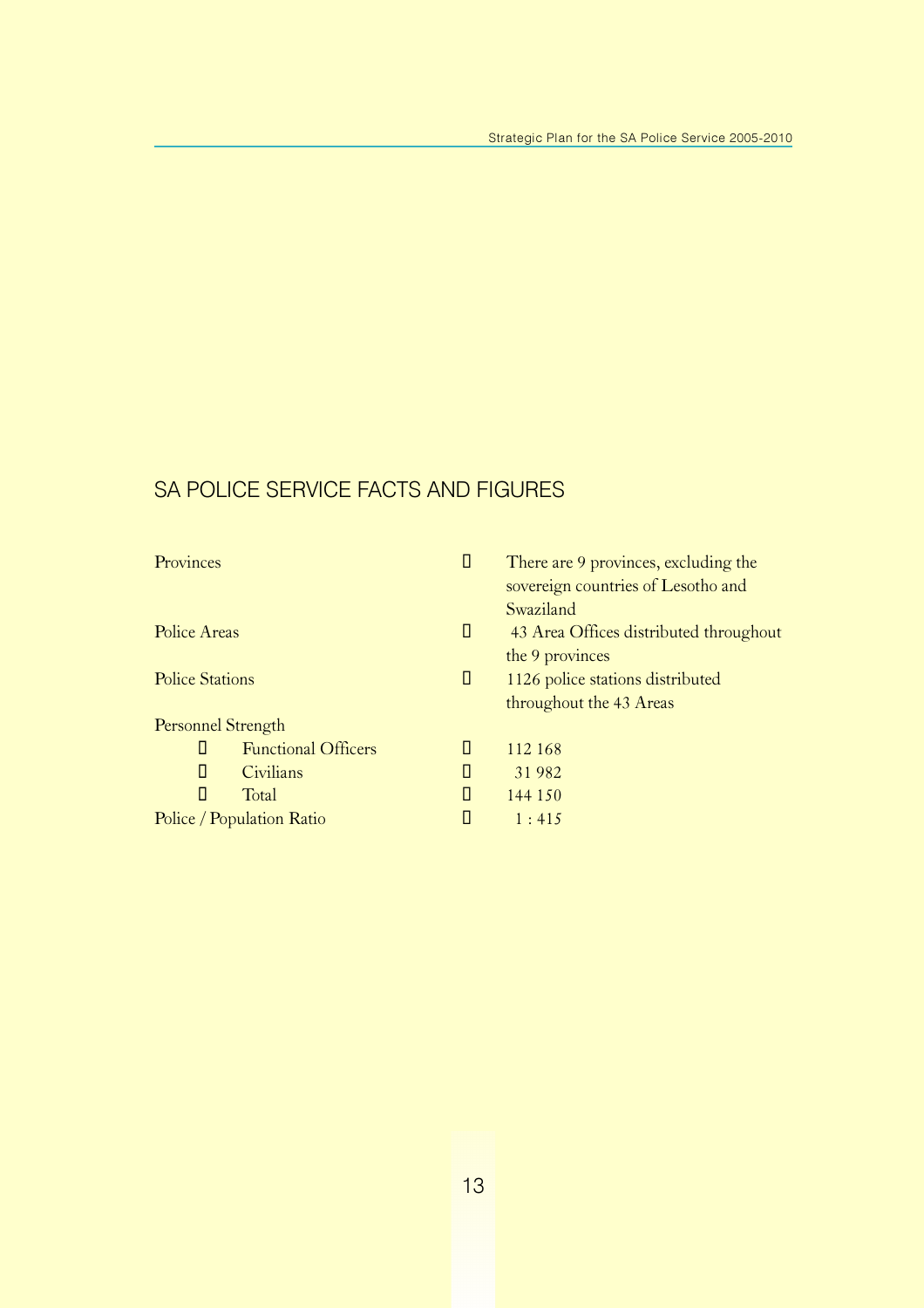## SA POLICE SERVICE FACTS AND FIGURES

| | | |
|---|---|---|
| Provinces | | There are 9 provinces, excluding the sovereign countries of Lesotho and Swaziland |
| Police Areas | | 43 Area Offices distributed throughout the 9 provinces |
| Police Stations | | 1126 police stations distributed throughout the 43 Areas |
| Personnel Strength | | |
| Functional Officers | | 112 168 |
| Civilians | | 31 982 |
| Total | | 144 150 |
| Police / Population Ratio | | 1 : 415 |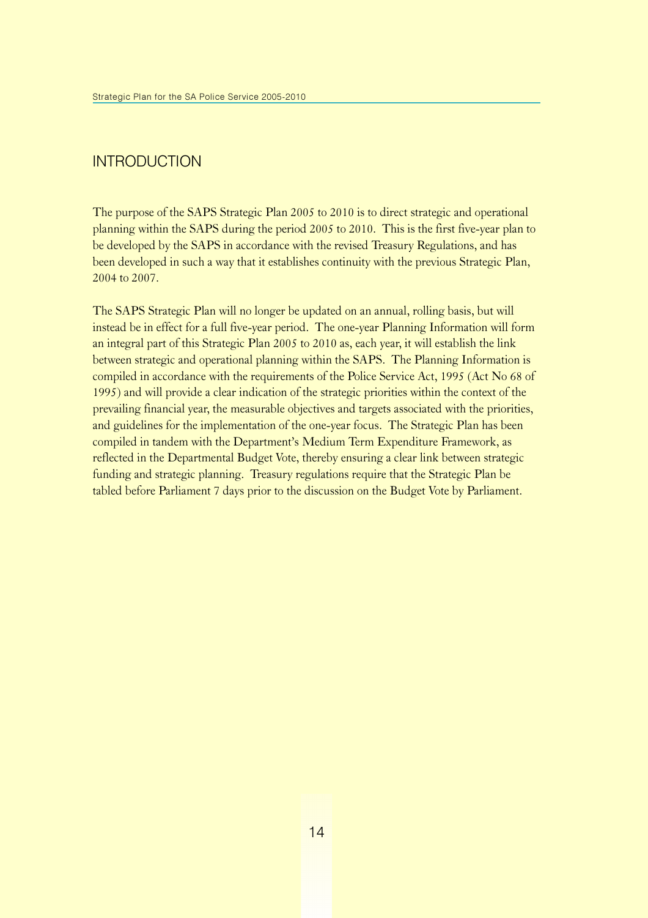# INTRODUCTION

The purpose of the SAPS Strategic Plan 2005 to 2010 is to direct strategic and operational planning within the SAPS during the period 2005 to 2010. This is the first five-year plan to be developed by the SAPS in accordance with the revised Treasury Regulations, and has been developed in such a way that it establishes continuity with the previous Strategic Plan, 2004 to 2007.

The SAPS Strategic Plan will no longer be updated on an annual, rolling basis, but will instead be in effect for a full five-year period. The one-year Planning Information will form an integral part of this Strategic Plan 2005 to 2010 as, each year, it will establish the link between strategic and operational planning within the SAPS. The Planning Information is compiled in accordance with the requirements of the Police Service Act, 1995 (Act No 68 of 1995) and will provide a clear indication of the strategic priorities within the context of the prevailing financial year, the measurable objectives and targets associated with the priorities, and guidelines for the implementation of the one-year focus. The Strategic Plan has been compiled in tandem with the Department's Medium Term Expenditure Framework, as reflected in the Departmental Budget Vote, thereby ensuring a clear link between strategic funding and strategic planning. Treasury regulations require that the Strategic Plan be tabled before Parliament 7 days prior to the discussion on the Budget Vote by Parliament.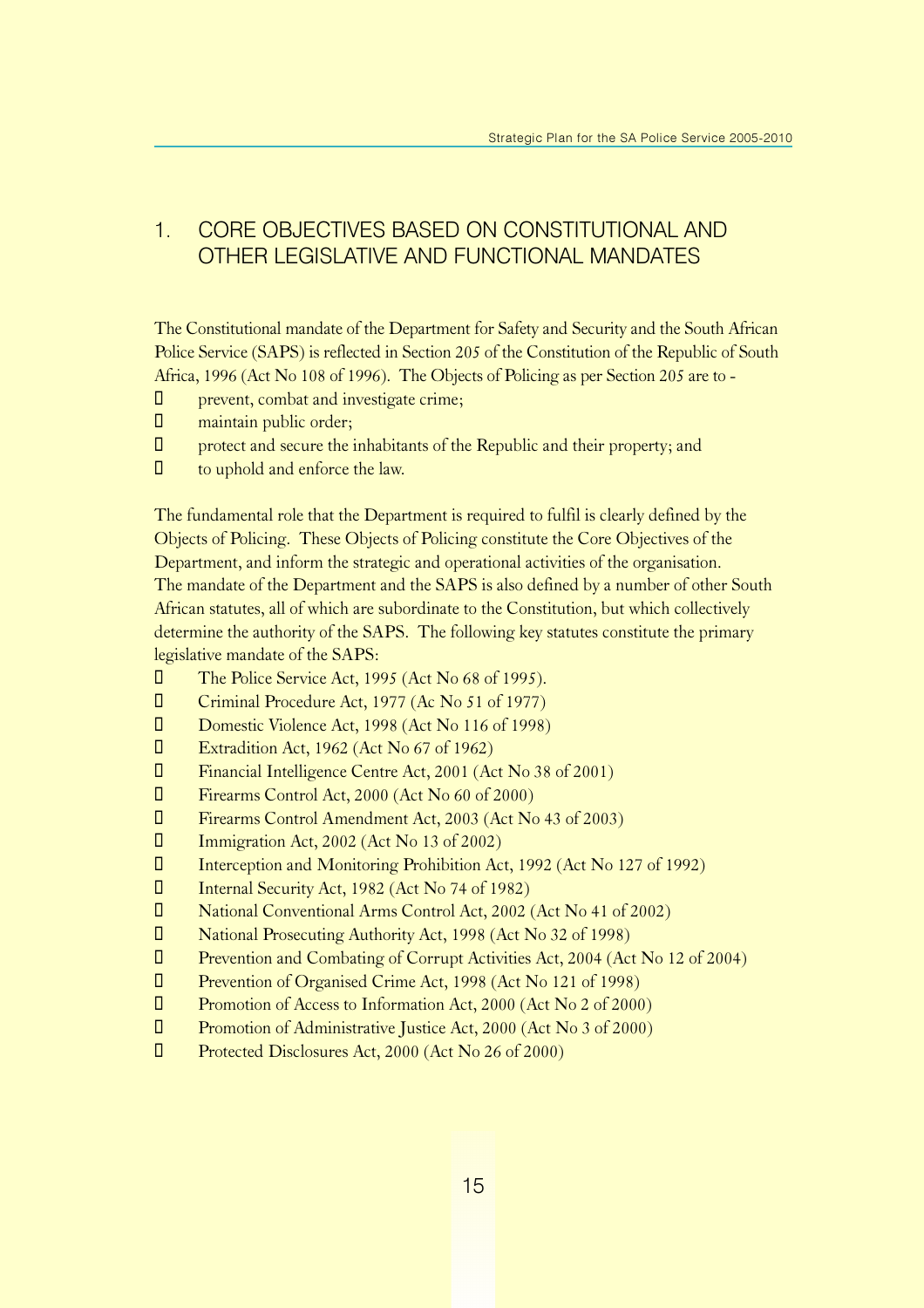## 1. CORE OBJECTIVES BASED ON CONSTITUTIONAL AND OTHER LEGISLATIVE AND FUNCTIONAL MANDATES

The Constitutional mandate of the Department for Safety and Security and the South African Police Service (SAPS) is reflected in Section 205 of the Constitution of the Republic of South Africa, 1996 (Act No 108 of 1996). The Objects of Policing as per Section 205 are to -

- prevent, combat and investigate crime;
- maintain public order;
- protect and secure the inhabitants of the Republic and their property; and
- to uphold and enforce the law.

The fundamental role that the Department is required to fulfil is clearly defined by the Objects of Policing. These Objects of Policing constitute the Core Objectives of the Department, and inform the strategic and operational activities of the organisation. The mandate of the Department and the SAPS is also defined by a number of other South African statutes, all of which are subordinate to the Constitution, but which collectively determine the authority of the SAPS. The following key statutes constitute the primary legislative mandate of the SAPS:

- The Police Service Act, 1995 (Act No 68 of 1995).
- Criminal Procedure Act, 1977 (Ac No 51 of 1977)
- Domestic Violence Act, 1998 (Act No 116 of 1998)
- Extradition Act, 1962 (Act No 67 of 1962)
- Financial Intelligence Centre Act, 2001 (Act No 38 of 2001)
- Firearms Control Act, 2000 (Act No 60 of 2000)
- Firearms Control Amendment Act, 2003 (Act No 43 of 2003)
- Immigration Act, 2002 (Act No 13 of 2002)
- Interception and Monitoring Prohibition Act, 1992 (Act No 127 of 1992)
- Internal Security Act, 1982 (Act No 74 of 1982)
- National Conventional Arms Control Act, 2002 (Act No 41 of 2002)
- National Prosecuting Authority Act, 1998 (Act No 32 of 1998)
- Prevention and Combating of Corrupt Activities Act, 2004 (Act No 12 of 2004)
- Prevention of Organised Crime Act, 1998 (Act No 121 of 1998)
- Promotion of Access to Information Act, 2000 (Act No 2 of 2000)
- Promotion of Administrative Justice Act, 2000 (Act No 3 of 2000)
- Protected Disclosures Act, 2000 (Act No 26 of 2000)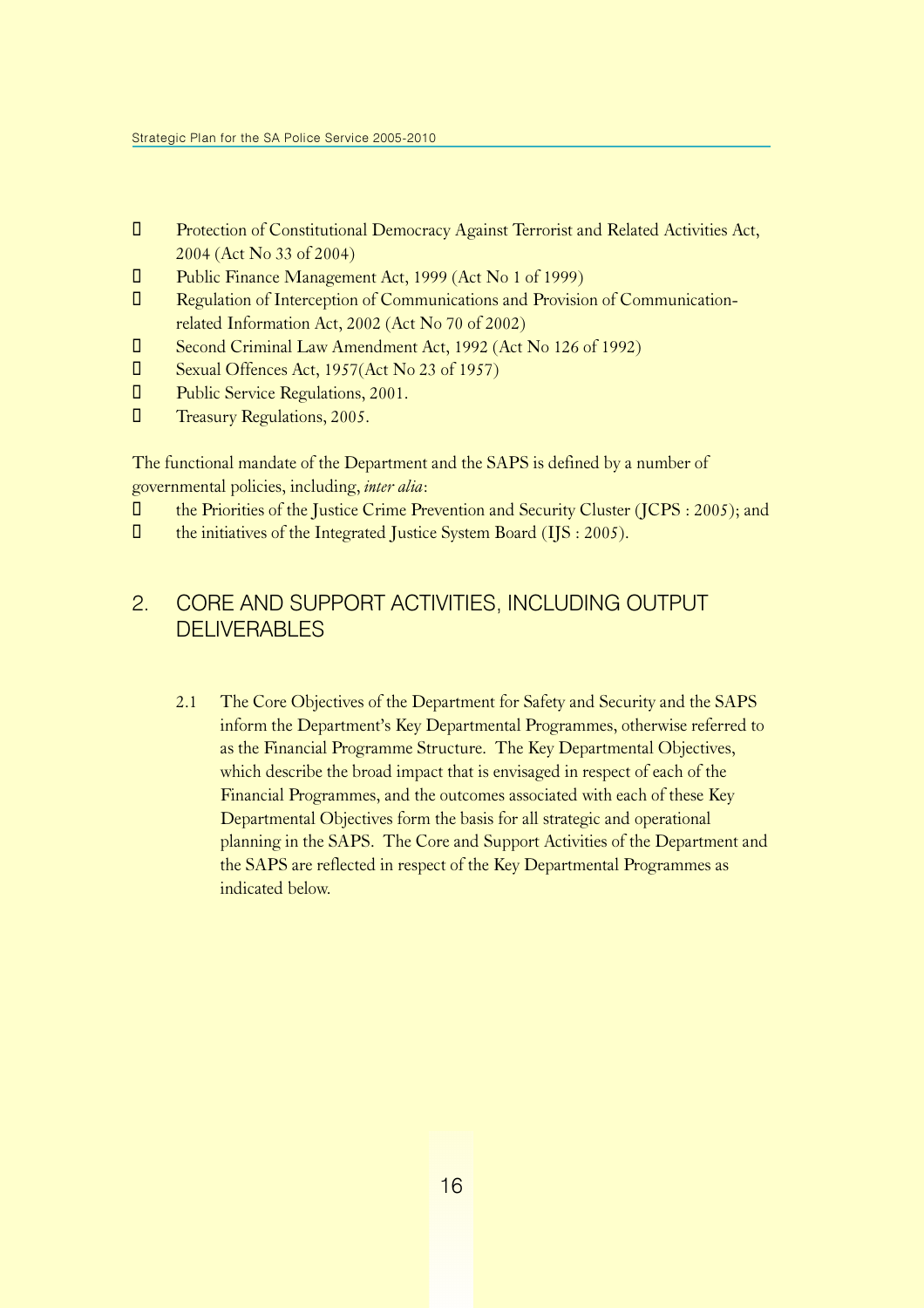- Protection of Constitutional Democracy Against Terrorist and Related Activities Act, 2004 (Act No 33 of 2004)
- Public Finance Management Act, 1999 (Act No 1 of 1999)
- Regulation of Interception of Communications and Provision of Communication-related Information Act, 2002 (Act No 70 of 2002)
- Second Criminal Law Amendment Act, 1992 (Act No 126 of 1992)
- Sexual Offences Act, 1957(Act No 23 of 1957)
- Public Service Regulations, 2001.
- Treasury Regulations, 2005.

The functional mandate of the Department and the SAPS is defined by a number of governmental policies, including, *inter alia*:

- the Priorities of the Justice Crime Prevention and Security Cluster (JCPS : 2005); and
- the initiatives of the Integrated Justice System Board (IJS : 2005).

## 2. CORE AND SUPPORT ACTIVITIES, INCLUDING OUTPUT DELIVERABLES

2.1 The Core Objectives of the Department for Safety and Security and the SAPS inform the Department's Key Departmental Programmes, otherwise referred to as the Financial Programme Structure. The Key Departmental Objectives, which describe the broad impact that is envisaged in respect of each of the Financial Programmes, and the outcomes associated with each of these Key Departmental Objectives form the basis for all strategic and operational planning in the SAPS. The Core and Support Activities of the Department and the SAPS are reflected in respect of the Key Departmental Programmes as indicated below.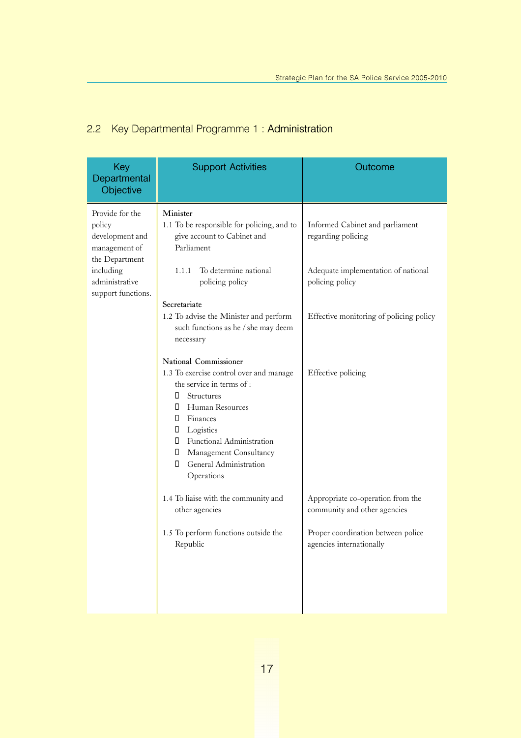## 2.2 Key Departmental Programme 1 : Administration

| Key Departmental Objective | Support Activities | Outcome |
|---|---|---|
| Provide for the policy development and management of the Department including administrative support functions. | **Minister**<br>1.1 To be responsible for policing, and to give account to Cabinet and Parliament | Informed Cabinet and parliament regarding policing |
| | 1.1.1 To determine national policing policy | Adequate implementation of national policing policy |
| | **Secretariate**<br>1.2 To advise the Minister and perform such functions as he / she may deem necessary | Effective monitoring of policing policy |
| | **National Commissioner**<br>1.3 To exercise control over and manage the service in terms of :<br>- Structures<br>- Human Resources<br>- Finances<br>- Logistics<br>- Functional Administration<br>- Management Consultancy<br>- General Administration Operations | Effective policing |
| | 1.4 To liaise with the community and other agencies | Appropriate co-operation from the community and other agencies |
| | 1.5 To perform functions outside the Republic | Proper coordination between police agencies internationally |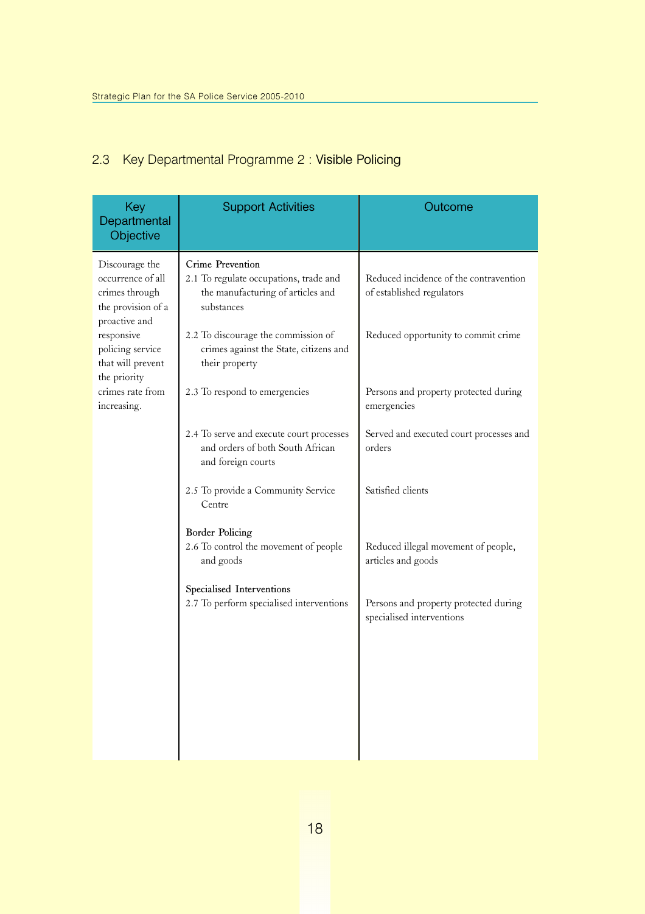## 2.3 Key Departmental Programme 2 : Visible Policing

| Key Departmental Objective | Support Activities | Outcome |
|---|---|---|
| Discourage the occurrence of all crimes through the provision of a proactive and responsive policing service that will prevent the priority crimes rate from increasing. | **Crime Prevention** | |
| | 2.1 To regulate occupations, trade and the manufacturing of articles and substances | Reduced incidence of the contravention of established regulators |
| | 2.2 To discourage the commission of crimes against the State, citizens and their property | Reduced opportunity to commit crime |
| | 2.3 To respond to emergencies | Persons and property protected during emergencies |
| | 2.4 To serve and execute court processes and orders of both South African and foreign courts | Served and executed court processes and orders |
| | 2.5 To provide a Community Service Centre | Satisfied clients |
| | **Border Policing** | |
| | 2.6 To control the movement of people and goods | Reduced illegal movement of people, articles and goods |
| | **Specialised Interventions** | |
| | 2.7 To perform specialised interventions | Persons and property protected during specialised interventions |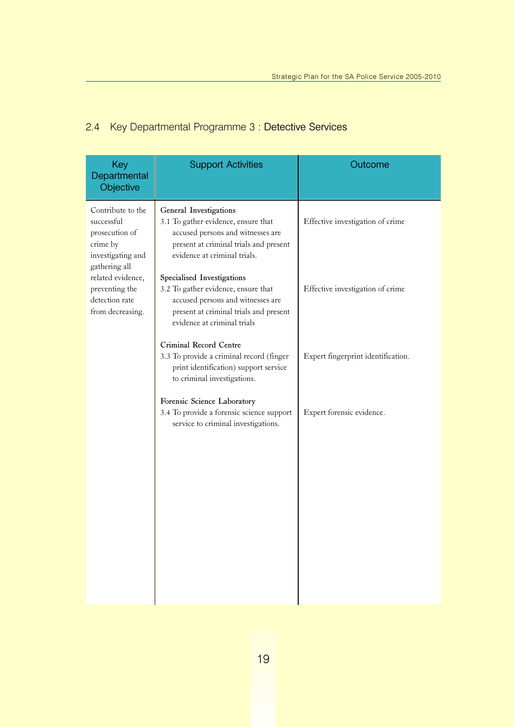## 2.4 Key Departmental Programme 3 : Detective Services

| Key Departmental Objective | Support Activities | Outcome |
|---|---|---|
| Contribute to the successful prosecution of crime by investigating and gathering all related evidence, preventing the detection rate from decreasing. | **General Investigations**<br>3.1 To gather evidence, ensure that accused persons and witnesses are present at criminal trials and present evidence at criminal trials. | Effective investigation of crime |
| | **Specialised Investigations**<br>3.2 To gather evidence, ensure that accused persons and witnesses are present at criminal trials and present evidence at criminal trials | Effective investigation of crime |
| | **Criminal Record Centre**<br>3.3 To provide a criminal record (finger print identification) support service to criminal investigations. | Expert fingerprint identification. |
| | **Forensic Science Laboratory**<br>3.4 To provide a forensic science support service to criminal investigations. | Expert forensic evidence. |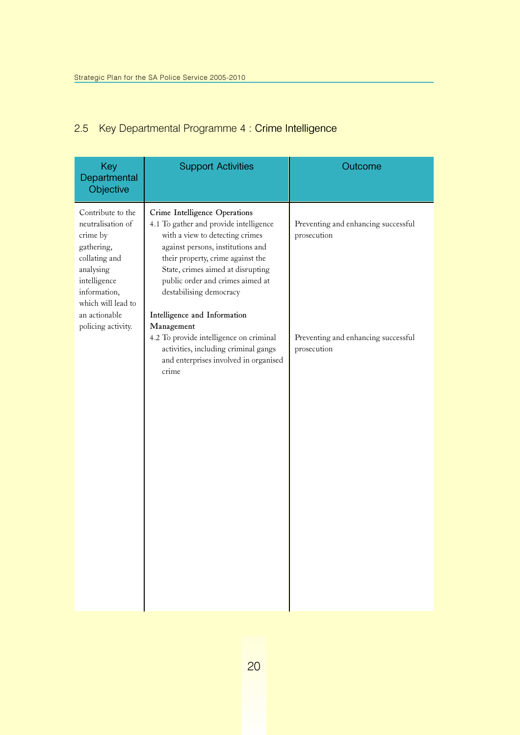## 2.5 Key Departmental Programme 4 : Crime Intelligence

| Key Departmental Objective | Support Activities | Outcome |
|---|---|---|
| Contribute to the neutralisation of crime by gathering, collating and analysing intelligence information, which will lead to an actionable policing activity. | **Crime Intelligence Operations**<br>4.1 To gather and provide intelligence with a view to detecting crimes against persons, institutions and their property, crime against the State, crimes aimed at disrupting public order and crimes aimed at destabilising democracy | Preventing and enhancing successful prosecution |
| | **Intelligence and Information Management**<br>4.2 To provide intelligence on criminal activities, including criminal gangs and enterprises involved in organised crime | Preventing and enhancing successful prosecution |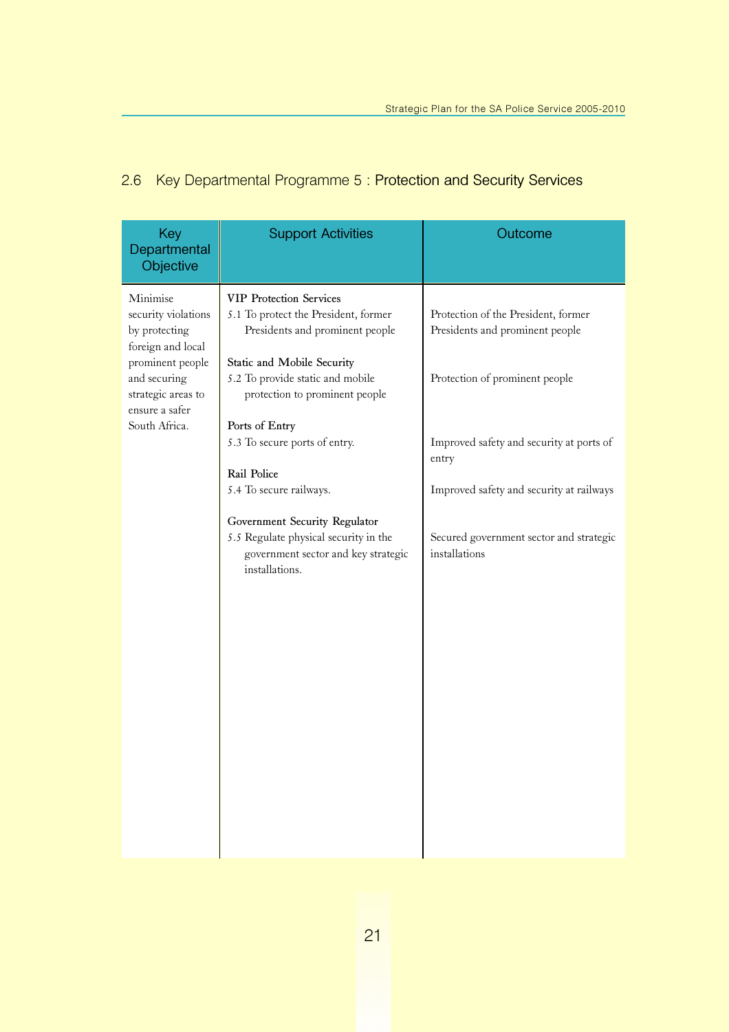## 2.6 Key Departmental Programme 5 : Protection and Security Services

| Key Departmental Objective | Support Activities | Outcome |
|---|---|---|
| Minimise security violations by protecting foreign and local prominent people and securing strategic areas to ensure a safer South Africa. | **VIP Protection Services**<br>5.1 To protect the President, former Presidents and prominent people | Protection of the President, former Presidents and prominent people |
| | **Static and Mobile Security**<br>5.2 To provide static and mobile protection to prominent people | Protection of prominent people |
| | **Ports of Entry**<br>5.3 To secure ports of entry. | Improved safety and security at ports of entry |
| | **Rail Police**<br>5.4 To secure railways. | Improved safety and security at railways |
| | **Government Security Regulator**<br>5.5 Regulate physical security in the government sector and key strategic installations. | Secured government sector and strategic installations |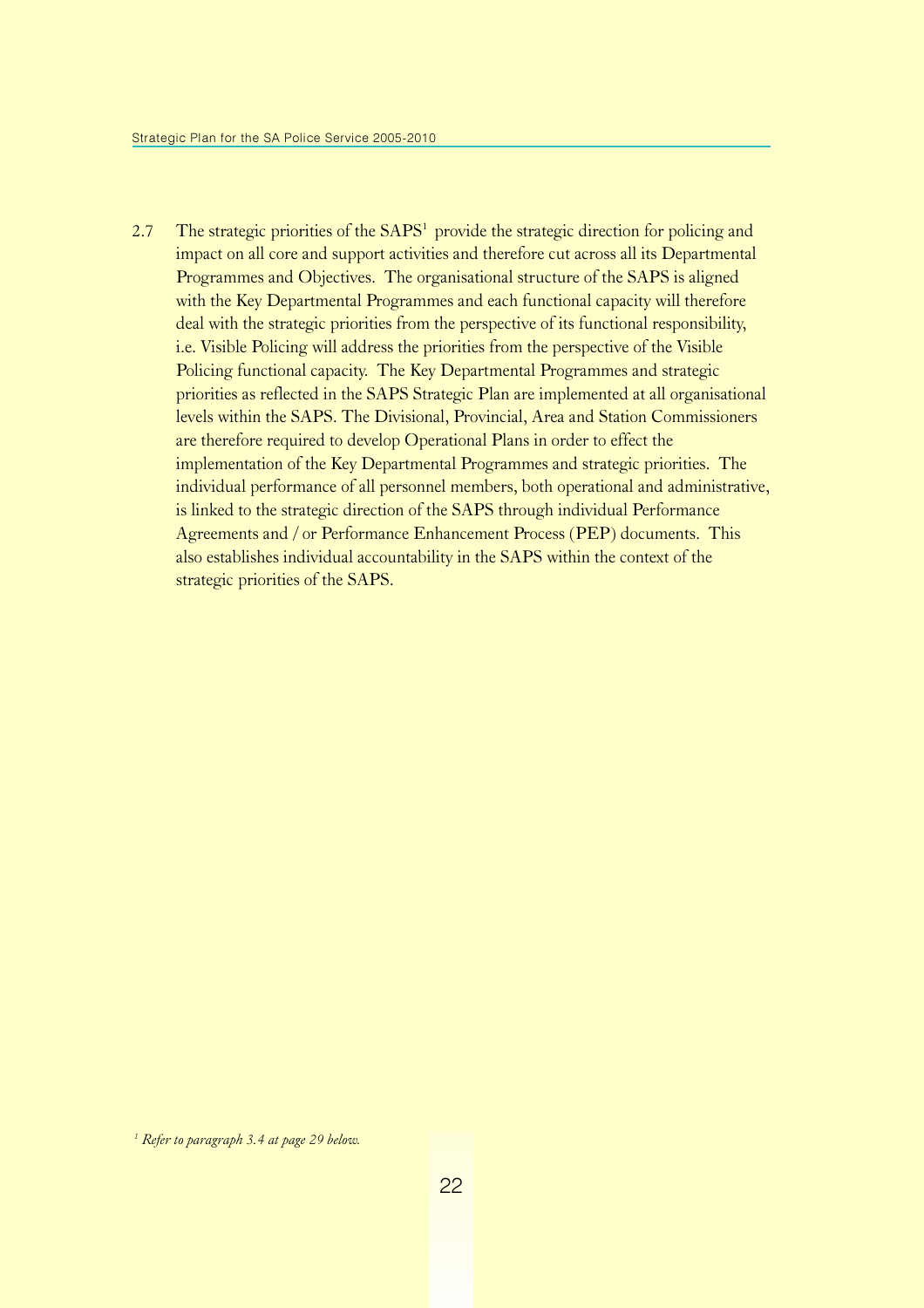2.7 The strategic priorities of the SAPS[1] provide the strategic direction for policing and impact on all core and support activities and therefore cut across all its Departmental Programmes and Objectives. The organisational structure of the SAPS is aligned with the Key Departmental Programmes and each functional capacity will therefore deal with the strategic priorities from the perspective of its functional responsibility, i.e. Visible Policing will address the priorities from the perspective of the Visible Policing functional capacity. The Key Departmental Programmes and strategic priorities as reflected in the SAPS Strategic Plan are implemented at all organisational levels within the SAPS. The Divisional, Provincial, Area and Station Commissioners are therefore required to develop Operational Plans in order to effect the implementation of the Key Departmental Programmes and strategic priorities. The individual performance of all personnel members, both operational and administrative, is linked to the strategic direction of the SAPS through individual Performance Agreements and / or Performance Enhancement Process (PEP) documents. This also establishes individual accountability in the SAPS within the context of the strategic priorities of the SAPS.

[1] *Refer to paragraph 3.4 at page 29 below.*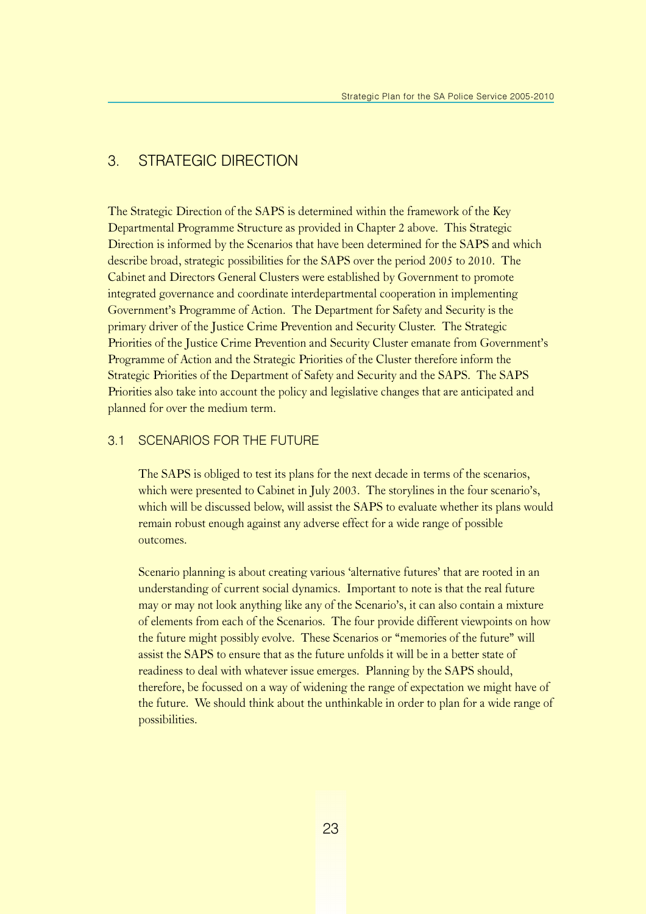## 3. STRATEGIC DIRECTION

The Strategic Direction of the SAPS is determined within the framework of the Key Departmental Programme Structure as provided in Chapter 2 above. This Strategic Direction is informed by the Scenarios that have been determined for the SAPS and which describe broad, strategic possibilities for the SAPS over the period 2005 to 2010. The Cabinet and Directors General Clusters were established by Government to promote integrated governance and coordinate interdepartmental cooperation in implementing Government's Programme of Action. The Department for Safety and Security is the primary driver of the Justice Crime Prevention and Security Cluster. The Strategic Priorities of the Justice Crime Prevention and Security Cluster emanate from Government's Programme of Action and the Strategic Priorities of the Cluster therefore inform the Strategic Priorities of the Department of Safety and Security and the SAPS. The SAPS Priorities also take into account the policy and legislative changes that are anticipated and planned for over the medium term.

### 3.1 SCENARIOS FOR THE FUTURE

The SAPS is obliged to test its plans for the next decade in terms of the scenarios, which were presented to Cabinet in July 2003. The storylines in the four scenario's, which will be discussed below, will assist the SAPS to evaluate whether its plans would remain robust enough against any adverse effect for a wide range of possible outcomes.

Scenario planning is about creating various 'alternative futures' that are rooted in an understanding of current social dynamics. Important to note is that the real future may or may not look anything like any of the Scenario's, it can also contain a mixture of elements from each of the Scenarios. The four provide different viewpoints on how the future might possibly evolve. These Scenarios or "memories of the future" will assist the SAPS to ensure that as the future unfolds it will be in a better state of readiness to deal with whatever issue emerges. Planning by the SAPS should, therefore, be focussed on a way of widening the range of expectation we might have of the future. We should think about the unthinkable in order to plan for a wide range of possibilities.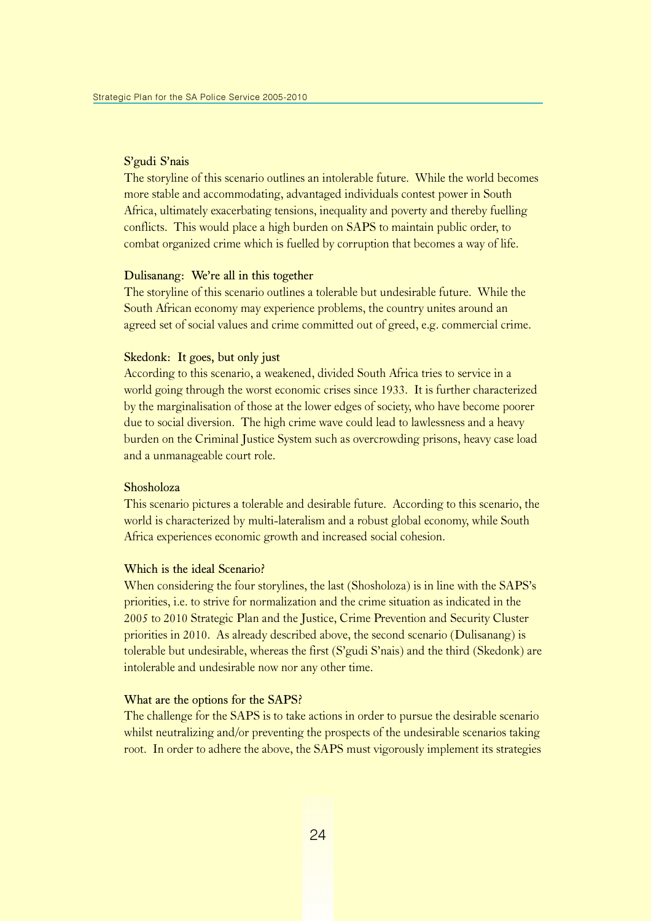### S'gudi S'nais

The storyline of this scenario outlines an intolerable future. While the world becomes more stable and accommodating, advantaged individuals contest power in South Africa, ultimately exacerbating tensions, inequality and poverty and thereby fuelling conflicts. This would place a high burden on SAPS to maintain public order, to combat organized crime which is fuelled by corruption that becomes a way of life.

### Dulisanang: We're all in this together

The storyline of this scenario outlines a tolerable but undesirable future. While the South African economy may experience problems, the country unites around an agreed set of social values and crime committed out of greed, e.g. commercial crime.

### Skedonk: It goes, but only just

According to this scenario, a weakened, divided South Africa tries to service in a world going through the worst economic crises since 1933. It is further characterized by the marginalisation of those at the lower edges of society, who have become poorer due to social diversion. The high crime wave could lead to lawlessness and a heavy burden on the Criminal Justice System such as overcrowding prisons, heavy case load and a unmanageable court role.

### Shosholoza

This scenario pictures a tolerable and desirable future. According to this scenario, the world is characterized by multi-lateralism and a robust global economy, while South Africa experiences economic growth and increased social cohesion.

### Which is the ideal Scenario?

When considering the four storylines, the last (Shosholoza) is in line with the SAPS's priorities, i.e. to strive for normalization and the crime situation as indicated in the 2005 to 2010 Strategic Plan and the Justice, Crime Prevention and Security Cluster priorities in 2010. As already described above, the second scenario (Dulisanang) is tolerable but undesirable, whereas the first (S'gudi S'nais) and the third (Skedonk) are intolerable and undesirable now nor any other time.

### What are the options for the SAPS?

The challenge for the SAPS is to take actions in order to pursue the desirable scenario whilst neutralizing and/or preventing the prospects of the undesirable scenarios taking root. In order to adhere the above, the SAPS must vigorously implement its strategies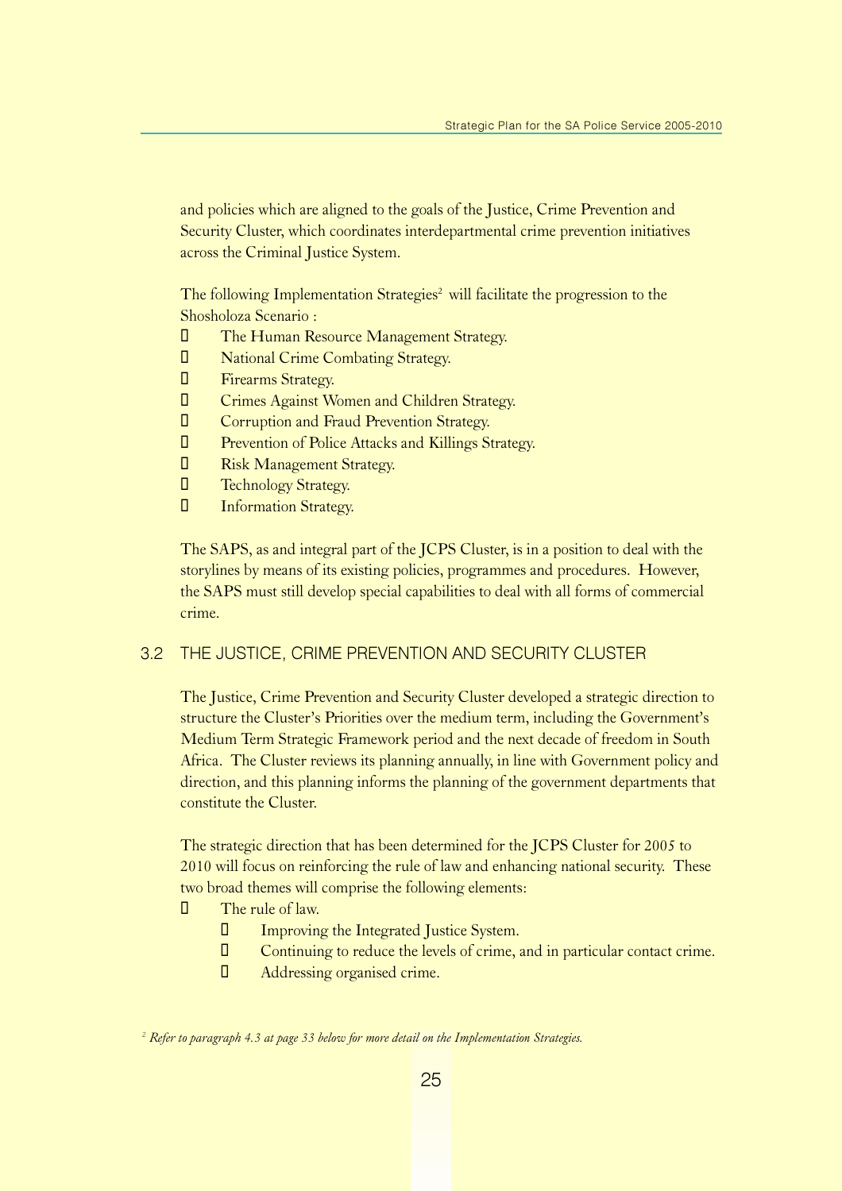and policies which are aligned to the goals of the Justice, Crime Prevention and Security Cluster, which coordinates interdepartmental crime prevention initiatives across the Criminal Justice System.

The following Implementation Strategies[2] will facilitate the progression to the Shosholoza Scenario :

- The Human Resource Management Strategy.
- National Crime Combating Strategy.
- Firearms Strategy.
- Crimes Against Women and Children Strategy.
- Corruption and Fraud Prevention Strategy.
- Prevention of Police Attacks and Killings Strategy.
- Risk Management Strategy.
- Technology Strategy.
- Information Strategy.

The SAPS, as and integral part of the JCPS Cluster, is in a position to deal with the storylines by means of its existing policies, programmes and procedures. However, the SAPS must still develop special capabilities to deal with all forms of commercial crime.

## 3.2 THE JUSTICE, CRIME PREVENTION AND SECURITY CLUSTER

The Justice, Crime Prevention and Security Cluster developed a strategic direction to structure the Cluster's Priorities over the medium term, including the Government's Medium Term Strategic Framework period and the next decade of freedom in South Africa. The Cluster reviews its planning annually, in line with Government policy and direction, and this planning informs the planning of the government departments that constitute the Cluster.

The strategic direction that has been determined for the JCPS Cluster for 2005 to 2010 will focus on reinforcing the rule of law and enhancing national security. These two broad themes will comprise the following elements:

- The rule of law.
  - Improving the Integrated Justice System.
  - Continuing to reduce the levels of crime, and in particular contact crime.
  - Addressing organised crime.

[2] *Refer to paragraph 4.3 at page 33 below for more detail on the Implementation Strategies.*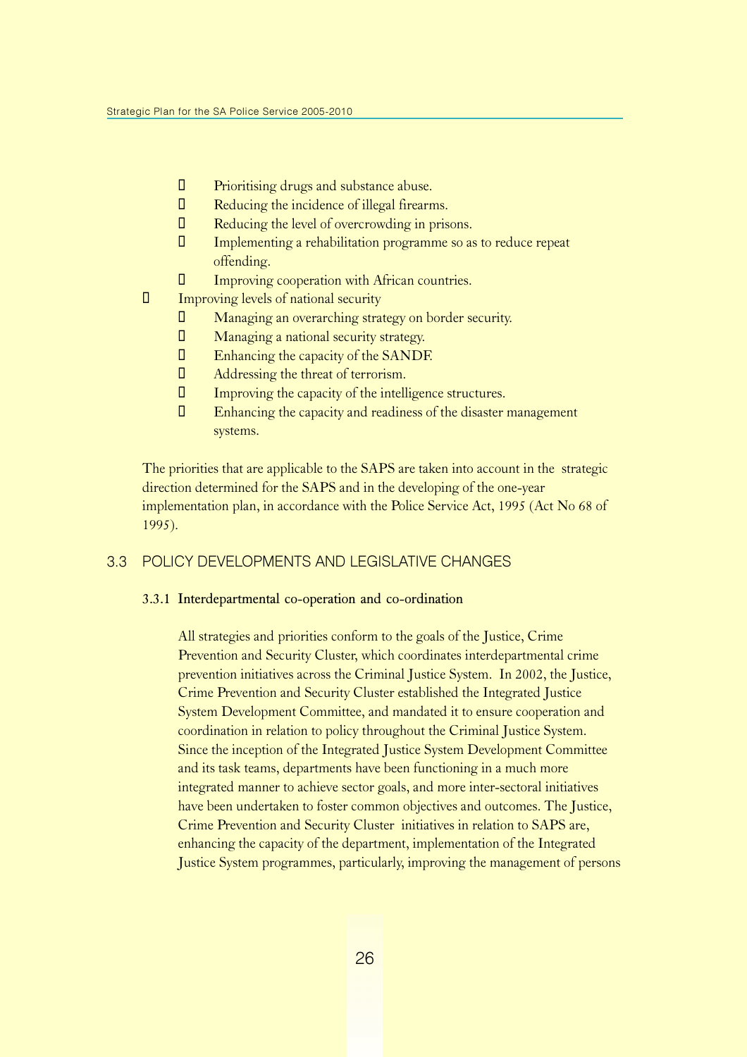- Prioritising drugs and substance abuse.
  - Reducing the incidence of illegal firearms.
  - Reducing the level of overcrowding in prisons.
  - Implementing a rehabilitation programme so as to reduce repeat offending.
  - Improving cooperation with African countries.
- Improving levels of national security
  - Managing an overarching strategy on border security.
  - Managing a national security strategy.
  - Enhancing the capacity of the SANDF.
  - Addressing the threat of terrorism.
  - Improving the capacity of the intelligence structures.
  - Enhancing the capacity and readiness of the disaster management systems.

The priorities that are applicable to the SAPS are taken into account in the strategic direction determined for the SAPS and in the developing of the one-year implementation plan, in accordance with the Police Service Act, 1995 (Act No 68 of 1995).

## 3.3 POLICY DEVELOPMENTS AND LEGISLATIVE CHANGES

### 3.3.1 Interdepartmental co-operation and co-ordination

All strategies and priorities conform to the goals of the Justice, Crime Prevention and Security Cluster, which coordinates interdepartmental crime prevention initiatives across the Criminal Justice System. In 2002, the Justice, Crime Prevention and Security Cluster established the Integrated Justice System Development Committee, and mandated it to ensure cooperation and coordination in relation to policy throughout the Criminal Justice System. Since the inception of the Integrated Justice System Development Committee and its task teams, departments have been functioning in a much more integrated manner to achieve sector goals, and more inter-sectoral initiatives have been undertaken to foster common objectives and outcomes. The Justice, Crime Prevention and Security Cluster initiatives in relation to SAPS are, enhancing the capacity of the department, implementation of the Integrated Justice System programmes, particularly, improving the management of persons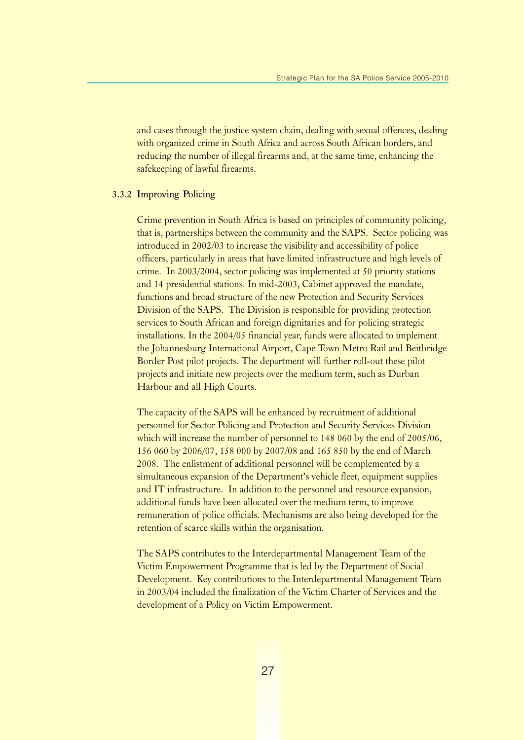and cases through the justice system chain, dealing with sexual offences, dealing with organized crime in South Africa and across South African borders, and reducing the number of illegal firearms and, at the same time, enhancing the safekeeping of lawful firearms.

### 3.3.2 Improving Policing

Crime prevention in South Africa is based on principles of community policing, that is, partnerships between the community and the SAPS. Sector policing was introduced in 2002/03 to increase the visibility and accessibility of police officers, particularly in areas that have limited infrastructure and high levels of crime. In 2003/2004, sector policing was implemented at 50 priority stations and 14 presidential stations. In mid-2003, Cabinet approved the mandate, functions and broad structure of the new Protection and Security Services Division of the SAPS. The Division is responsible for providing protection services to South African and foreign dignitaries and for policing strategic installations. In the 2004/05 financial year, funds were allocated to implement the Johannesburg International Airport, Cape Town Metro Rail and Beitbridge Border Post pilot projects. The department will further roll-out these pilot projects and initiate new projects over the medium term, such as Durban Harbour and all High Courts.

The capacity of the SAPS will be enhanced by recruitment of additional personnel for Sector Policing and Protection and Security Services Division which will increase the number of personnel to 148 060 by the end of 2005/06, 156 060 by 2006/07, 158 000 by 2007/08 and 165 850 by the end of March 2008. The enlistment of additional personnel will be complemented by a simultaneous expansion of the Department's vehicle fleet, equipment supplies and IT infrastructure. In addition to the personnel and resource expansion, additional funds have been allocated over the medium term, to improve remuneration of police officials. Mechanisms are also being developed for the retention of scarce skills within the organisation.

The SAPS contributes to the Interdepartmental Management Team of the Victim Empowerment Programme that is led by the Department of Social Development. Key contributions to the Interdepartmental Management Team in 2003/04 included the finalization of the Victim Charter of Services and the development of a Policy on Victim Empowerment.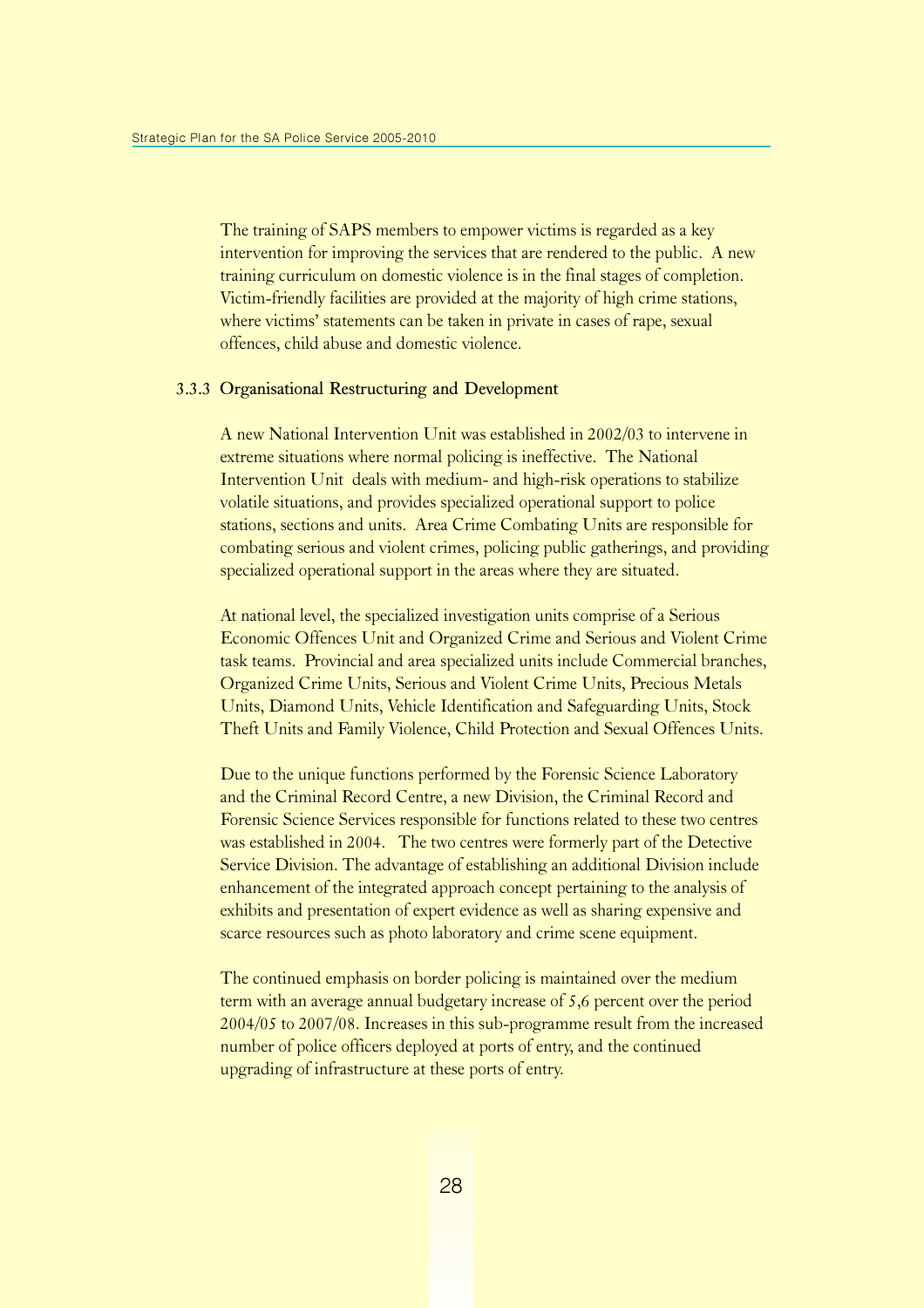The training of SAPS members to empower victims is regarded as a key intervention for improving the services that are rendered to the public. A new training curriculum on domestic violence is in the final stages of completion. Victim-friendly facilities are provided at the majority of high crime stations, where victims' statements can be taken in private in cases of rape, sexual offences, child abuse and domestic violence.

### 3.3.3 Organisational Restructuring and Development

A new National Intervention Unit was established in 2002/03 to intervene in extreme situations where normal policing is ineffective. The National Intervention Unit deals with medium- and high-risk operations to stabilize volatile situations, and provides specialized operational support to police stations, sections and units. Area Crime Combating Units are responsible for combating serious and violent crimes, policing public gatherings, and providing specialized operational support in the areas where they are situated.

At national level, the specialized investigation units comprise of a Serious Economic Offences Unit and Organized Crime and Serious and Violent Crime task teams. Provincial and area specialized units include Commercial branches, Organized Crime Units, Serious and Violent Crime Units, Precious Metals Units, Diamond Units, Vehicle Identification and Safeguarding Units, Stock Theft Units and Family Violence, Child Protection and Sexual Offences Units.

Due to the unique functions performed by the Forensic Science Laboratory and the Criminal Record Centre, a new Division, the Criminal Record and Forensic Science Services responsible for functions related to these two centres was established in 2004. The two centres were formerly part of the Detective Service Division. The advantage of establishing an additional Division include enhancement of the integrated approach concept pertaining to the analysis of exhibits and presentation of expert evidence as well as sharing expensive and scarce resources such as photo laboratory and crime scene equipment.

The continued emphasis on border policing is maintained over the medium term with an average annual budgetary increase of 5,6 percent over the period 2004/05 to 2007/08. Increases in this sub-programme result from the increased number of police officers deployed at ports of entry, and the continued upgrading of infrastructure at these ports of entry.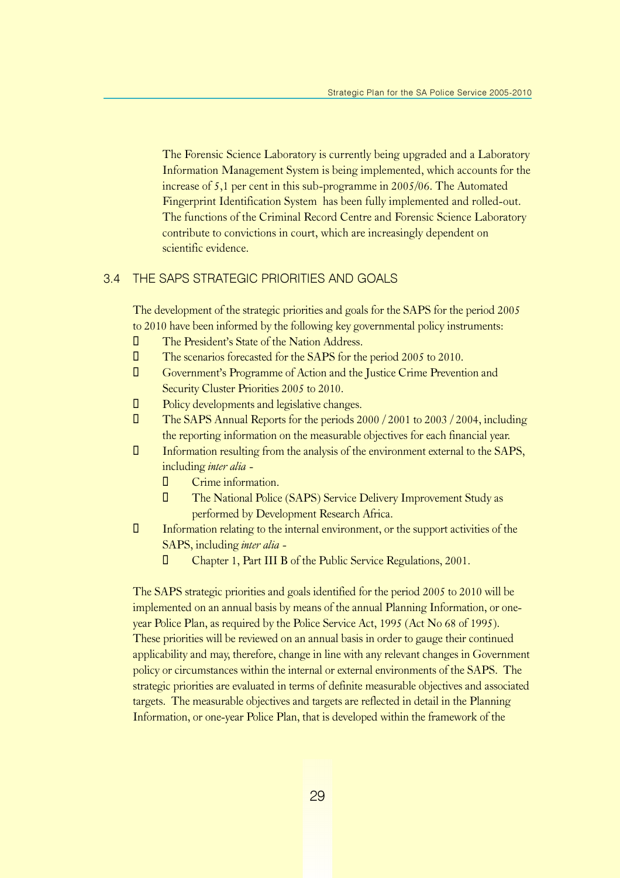The Forensic Science Laboratory is currently being upgraded and a Laboratory Information Management System is being implemented, which accounts for the increase of 5,1 per cent in this sub-programme in 2005/06. The Automated Fingerprint Identification System has been fully implemented and rolled-out. The functions of the Criminal Record Centre and Forensic Science Laboratory contribute to convictions in court, which are increasingly dependent on scientific evidence.

## 3.4 THE SAPS STRATEGIC PRIORITIES AND GOALS

The development of the strategic priorities and goals for the SAPS for the period 2005 to 2010 have been informed by the following key governmental policy instruments:

- The President's State of the Nation Address.
- The scenarios forecasted for the SAPS for the period 2005 to 2010.
- Government's Programme of Action and the Justice Crime Prevention and Security Cluster Priorities 2005 to 2010.
- Policy developments and legislative changes.
- The SAPS Annual Reports for the periods 2000 / 2001 to 2003 / 2004, including the reporting information on the measurable objectives for each financial year.
- Information resulting from the analysis of the environment external to the SAPS, including *inter alia* -
  - Crime information.
  - The National Police (SAPS) Service Delivery Improvement Study as performed by Development Research Africa.
- Information relating to the internal environment, or the support activities of the SAPS, including *inter alia* -
  - Chapter 1, Part III B of the Public Service Regulations, 2001.

The SAPS strategic priorities and goals identified for the period 2005 to 2010 will be implemented on an annual basis by means of the annual Planning Information, or one-year Police Plan, as required by the Police Service Act, 1995 (Act No 68 of 1995). These priorities will be reviewed on an annual basis in order to gauge their continued applicability and may, therefore, change in line with any relevant changes in Government policy or circumstances within the internal or external environments of the SAPS. The strategic priorities are evaluated in terms of definite measurable objectives and associated targets. The measurable objectives and targets are reflected in detail in the Planning Information, or one-year Police Plan, that is developed within the framework of the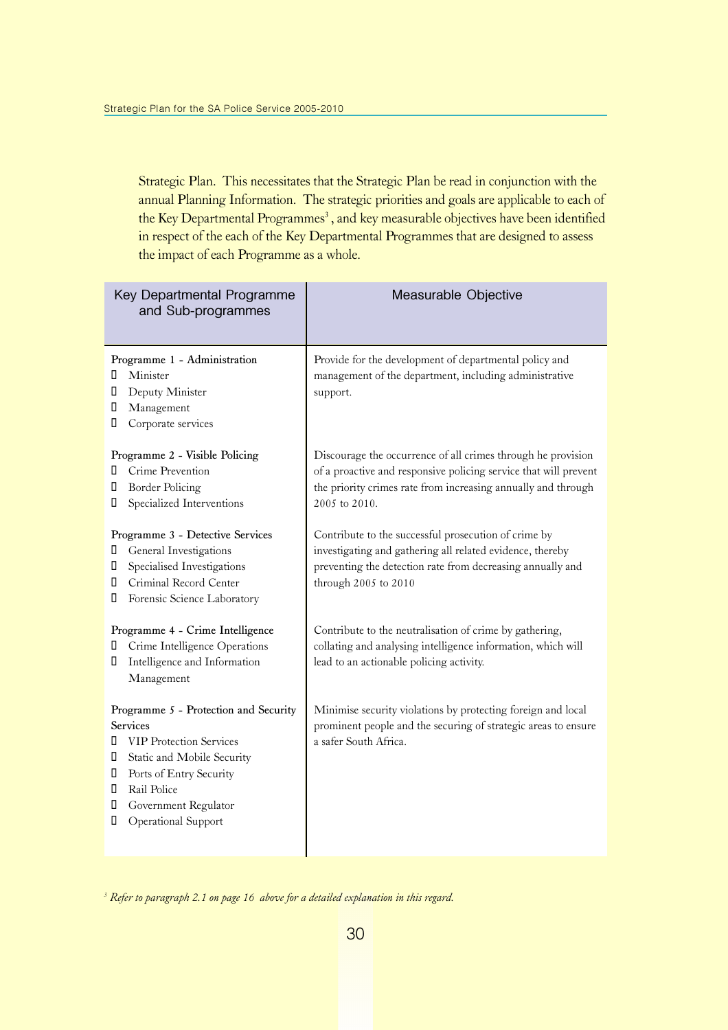Strategic Plan. This necessitates that the Strategic Plan be read in conjunction with the annual Planning Information. The strategic priorities and goals are applicable to each of the Key Departmental Programmes[3], and key measurable objectives have been identified in respect of the each of the Key Departmental Programmes that are designed to assess the impact of each Programme as a whole.

| Key Departmental Programme and Sub-programmes | Measurable Objective |
|---|---|
| Programme 1 - Administration<br>• Minister<br>• Deputy Minister<br>• Management<br>• Corporate services | Provide for the development of departmental policy and management of the department, including administrative support. |
| Programme 2 - Visible Policing<br>• Crime Prevention<br>• Border Policing<br>• Specialized Interventions | Discourage the occurrence of all crimes through he provision of a proactive and responsive policing service that will prevent the priority crimes rate from increasing annually and through 2005 to 2010. |
| Programme 3 - Detective Services<br>• General Investigations<br>• Specialised Investigations<br>• Criminal Record Center<br>• Forensic Science Laboratory | Contribute to the successful prosecution of crime by investigating and gathering all related evidence, thereby preventing the detection rate from decreasing annually and through 2005 to 2010 |
| Programme 4 - Crime Intelligence<br>• Crime Intelligence Operations<br>• Intelligence and Information Management | Contribute to the neutralisation of crime by gathering, collating and analysing intelligence information, which will lead to an actionable policing activity. |
| Programme 5 - Protection and Security Services<br>• VIP Protection Services<br>• Static and Mobile Security<br>• Ports of Entry Security<br>• Rail Police<br>• Government Regulator<br>• Operational Support | Minimise security violations by protecting foreign and local prominent people and the securing of strategic areas to ensure a safer South Africa. |

[3] *Refer to paragraph 2.1 on page 16 above for a detailed explanation in this regard.*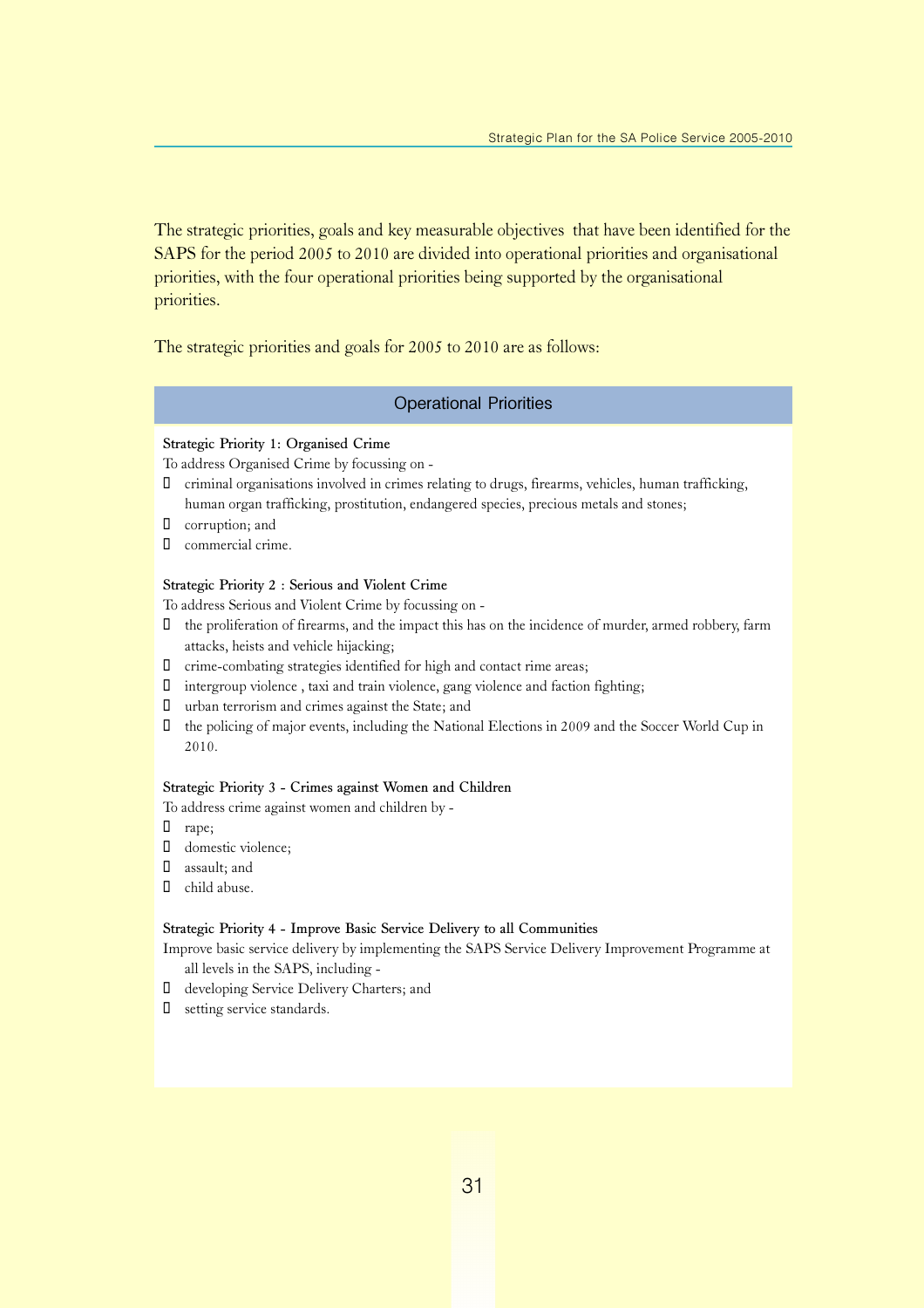The strategic priorities, goals and key measurable objectives that have been identified for the SAPS for the period 2005 to 2010 are divided into operational priorities and organisational priorities, with the four operational priorities being supported by the organisational priorities.

The strategic priorities and goals for 2005 to 2010 are as follows:

## Operational Priorities

**Strategic Priority 1: Organised Crime**

To address Organised Crime by focussing on -

- criminal organisations involved in crimes relating to drugs, firearms, vehicles, human trafficking, human organ trafficking, prostitution, endangered species, precious metals and stones;
- corruption; and
- commercial crime.

**Strategic Priority 2 : Serious and Violent Crime**

To address Serious and Violent Crime by focussing on -

- the proliferation of firearms, and the impact this has on the incidence of murder, armed robbery, farm attacks, heists and vehicle hijacking;
- crime-combating strategies identified for high and contact rime areas;
- intergroup violence , taxi and train violence, gang violence and faction fighting;
- urban terrorism and crimes against the State; and
- the policing of major events, including the National Elections in 2009 and the Soccer World Cup in 2010.

**Strategic Priority 3 - Crimes against Women and Children**

To address crime against women and children by -

- rape;
- domestic violence;
- assault; and
- child abuse.

**Strategic Priority 4 - Improve Basic Service Delivery to all Communities**

Improve basic service delivery by implementing the SAPS Service Delivery Improvement Programme at all levels in the SAPS, including -

- developing Service Delivery Charters; and
- setting service standards.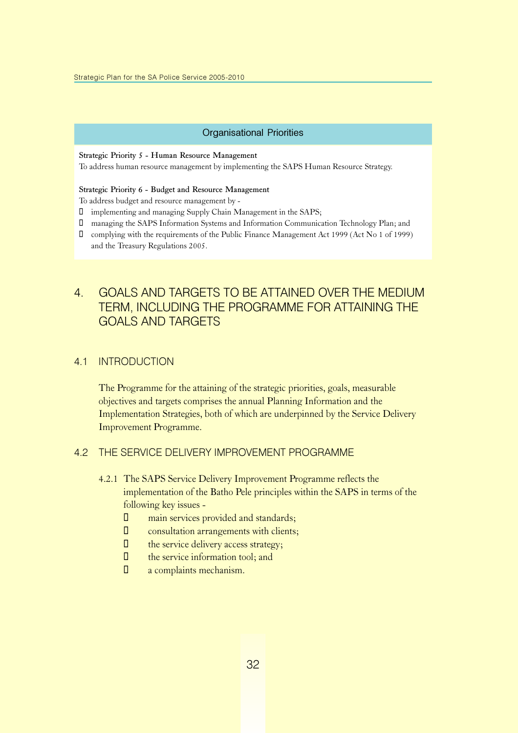## Organisational Priorities

**Strategic Priority 5 - Human Resource Management**
To address human resource management by implementing the SAPS Human Resource Strategy.

**Strategic Priority 6 - Budget and Resource Management**
To address budget and resource management by -

- implementing and managing Supply Chain Management in the SAPS;
- managing the SAPS Information Systems and Information Communication Technology Plan; and
- complying with the requirements of the Public Finance Management Act 1999 (Act No 1 of 1999) and the Treasury Regulations 2005.

# 4. GOALS AND TARGETS TO BE ATTAINED OVER THE MEDIUM TERM, INCLUDING THE PROGRAMME FOR ATTAINING THE GOALS AND TARGETS

## 4.1 INTRODUCTION

The Programme for the attaining of the strategic priorities, goals, measurable objectives and targets comprises the annual Planning Information and the Implementation Strategies, both of which are underpinned by the Service Delivery Improvement Programme.

## 4.2 THE SERVICE DELIVERY IMPROVEMENT PROGRAMME

4.2.1 The SAPS Service Delivery Improvement Programme reflects the implementation of the Batho Pele principles within the SAPS in terms of the following key issues -

- main services provided and standards;
- consultation arrangements with clients;
- the service delivery access strategy;
- the service information tool; and
- a complaints mechanism.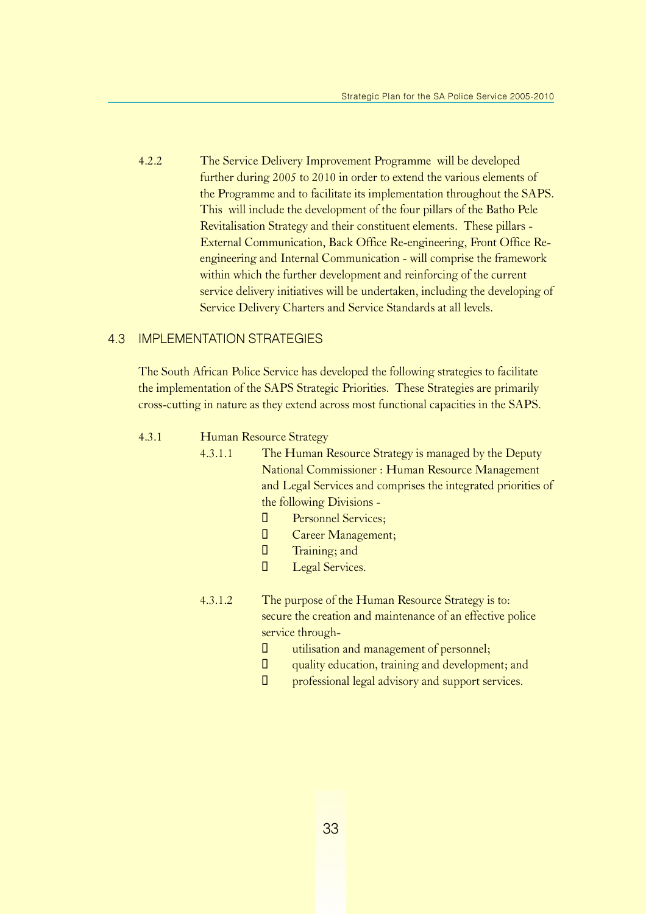4.2.2 The Service Delivery Improvement Programme will be developed further during 2005 to 2010 in order to extend the various elements of the Programme and to facilitate its implementation throughout the SAPS. This will include the development of the four pillars of the Batho Pele Revitalisation Strategy and their constituent elements. These pillars - External Communication, Back Office Re-engineering, Front Office Re-engineering and Internal Communication - will comprise the framework within which the further development and reinforcing of the current service delivery initiatives will be undertaken, including the developing of Service Delivery Charters and Service Standards at all levels.

## 4.3 IMPLEMENTATION STRATEGIES

The South African Police Service has developed the following strategies to facilitate the implementation of the SAPS Strategic Priorities. These Strategies are primarily cross-cutting in nature as they extend across most functional capacities in the SAPS.

4.3.1 Human Resource Strategy

4.3.1.1 The Human Resource Strategy is managed by the Deputy National Commissioner : Human Resource Management and Legal Services and comprises the integrated priorities of the following Divisions -

- Personnel Services;
- Career Management;
- Training; and
- Legal Services.

4.3.1.2 The purpose of the Human Resource Strategy is to: secure the creation and maintenance of an effective police service through-

- utilisation and management of personnel;
- quality education, training and development; and
- professional legal advisory and support services.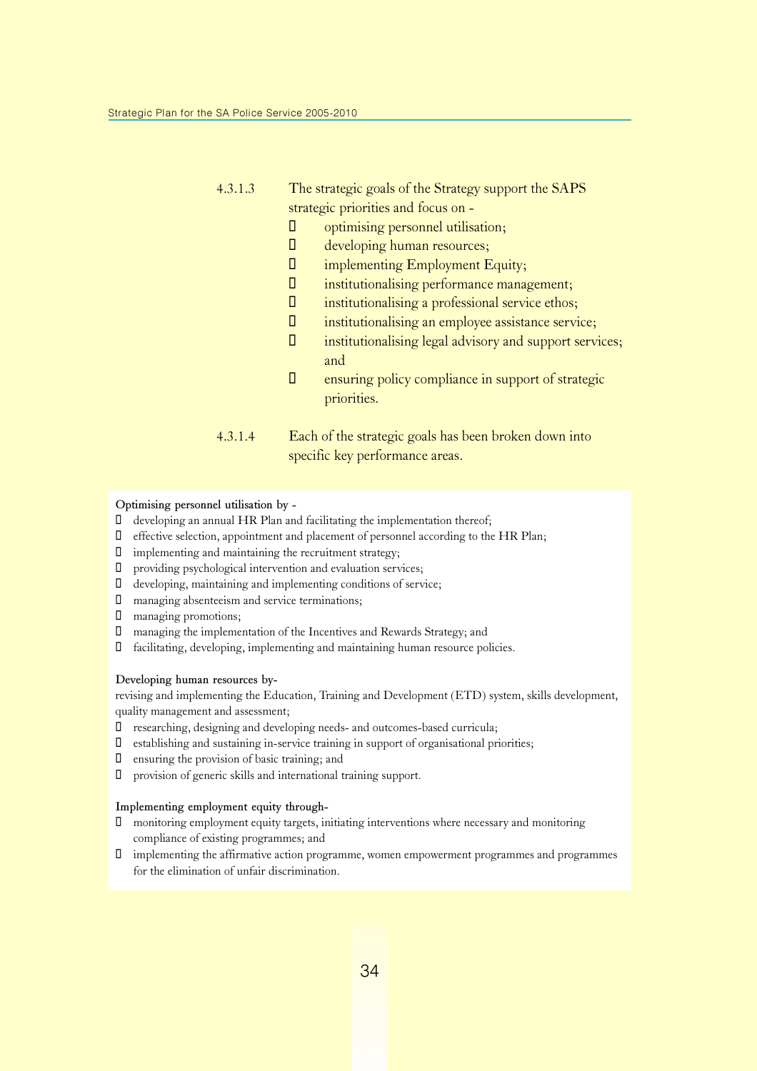4.3.1.3 The strategic goals of the Strategy support the SAPS strategic priorities and focus on -

- optimising personnel utilisation;
- developing human resources;
- implementing Employment Equity;
- institutionalising performance management;
- institutionalising a professional service ethos;
- institutionalising an employee assistance service;
- institutionalising legal advisory and support services; and
- ensuring policy compliance in support of strategic priorities.

4.3.1.4 Each of the strategic goals has been broken down into specific key performance areas.

**Optimising personnel utilisation by -**

- developing an annual HR Plan and facilitating the implementation thereof;
- effective selection, appointment and placement of personnel according to the HR Plan;
- implementing and maintaining the recruitment strategy;
- providing psychological intervention and evaluation services;
- developing, maintaining and implementing conditions of service;
- managing absenteeism and service terminations;
- managing promotions;
- managing the implementation of the Incentives and Rewards Strategy; and
- facilitating, developing, implementing and maintaining human resource policies.

**Developing human resources by-**

revising and implementing the Education, Training and Development (ETD) system, skills development, quality management and assessment;

- researching, designing and developing needs- and outcomes-based curricula;
- establishing and sustaining in-service training in support of organisational priorities;
- ensuring the provision of basic training; and
- provision of generic skills and international training support.

**Implementing employment equity through-**

- monitoring employment equity targets, initiating interventions where necessary and monitoring compliance of existing programmes; and
- implementing the affirmative action programme, women empowerment programmes and programmes for the elimination of unfair discrimination.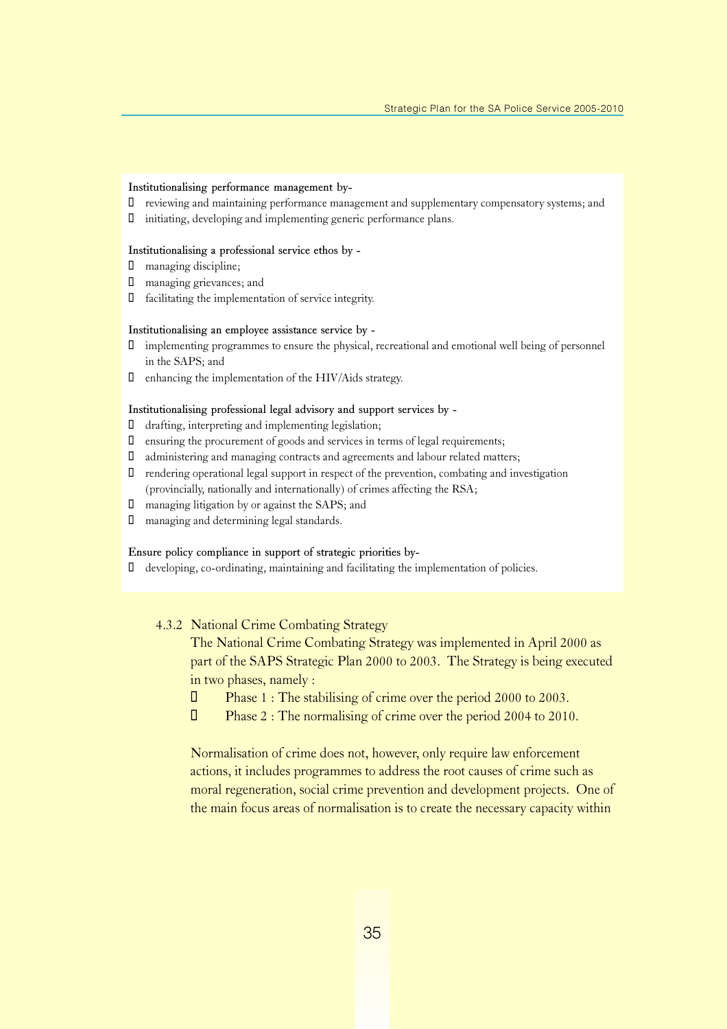**Institutionalising performance management by-**

- reviewing and maintaining performance management and supplementary compensatory systems; and
- initiating, developing and implementing generic performance plans.

**Institutionalising a professional service ethos by -**

- managing discipline;
- managing grievances; and
- facilitating the implementation of service integrity.

**Institutionalising an employee assistance service by -**

- implementing programmes to ensure the physical, recreational and emotional well being of personnel in the SAPS; and
- enhancing the implementation of the HIV/Aids strategy.

**Institutionalising professional legal advisory and support services by -**

- drafting, interpreting and implementing legislation;
- ensuring the procurement of goods and services in terms of legal requirements;
- administering and managing contracts and agreements and labour related matters;
- rendering operational legal support in respect of the prevention, combating and investigation (provincially, nationally and internationally) of crimes affecting the RSA;
- managing litigation by or against the SAPS; and
- managing and determining legal standards.

**Ensure policy compliance in support of strategic priorities by-**

- developing, co-ordinating, maintaining and facilitating the implementation of policies.

#### 4.3.2 National Crime Combating Strategy

The National Crime Combating Strategy was implemented in April 2000 as part of the SAPS Strategic Plan 2000 to 2003. The Strategy is being executed in two phases, namely :

- Phase 1 : The stabilising of crime over the period 2000 to 2003.
- Phase 2 : The normalising of crime over the period 2004 to 2010.

Normalisation of crime does not, however, only require law enforcement actions, it includes programmes to address the root causes of crime such as moral regeneration, social crime prevention and development projects. One of the main focus areas of normalisation is to create the necessary capacity within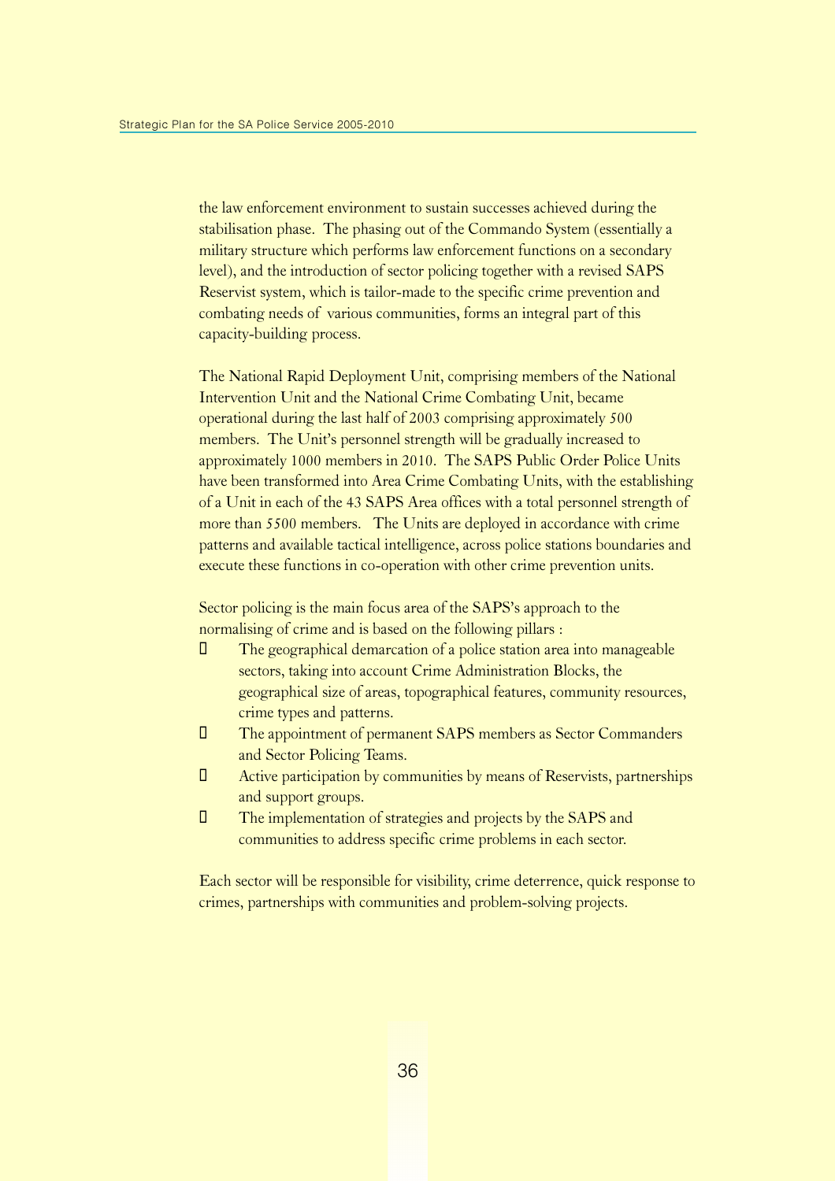the law enforcement environment to sustain successes achieved during the stabilisation phase. The phasing out of the Commando System (essentially a military structure which performs law enforcement functions on a secondary level), and the introduction of sector policing together with a revised SAPS Reservist system, which is tailor-made to the specific crime prevention and combating needs of various communities, forms an integral part of this capacity-building process.

The National Rapid Deployment Unit, comprising members of the National Intervention Unit and the National Crime Combating Unit, became operational during the last half of 2003 comprising approximately 500 members. The Unit's personnel strength will be gradually increased to approximately 1000 members in 2010. The SAPS Public Order Police Units have been transformed into Area Crime Combating Units, with the establishing of a Unit in each of the 43 SAPS Area offices with a total personnel strength of more than 5500 members. The Units are deployed in accordance with crime patterns and available tactical intelligence, across police stations boundaries and execute these functions in co-operation with other crime prevention units.

Sector policing is the main focus area of the SAPS's approach to the normalising of crime and is based on the following pillars :

- The geographical demarcation of a police station area into manageable sectors, taking into account Crime Administration Blocks, the geographical size of areas, topographical features, community resources, crime types and patterns.
- The appointment of permanent SAPS members as Sector Commanders and Sector Policing Teams.
- Active participation by communities by means of Reservists, partnerships and support groups.
- The implementation of strategies and projects by the SAPS and communities to address specific crime problems in each sector.

Each sector will be responsible for visibility, crime deterrence, quick response to crimes, partnerships with communities and problem-solving projects.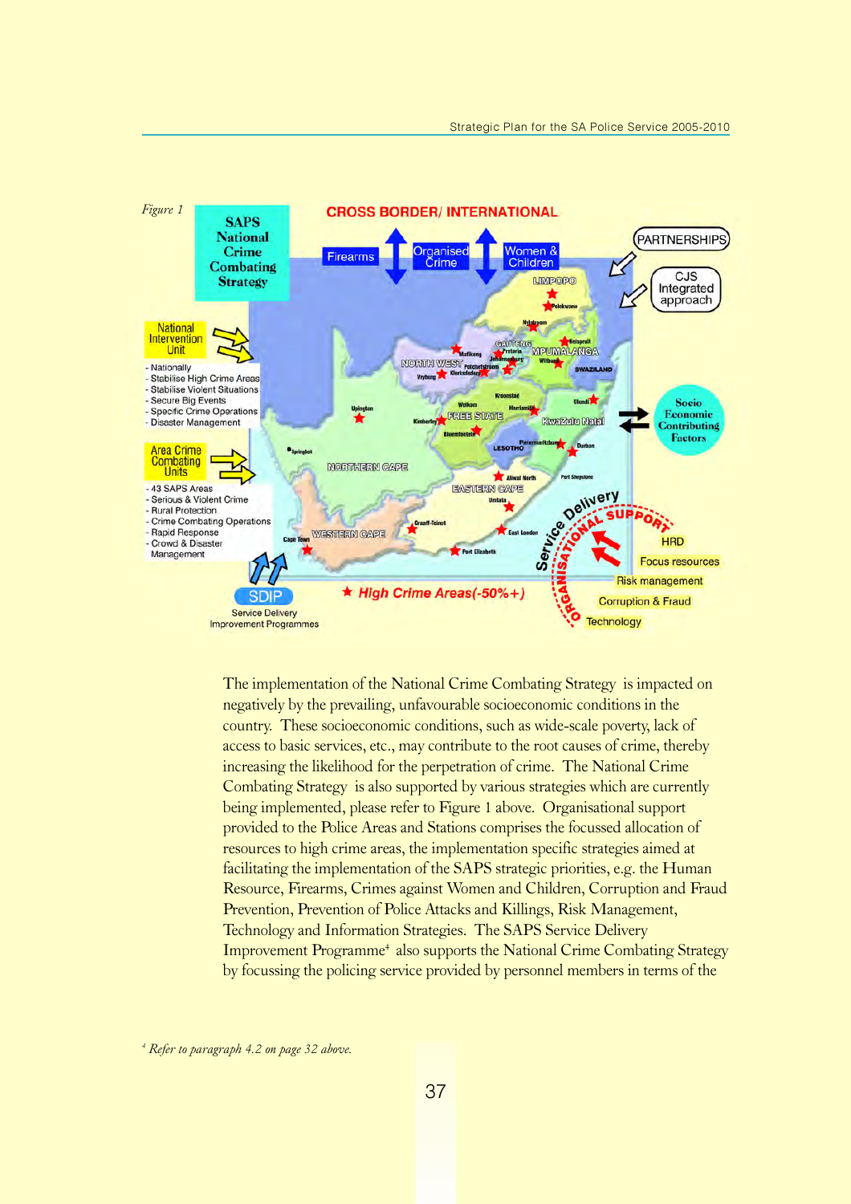*Figure 1*

The implementation of the National Crime Combating Strategy is impacted on negatively by the prevailing, unfavourable socioeconomic conditions in the country. These socioeconomic conditions, such as wide-scale poverty, lack of access to basic services, etc., may contribute to the root causes of crime, thereby increasing the likelihood for the perpetration of crime. The National Crime Combating Strategy is also supported by various strategies which are currently being implemented, please refer to Figure 1 above. Organisational support provided to the Police Areas and Stations comprises the focussed allocation of resources to high crime areas, the implementation specific strategies aimed at facilitating the implementation of the SAPS strategic priorities, e.g. the Human Resource, Firearms, Crimes against Women and Children, Corruption and Fraud Prevention, Prevention of Police Attacks and Killings, Risk Management, Technology and Information Strategies. The SAPS Service Delivery Improvement Programme[4] also supports the National Crime Combating Strategy by focussing the policing service provided by personnel members in terms of the

[4] *Refer to paragraph 4.2 on page 32 above.*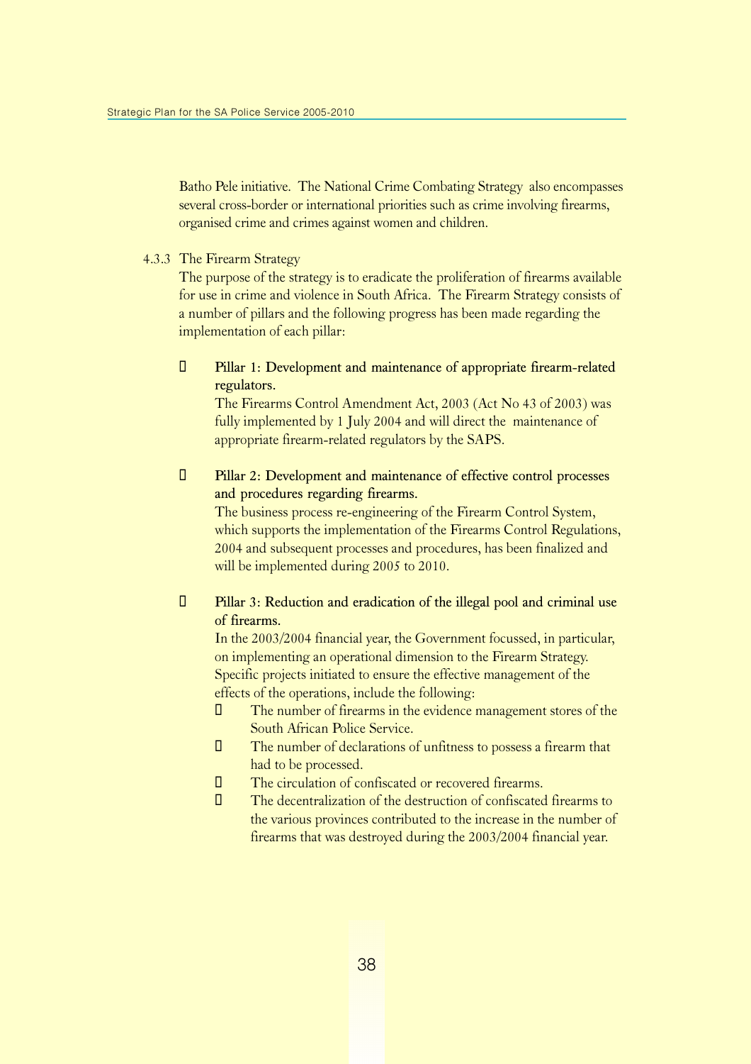Batho Pele initiative. The National Crime Combating Strategy also encompasses several cross-border or international priorities such as crime involving firearms, organised crime and crimes against women and children.

4.3.3 The Firearm Strategy

The purpose of the strategy is to eradicate the proliferation of firearms available for use in crime and violence in South Africa. The Firearm Strategy consists of a number of pillars and the following progress has been made regarding the implementation of each pillar:

- **Pillar 1: Development and maintenance of appropriate firearm-related regulators.**
  The Firearms Control Amendment Act, 2003 (Act No 43 of 2003) was fully implemented by 1 July 2004 and will direct the maintenance of appropriate firearm-related regulators by the SAPS.

- **Pillar 2: Development and maintenance of effective control processes and procedures regarding firearms.**
  The business process re-engineering of the Firearm Control System, which supports the implementation of the Firearms Control Regulations, 2004 and subsequent processes and procedures, has been finalized and will be implemented during 2005 to 2010.

- **Pillar 3: Reduction and eradication of the illegal pool and criminal use of firearms.**
  In the 2003/2004 financial year, the Government focussed, in particular, on implementing an operational dimension to the Firearm Strategy. Specific projects initiated to ensure the effective management of the effects of the operations, include the following:
  - The number of firearms in the evidence management stores of the South African Police Service.
  - The number of declarations of unfitness to possess a firearm that had to be processed.
  - The circulation of confiscated or recovered firearms.
  - The decentralization of the destruction of confiscated firearms to the various provinces contributed to the increase in the number of firearms that was destroyed during the 2003/2004 financial year.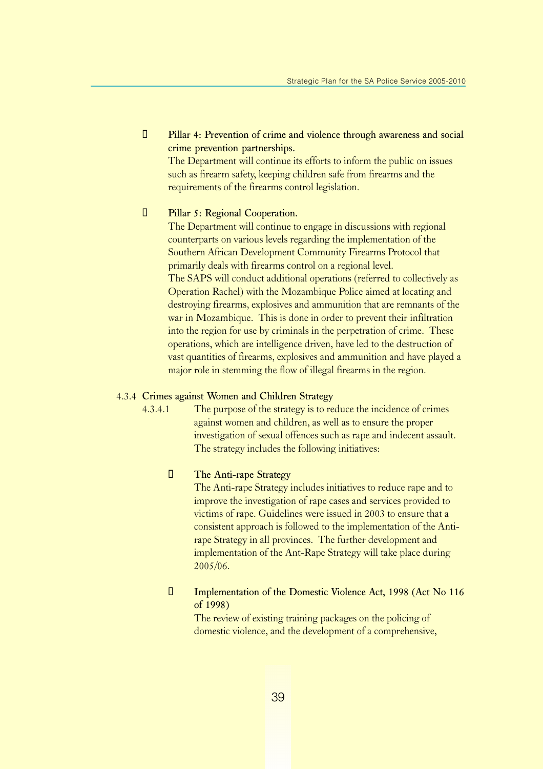- **Pillar 4: Prevention of crime and violence through awareness and social crime prevention partnerships.**
  The Department will continue its efforts to inform the public on issues such as firearm safety, keeping children safe from firearms and the requirements of the firearms control legislation.

- **Pillar 5: Regional Cooperation.**
  The Department will continue to engage in discussions with regional counterparts on various levels regarding the implementation of the Southern African Development Community Firearms Protocol that primarily deals with firearms control on a regional level.
  The SAPS will conduct additional operations (referred to collectively as Operation Rachel) with the Mozambique Police aimed at locating and destroying firearms, explosives and ammunition that are remnants of the war in Mozambique. This is done in order to prevent their infiltration into the region for use by criminals in the perpetration of crime. These operations, which are intelligence driven, have led to the destruction of vast quantities of firearms, explosives and ammunition and have played a major role in stemming the flow of illegal firearms in the region.

### 4.3.4 Crimes against Women and Children Strategy

4.3.4.1 The purpose of the strategy is to reduce the incidence of crimes against women and children, as well as to ensure the proper investigation of sexual offences such as rape and indecent assault. The strategy includes the following initiatives:

- **The Anti-rape Strategy**
  The Anti-rape Strategy includes initiatives to reduce rape and to improve the investigation of rape cases and services provided to victims of rape. Guidelines were issued in 2003 to ensure that a consistent approach is followed to the implementation of the Anti-rape Strategy in all provinces. The further development and implementation of the Ant-Rape Strategy will take place during 2005/06.

- **Implementation of the Domestic Violence Act, 1998 (Act No 116 of 1998)**
  The review of existing training packages on the policing of domestic violence, and the development of a comprehensive,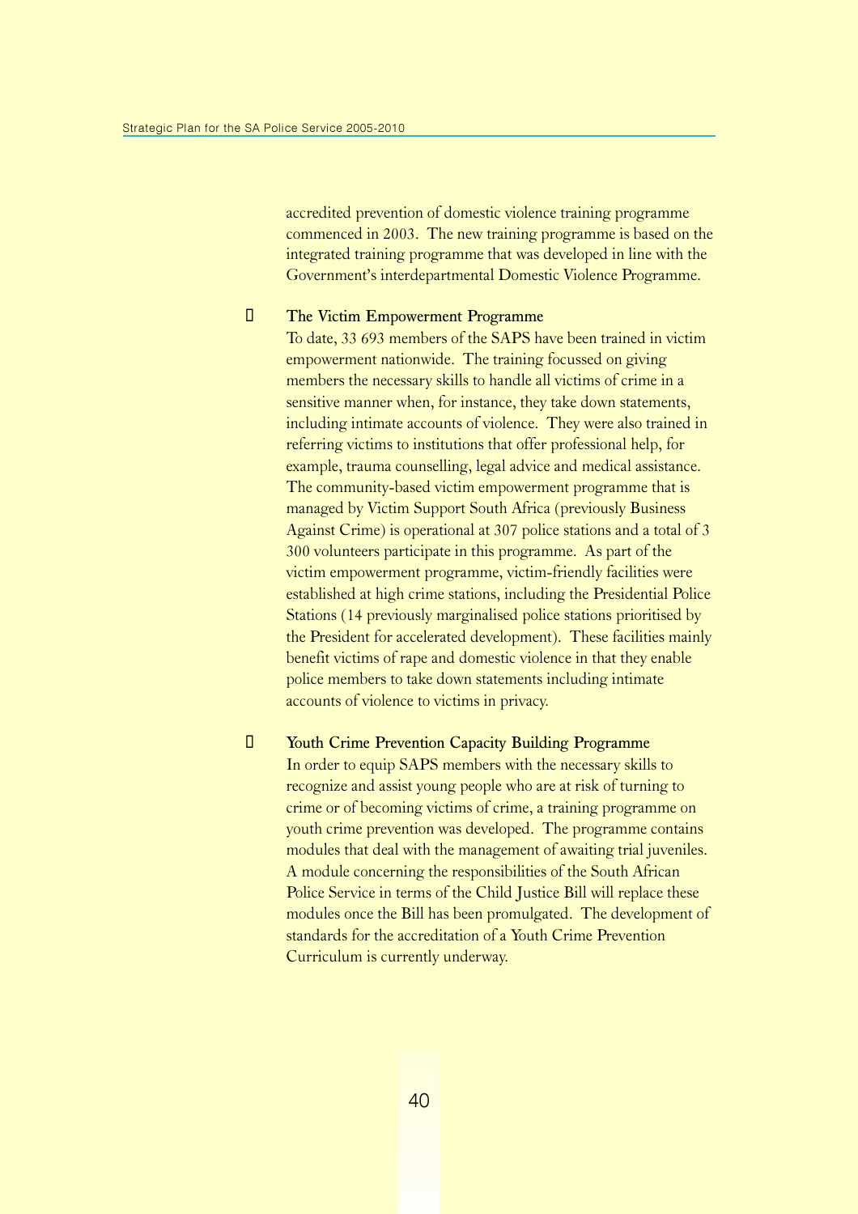accredited prevention of domestic violence training programme commenced in 2003. The new training programme is based on the integrated training programme that was developed in line with the Government's interdepartmental Domestic Violence Programme.

- **The Victim Empowerment Programme**

  To date, 33 693 members of the SAPS have been trained in victim empowerment nationwide. The training focussed on giving members the necessary skills to handle all victims of crime in a sensitive manner when, for instance, they take down statements, including intimate accounts of violence. They were also trained in referring victims to institutions that offer professional help, for example, trauma counselling, legal advice and medical assistance. The community-based victim empowerment programme that is managed by Victim Support South Africa (previously Business Against Crime) is operational at 307 police stations and a total of 3 300 volunteers participate in this programme. As part of the victim empowerment programme, victim-friendly facilities were established at high crime stations, including the Presidential Police Stations (14 previously marginalised police stations prioritised by the President for accelerated development). These facilities mainly benefit victims of rape and domestic violence in that they enable police members to take down statements including intimate accounts of violence to victims in privacy.

- **Youth Crime Prevention Capacity Building Programme**

  In order to equip SAPS members with the necessary skills to recognize and assist young people who are at risk of turning to crime or of becoming victims of crime, a training programme on youth crime prevention was developed. The programme contains modules that deal with the management of awaiting trial juveniles. A module concerning the responsibilities of the South African Police Service in terms of the Child Justice Bill will replace these modules once the Bill has been promulgated. The development of standards for the accreditation of a Youth Crime Prevention Curriculum is currently underway.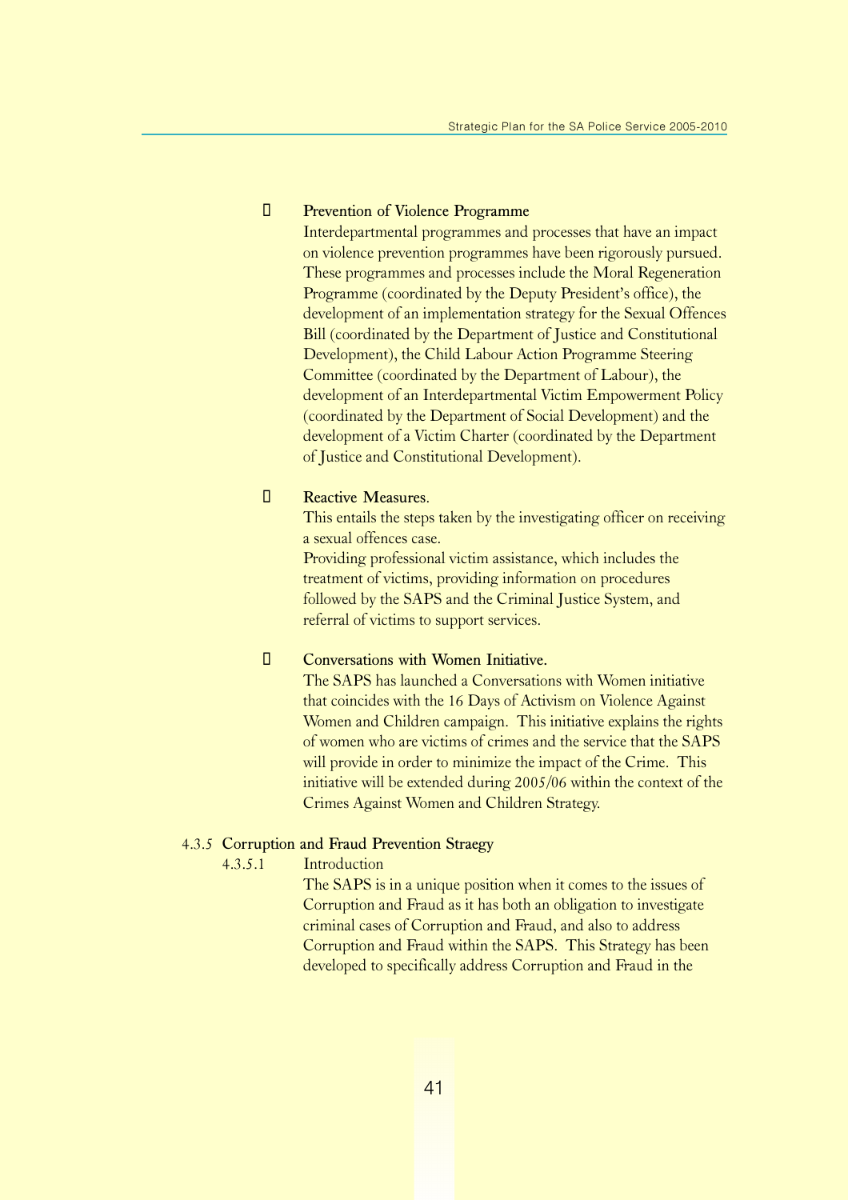- **Prevention of Violence Programme**

  Interdepartmental programmes and processes that have an impact on violence prevention programmes have been rigorously pursued. These programmes and processes include the Moral Regeneration Programme (coordinated by the Deputy President's office), the development of an implementation strategy for the Sexual Offences Bill (coordinated by the Department of Justice and Constitutional Development), the Child Labour Action Programme Steering Committee (coordinated by the Department of Labour), the development of an Interdepartmental Victim Empowerment Policy (coordinated by the Department of Social Development) and the development of a Victim Charter (coordinated by the Department of Justice and Constitutional Development).

- **Reactive Measures**.

  This entails the steps taken by the investigating officer on receiving a sexual offences case.

  Providing professional victim assistance, which includes the treatment of victims, providing information on procedures followed by the SAPS and the Criminal Justice System, and referral of victims to support services.

- **Conversations with Women Initiative.**

  The SAPS has launched a Conversations with Women initiative that coincides with the 16 Days of Activism on Violence Against Women and Children campaign. This initiative explains the rights of women who are victims of crimes and the service that the SAPS will provide in order to minimize the impact of the Crime. This initiative will be extended during 2005/06 within the context of the Crimes Against Women and Children Strategy.

### 4.3.5 Corruption and Fraud Prevention Straegy

#### 4.3.5.1 Introduction

The SAPS is in a unique position when it comes to the issues of Corruption and Fraud as it has both an obligation to investigate criminal cases of Corruption and Fraud, and also to address Corruption and Fraud within the SAPS. This Strategy has been developed to specifically address Corruption and Fraud in the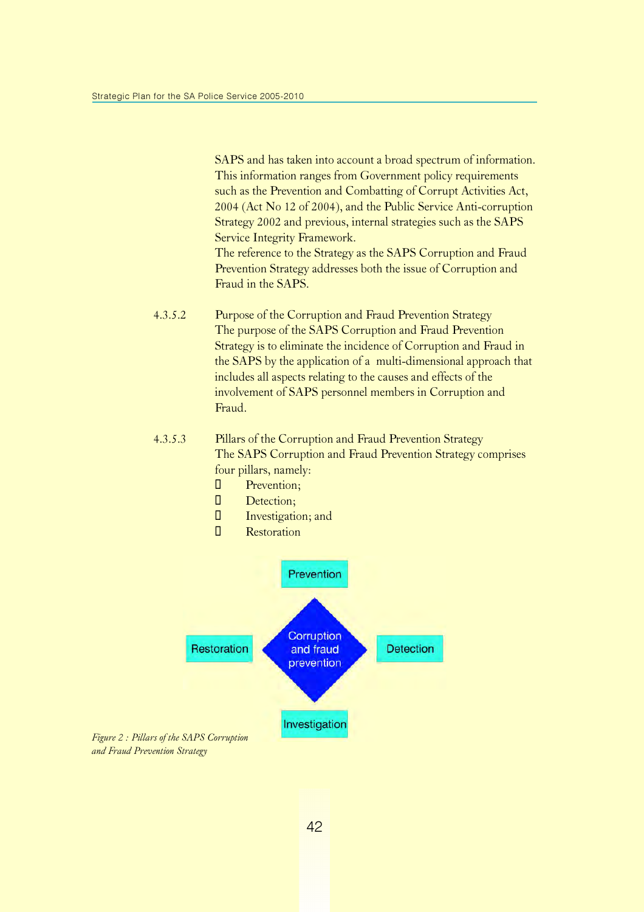SAPS and has taken into account a broad spectrum of information. This information ranges from Government policy requirements such as the Prevention and Combatting of Corrupt Activities Act, 2004 (Act No 12 of 2004), and the Public Service Anti-corruption Strategy 2002 and previous, internal strategies such as the SAPS Service Integrity Framework.

The reference to the Strategy as the SAPS Corruption and Fraud Prevention Strategy addresses both the issue of Corruption and Fraud in the SAPS.

4.3.5.2 Purpose of the Corruption and Fraud Prevention Strategy

The purpose of the SAPS Corruption and Fraud Prevention Strategy is to eliminate the incidence of Corruption and Fraud in the SAPS by the application of a multi-dimensional approach that includes all aspects relating to the causes and effects of the involvement of SAPS personnel members in Corruption and Fraud.

4.3.5.3 Pillars of the Corruption and Fraud Prevention Strategy

The SAPS Corruption and Fraud Prevention Strategy comprises four pillars, namely:

- Prevention;
- Detection;
- Investigation; and
- Restoration

Prevention

Restoration — Corruption and fraud prevention — Detection

Investigation

*Figure 2 : Pillars of the SAPS Corruption and Fraud Prevention Strategy*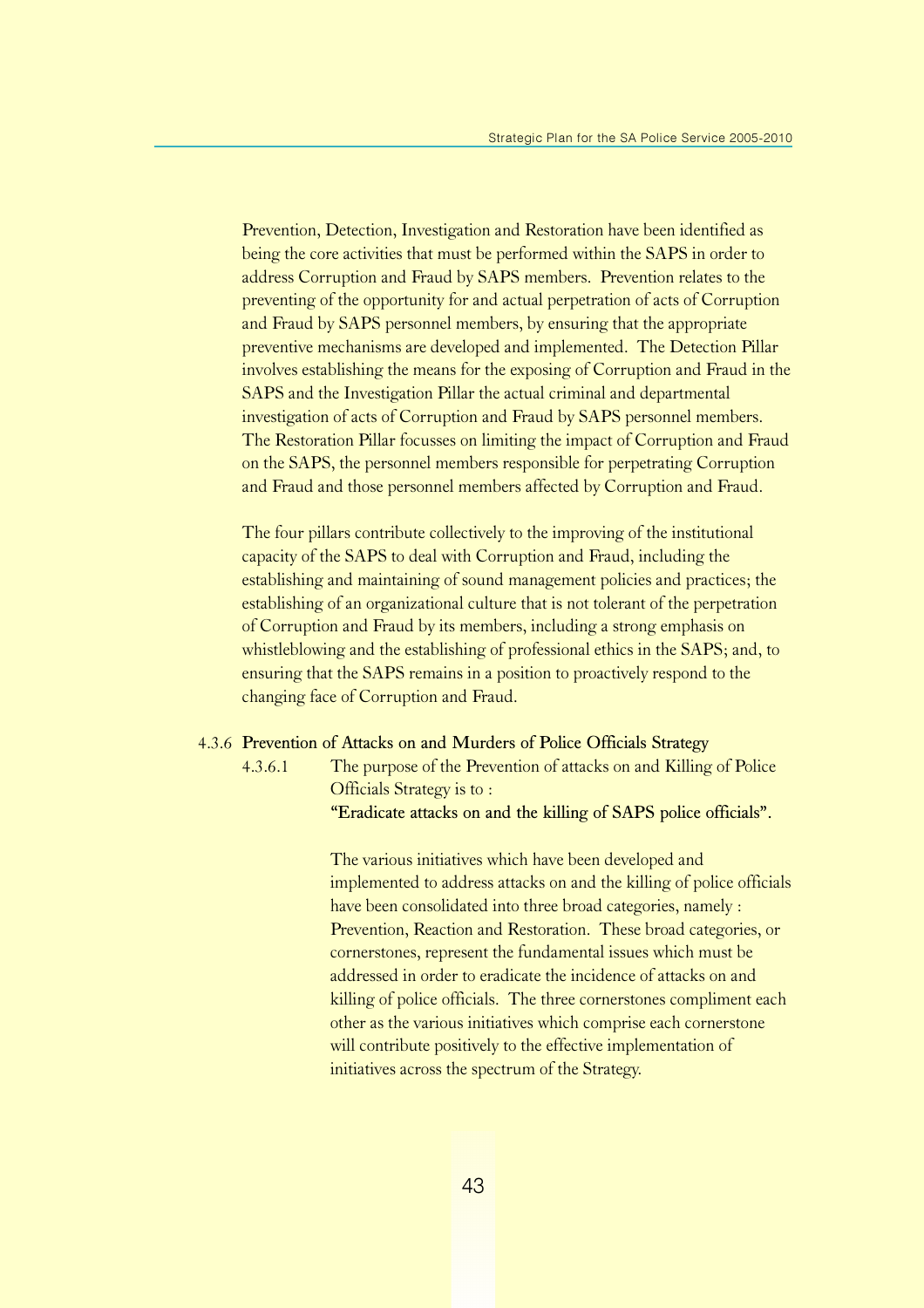Prevention, Detection, Investigation and Restoration have been identified as being the core activities that must be performed within the SAPS in order to address Corruption and Fraud by SAPS members. Prevention relates to the preventing of the opportunity for and actual perpetration of acts of Corruption and Fraud by SAPS personnel members, by ensuring that the appropriate preventive mechanisms are developed and implemented. The Detection Pillar involves establishing the means for the exposing of Corruption and Fraud in the SAPS and the Investigation Pillar the actual criminal and departmental investigation of acts of Corruption and Fraud by SAPS personnel members. The Restoration Pillar focusses on limiting the impact of Corruption and Fraud on the SAPS, the personnel members responsible for perpetrating Corruption and Fraud and those personnel members affected by Corruption and Fraud.

The four pillars contribute collectively to the improving of the institutional capacity of the SAPS to deal with Corruption and Fraud, including the establishing and maintaining of sound management policies and practices; the establishing of an organizational culture that is not tolerant of the perpetration of Corruption and Fraud by its members, including a strong emphasis on whistleblowing and the establishing of professional ethics in the SAPS; and, to ensuring that the SAPS remains in a position to proactively respond to the changing face of Corruption and Fraud.

### 4.3.6 Prevention of Attacks on and Murders of Police Officials Strategy

4.3.6.1 The purpose of the Prevention of attacks on and Killing of Police Officials Strategy is to :

**"Eradicate attacks on and the killing of SAPS police officials".**

The various initiatives which have been developed and implemented to address attacks on and the killing of police officials have been consolidated into three broad categories, namely : Prevention, Reaction and Restoration. These broad categories, or cornerstones, represent the fundamental issues which must be addressed in order to eradicate the incidence of attacks on and killing of police officials. The three cornerstones compliment each other as the various initiatives which comprise each cornerstone will contribute positively to the effective implementation of initiatives across the spectrum of the Strategy.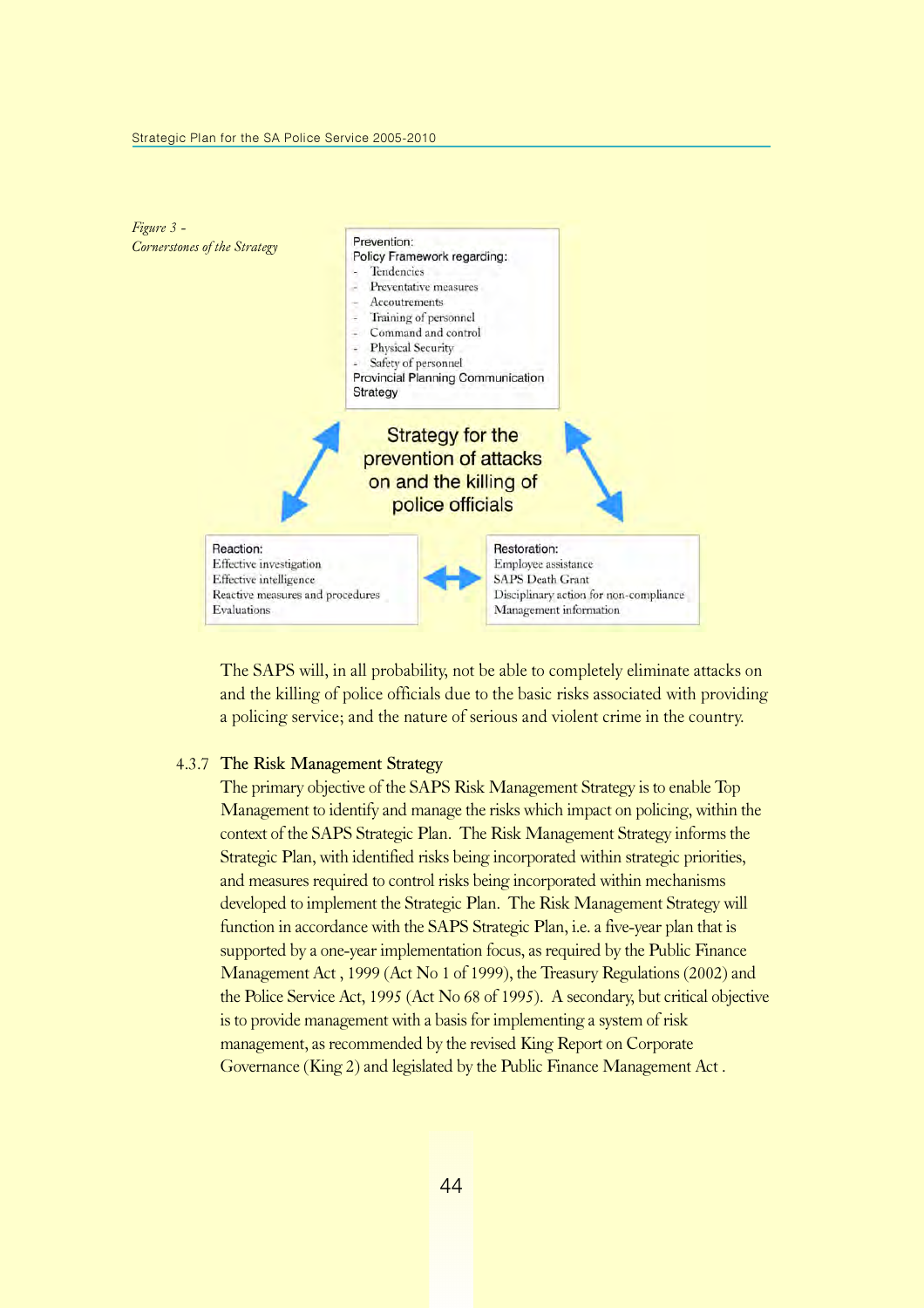*Figure 3 - Cornerstones of the Strategy*

**Strategy for the prevention of attacks on and the killing of police officials**

Prevention:
Policy Framework regarding:
- Tendencies
- Preventative measures
- Accoutrements
- Training of personnel
- Command and control
- Physical Security
- Safety of personnel

Provincial Planning Communication Strategy

Reaction:
Effective investigation
Effective intelligence
Reactive measures and procedures
Evaluations

Restoration:
Employee assistance
SAPS Death Grant
Disciplinary action for non-compliance
Management information

The SAPS will, in all probability, not be able to completely eliminate attacks on and the killing of police officials due to the basic risks associated with providing a policing service; and the nature of serious and violent crime in the country.

### 4.3.7 The Risk Management Strategy

The primary objective of the SAPS Risk Management Strategy is to enable Top Management to identify and manage the risks which impact on policing, within the context of the SAPS Strategic Plan. The Risk Management Strategy informs the Strategic Plan, with identified risks being incorporated within strategic priorities, and measures required to control risks being incorporated within mechanisms developed to implement the Strategic Plan. The Risk Management Strategy will function in accordance with the SAPS Strategic Plan, i.e. a five-year plan that is supported by a one-year implementation focus, as required by the Public Finance Management Act , 1999 (Act No 1 of 1999), the Treasury Regulations (2002) and the Police Service Act, 1995 (Act No 68 of 1995). A secondary, but critical objective is to provide management with a basis for implementing a system of risk management, as recommended by the revised King Report on Corporate Governance (King 2) and legislated by the Public Finance Management Act .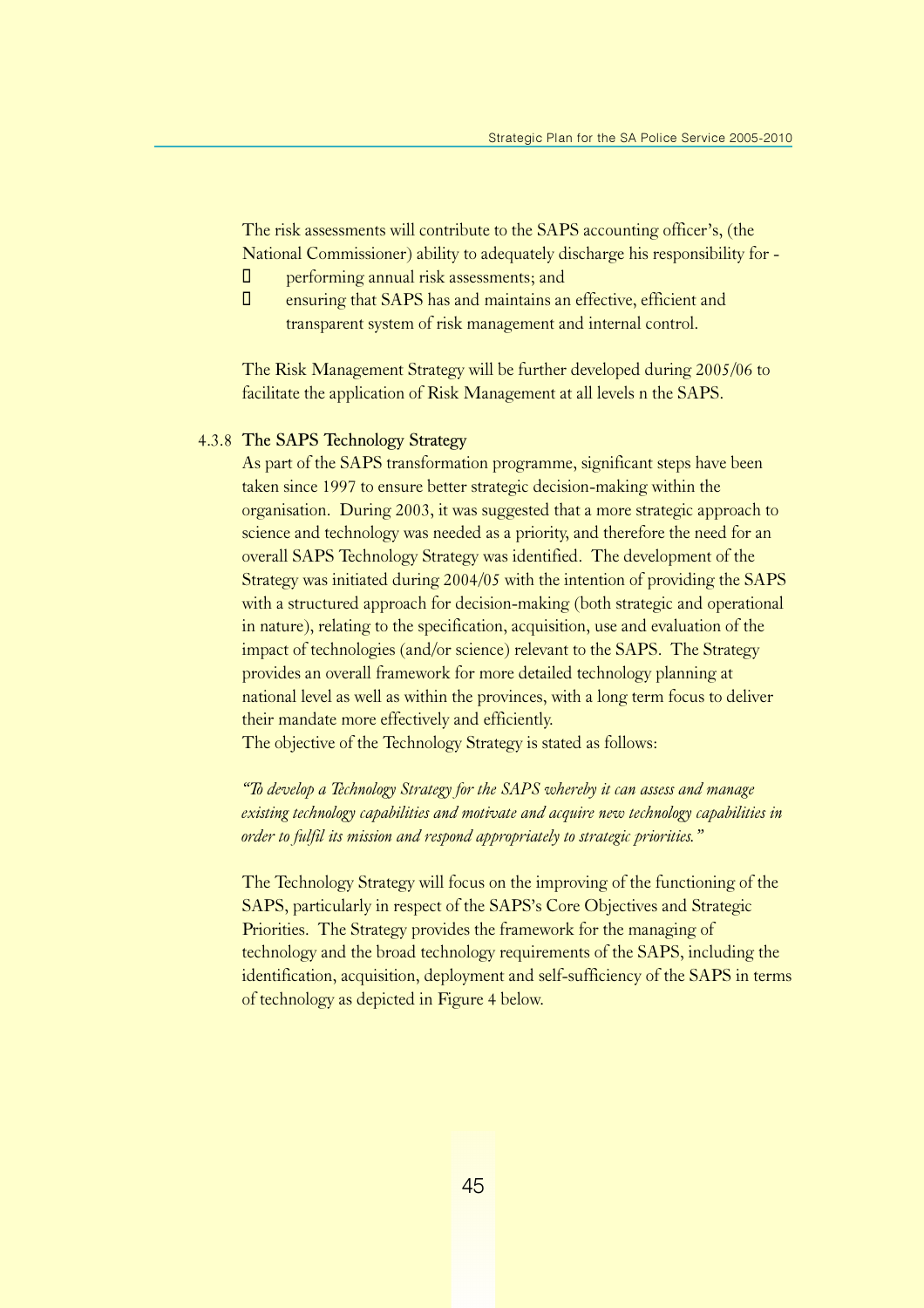The risk assessments will contribute to the SAPS accounting officer's, (the National Commissioner) ability to adequately discharge his responsibility for -

- performing annual risk assessments; and
- ensuring that SAPS has and maintains an effective, efficient and transparent system of risk management and internal control.

The Risk Management Strategy will be further developed during 2005/06 to facilitate the application of Risk Management at all levels n the SAPS.

#### 4.3.8 The SAPS Technology Strategy

As part of the SAPS transformation programme, significant steps have been taken since 1997 to ensure better strategic decision-making within the organisation. During 2003, it was suggested that a more strategic approach to science and technology was needed as a priority, and therefore the need for an overall SAPS Technology Strategy was identified. The development of the Strategy was initiated during 2004/05 with the intention of providing the SAPS with a structured approach for decision-making (both strategic and operational in nature), relating to the specification, acquisition, use and evaluation of the impact of technologies (and/or science) relevant to the SAPS. The Strategy provides an overall framework for more detailed technology planning at national level as well as within the provinces, with a long term focus to deliver their mandate more effectively and efficiently.

The objective of the Technology Strategy is stated as follows:

*"To develop a Technology Strategy for the SAPS whereby it can assess and manage existing technology capabilities and motivate and acquire new technology capabilities in order to fulfil its mission and respond appropriately to strategic priorities."*

The Technology Strategy will focus on the improving of the functioning of the SAPS, particularly in respect of the SAPS's Core Objectives and Strategic Priorities. The Strategy provides the framework for the managing of technology and the broad technology requirements of the SAPS, including the identification, acquisition, deployment and self-sufficiency of the SAPS in terms of technology as depicted in Figure 4 below.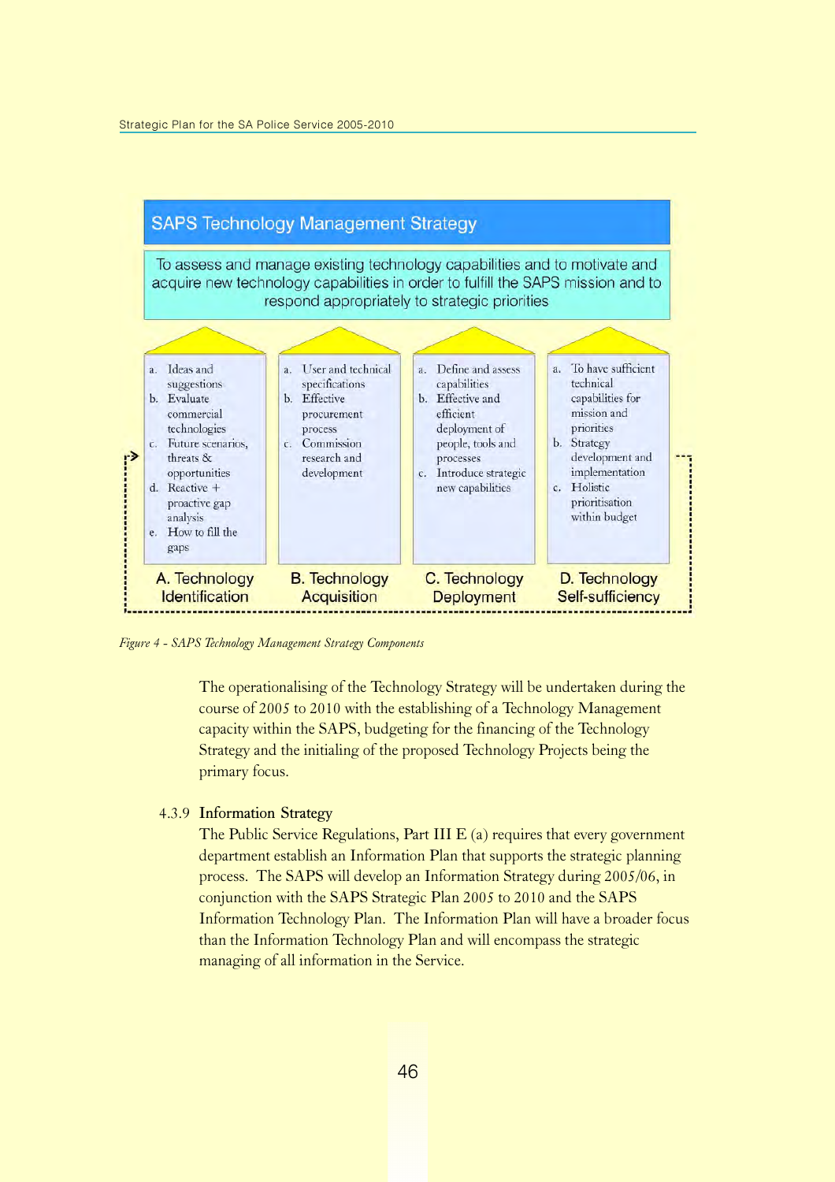**SAPS Technology Management Strategy**

To assess and manage existing technology capabilities and to motivate and acquire new technology capabilities in order to fulfill the SAPS mission and to respond appropriately to strategic priorities

| A. Technology Identification | B. Technology Acquisition | C. Technology Deployment | D. Technology Self-sufficiency |
|---|---|---|---|
| a. Ideas and suggestions<br>b. Evaluate commercial technologies<br>c. Future scenarios, threats & opportunities<br>d. Reactive + proactive gap analysis<br>e. How to fill the gaps | a. User and technical specifications<br>b. Effective procurement process<br>c. Commission research and development | a. Define and assess capabilities<br>b. Effective and efficient deployment of people, tools and processes<br>c. Introduce strategic new capabilities | a. To have sufficient technical capabilities for mission and priorities<br>b. Strategy development and implementation<br>c. Holistic prioritisation within budget |

*Figure 4 - SAPS Technology Management Strategy Components*

The operationalising of the Technology Strategy will be undertaken during the course of 2005 to 2010 with the establishing of a Technology Management capacity within the SAPS, budgeting for the financing of the Technology Strategy and the initialing of the proposed Technology Projects being the primary focus.

#### 4.3.9 Information Strategy

The Public Service Regulations, Part III E (a) requires that every government department establish an Information Plan that supports the strategic planning process. The SAPS will develop an Information Strategy during 2005/06, in conjunction with the SAPS Strategic Plan 2005 to 2010 and the SAPS Information Technology Plan. The Information Plan will have a broader focus than the Information Technology Plan and will encompass the strategic managing of all information in the Service.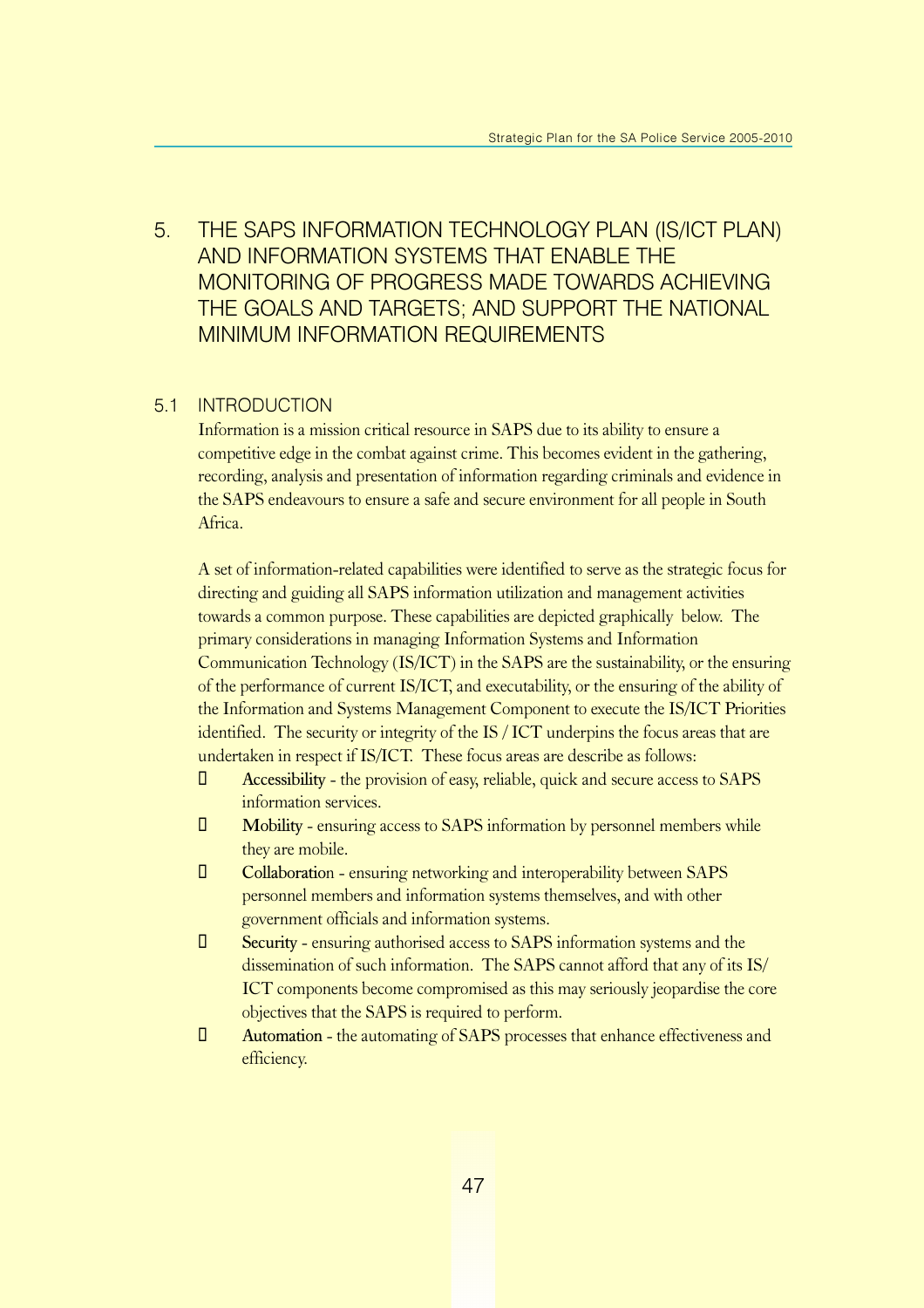# 5. THE SAPS INFORMATION TECHNOLOGY PLAN (IS/ICT PLAN) AND INFORMATION SYSTEMS THAT ENABLE THE MONITORING OF PROGRESS MADE TOWARDS ACHIEVING THE GOALS AND TARGETS; AND SUPPORT THE NATIONAL MINIMUM INFORMATION REQUIREMENTS

## 5.1 INTRODUCTION

Information is a mission critical resource in SAPS due to its ability to ensure a competitive edge in the combat against crime. This becomes evident in the gathering, recording, analysis and presentation of information regarding criminals and evidence in the SAPS endeavours to ensure a safe and secure environment for all people in South Africa.

A set of information-related capabilities were identified to serve as the strategic focus for directing and guiding all SAPS information utilization and management activities towards a common purpose. These capabilities are depicted graphically below. The primary considerations in managing Information Systems and Information Communication Technology (IS/ICT) in the SAPS are the sustainability, or the ensuring of the performance of current IS/ICT, and executability, or the ensuring of the ability of the Information and Systems Management Component to execute the IS/ICT Priorities identified. The security or integrity of the IS / ICT underpins the focus areas that are undertaken in respect if IS/ICT. These focus areas are describe as follows:

- **Accessibility** - the provision of easy, reliable, quick and secure access to SAPS information services.
- **Mobility** - ensuring access to SAPS information by personnel members while they are mobile.
- **Collaboration** - ensuring networking and interoperability between SAPS personnel members and information systems themselves, and with other government officials and information systems.
- **Security** - ensuring authorised access to SAPS information systems and the dissemination of such information. The SAPS cannot afford that any of its IS/ICT components become compromised as this may seriously jeopardise the core objectives that the SAPS is required to perform.
- **Automation** - the automating of SAPS processes that enhance effectiveness and efficiency.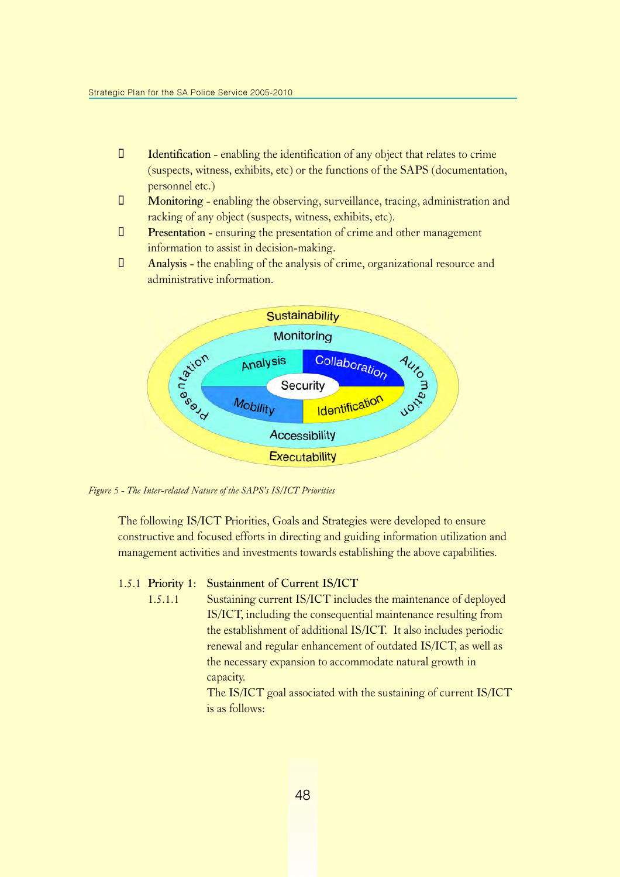- **Identification** - enabling the identification of any object that relates to crime (suspects, witness, exhibits, etc) or the functions of the SAPS (documentation, personnel etc.)
- **Monitoring** - enabling the observing, surveillance, tracing, administration and racking of any object (suspects, witness, exhibits, etc).
- **Presentation** - ensuring the presentation of crime and other management information to assist in decision-making.
- **Analysis** - the enabling of the analysis of crime, organizational resource and administrative information.

*Figure 5 - The Inter-related Nature of the SAPS's IS/ICT Priorities*

The following IS/ICT Priorities, Goals and Strategies were developed to ensure constructive and focused efforts in directing and guiding information utilization and management activities and investments towards establishing the above capabilities.

### 1.5.1 Priority 1: Sustainment of Current IS/ICT

1.5.1.1 Sustaining current IS/ICT includes the maintenance of deployed IS/ICT, including the consequential maintenance resulting from the establishment of additional IS/ICT. It also includes periodic renewal and regular enhancement of outdated IS/ICT, as well as the necessary expansion to accommodate natural growth in capacity.

The IS/ICT goal associated with the sustaining of current IS/ICT is as follows: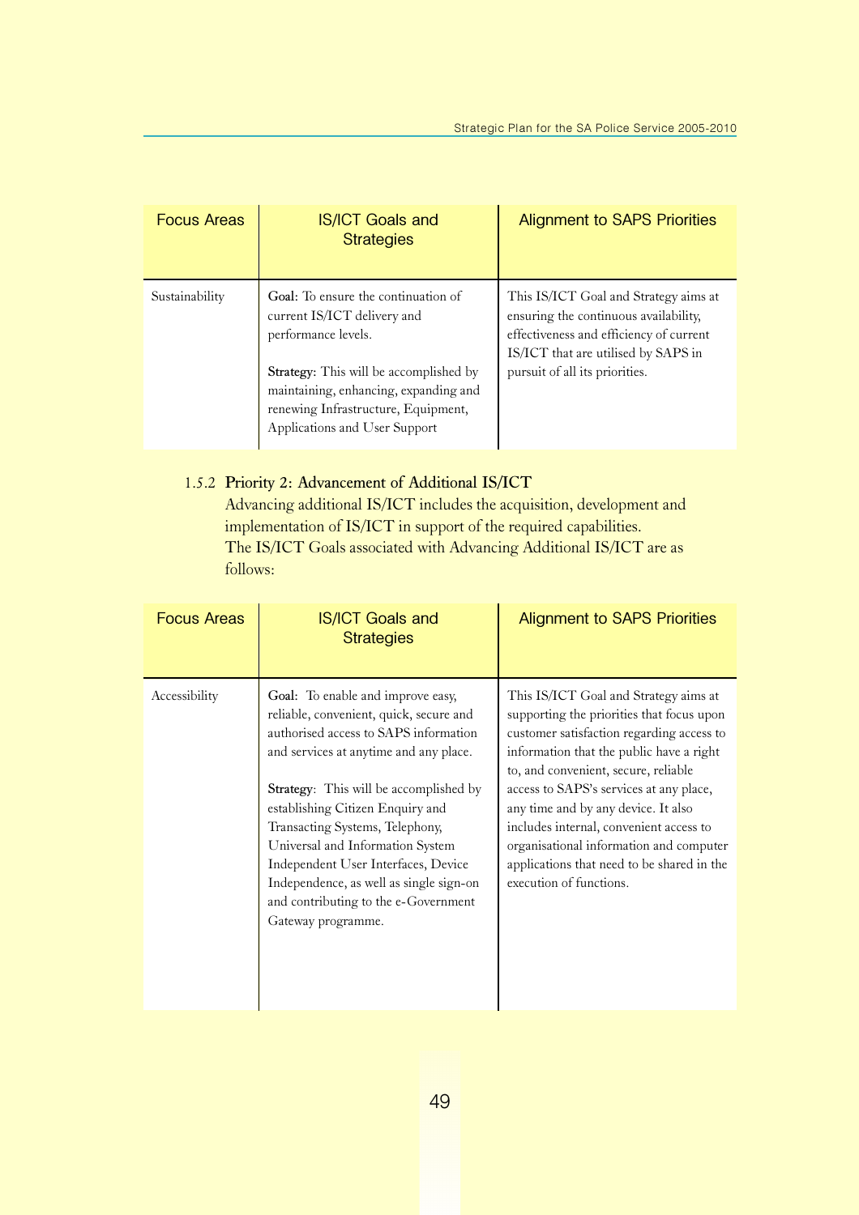| Focus Areas | IS/ICT Goals and Strategies | Alignment to SAPS Priorities |
|---|---|---|
| Sustainability | **Goal:** To ensure the continuation of current IS/ICT delivery and performance levels.<br><br>**Strategy:** This will be accomplished by maintaining, enhancing, expanding and renewing Infrastructure, Equipment, Applications and User Support | This IS/ICT Goal and Strategy aims at ensuring the continuous availability, effectiveness and efficiency of current IS/ICT that are utilised by SAPS in pursuit of all its priorities. |

### 1.5.2 Priority 2: Advancement of Additional IS/ICT

Advancing additional IS/ICT includes the acquisition, development and implementation of IS/ICT in support of the required capabilities.
The IS/ICT Goals associated with Advancing Additional IS/ICT are as follows:

| Focus Areas | IS/ICT Goals and Strategies | Alignment to SAPS Priorities |
|---|---|---|
| Accessibility | **Goal:** To enable and improve easy, reliable, convenient, quick, secure and authorised access to SAPS information and services at anytime and any place.<br><br>**Strategy**: This will be accomplished by establishing Citizen Enquiry and Transacting Systems, Telephony, Universal and Information System Independent User Interfaces, Device Independence, as well as single sign-on and contributing to the e-Government Gateway programme. | This IS/ICT Goal and Strategy aims at supporting the priorities that focus upon customer satisfaction regarding access to information that the public have a right to, and convenient, secure, reliable access to SAPS's services at any place, any time and by any device. It also includes internal, convenient access to organisational information and computer applications that need to be shared in the execution of functions. |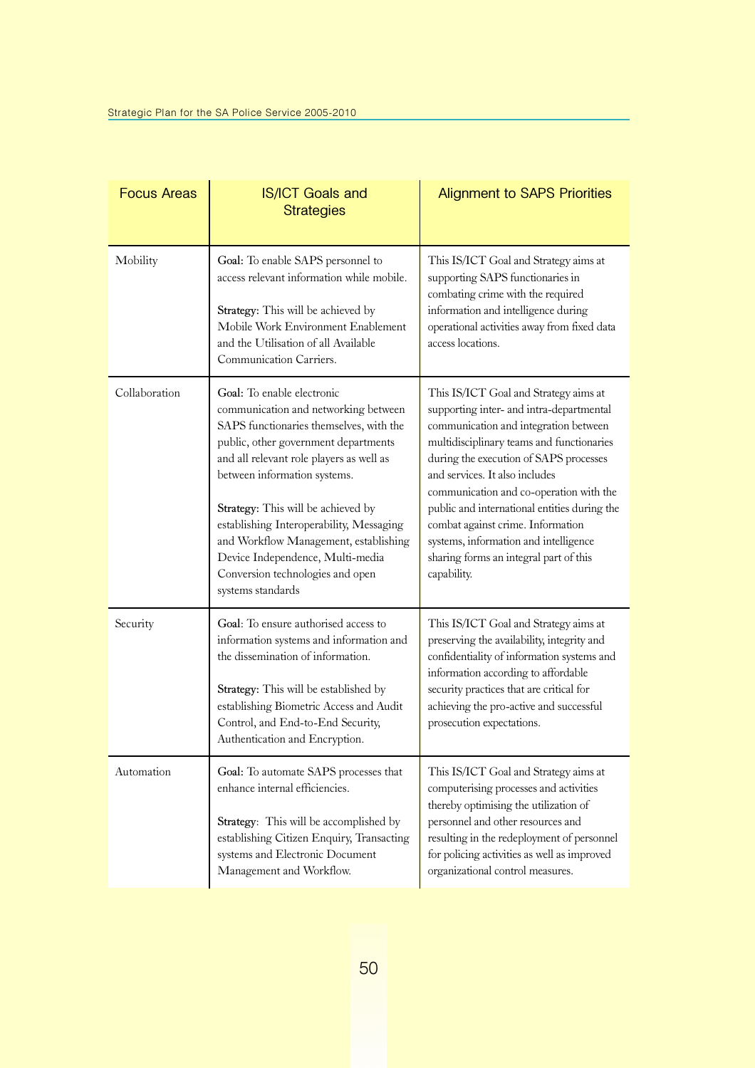| Focus Areas | IS/ICT Goals and Strategies | Alignment to SAPS Priorities |
|---|---|---|
| Mobility | **Goal:** To enable SAPS personnel to access relevant information while mobile.<br><br>**Strategy:** This will be achieved by Mobile Work Environment Enablement and the Utilisation of all Available Communication Carriers. | This IS/ICT Goal and Strategy aims at supporting SAPS functionaries in combating crime with the required information and intelligence during operational activities away from fixed data access locations. |
| Collaboration | **Goal:** To enable electronic communication and networking between SAPS functionaries themselves, with the public, other government departments and all relevant role players as well as between information systems.<br><br>**Strategy:** This will be achieved by establishing Interoperability, Messaging and Workflow Management, establishing Device Independence, Multi-media Conversion technologies and open systems standards | This IS/ICT Goal and Strategy aims at supporting inter- and intra-departmental communication and integration between multidisciplinary teams and functionaries during the execution of SAPS processes and services. It also includes communication and co-operation with the public and international entities during the combat against crime. Information systems, information and intelligence sharing forms an integral part of this capability. |
| Security | **Goal**: To ensure authorised access to information systems and information and the dissemination of information.<br><br>**Strategy:** This will be established by establishing Biometric Access and Audit Control, and End-to-End Security, Authentication and Encryption. | This IS/ICT Goal and Strategy aims at preserving the availability, integrity and confidentiality of information systems and information according to affordable security practices that are critical for achieving the pro-active and successful prosecution expectations. |
| Automation | **Goal:** To automate SAPS processes that enhance internal efficiencies.<br><br>**Strategy**: This will be accomplished by establishing Citizen Enquiry, Transacting systems and Electronic Document Management and Workflow. | This IS/ICT Goal and Strategy aims at computerising processes and activities thereby optimising the utilization of personnel and other resources and resulting in the redeployment of personnel for policing activities as well as improved organizational control measures. |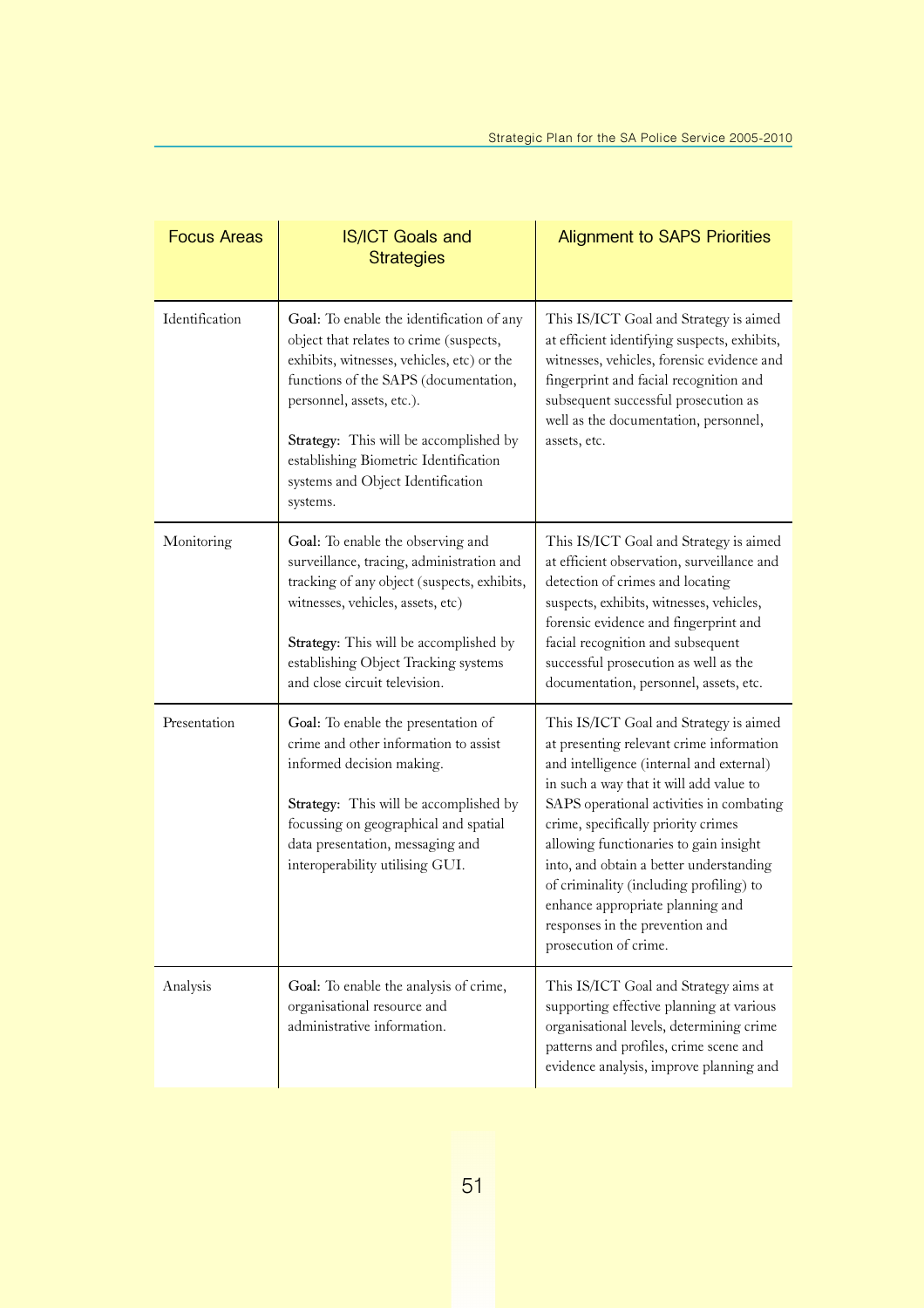| Focus Areas | IS/ICT Goals and Strategies | Alignment to SAPS Priorities |
|---|---|---|
| Identification | **Goal:** To enable the identification of any object that relates to crime (suspects, exhibits, witnesses, vehicles, etc) or the functions of the SAPS (documentation, personnel, assets, etc.).<br><br>**Strategy:** This will be accomplished by establishing Biometric Identification systems and Object Identification systems. | This IS/ICT Goal and Strategy is aimed at efficient identifying suspects, exhibits, witnesses, vehicles, forensic evidence and fingerprint and facial recognition and subsequent successful prosecution as well as the documentation, personnel, assets, etc. |
| Monitoring | **Goal:** To enable the observing and surveillance, tracing, administration and tracking of any object (suspects, exhibits, witnesses, vehicles, assets, etc)<br><br>**Strategy:** This will be accomplished by establishing Object Tracking systems and close circuit television. | This IS/ICT Goal and Strategy is aimed at efficient observation, surveillance and detection of crimes and locating suspects, exhibits, witnesses, vehicles, forensic evidence and fingerprint and facial recognition and subsequent successful prosecution as well as the documentation, personnel, assets, etc. |
| Presentation | **Goal:** To enable the presentation of crime and other information to assist informed decision making.<br><br>**Strategy:** This will be accomplished by focussing on geographical and spatial data presentation, messaging and interoperability utilising GUI. | This IS/ICT Goal and Strategy is aimed at presenting relevant crime information and intelligence (internal and external) in such a way that it will add value to SAPS operational activities in combating crime, specifically priority crimes allowing functionaries to gain insight into, and obtain a better understanding of criminality (including profiling) to enhance appropriate planning and responses in the prevention and prosecution of crime. |
| Analysis | **Goal:** To enable the analysis of crime, organisational resource and administrative information. | This IS/ICT Goal and Strategy aims at supporting effective planning at various organisational levels, determining crime patterns and profiles, crime scene and evidence analysis, improve planning and |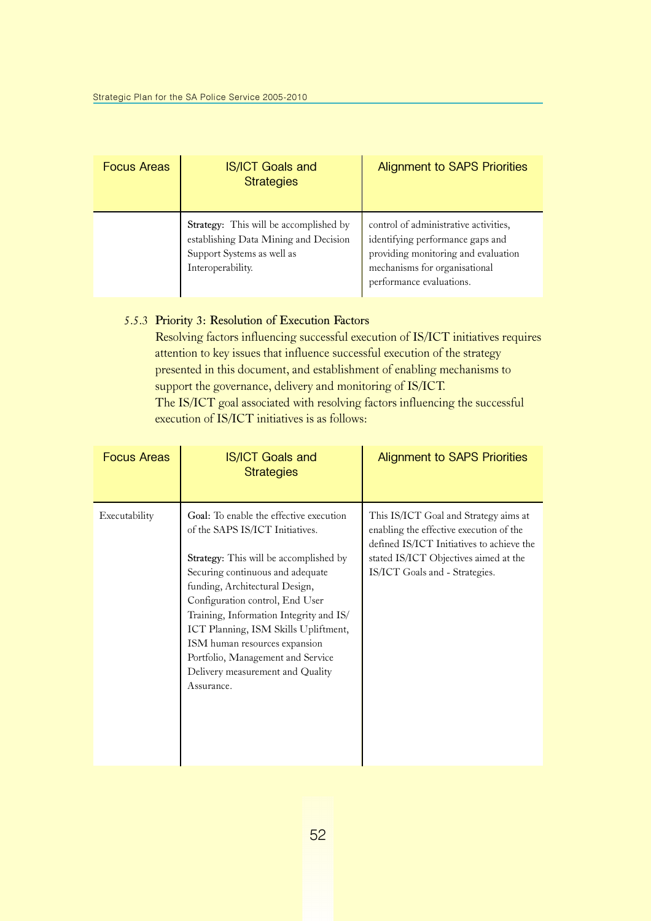| Focus Areas | IS/ICT Goals and Strategies | Alignment to SAPS Priorities |
|---|---|---|
| | **Strategy:** This will be accomplished by establishing Data Mining and Decision Support Systems as well as Interoperability. | control of administrative activities, identifying performance gaps and providing monitoring and evaluation mechanisms for organisational performance evaluations. |

### 5.5.3 Priority 3: Resolution of Execution Factors

Resolving factors influencing successful execution of IS/ICT initiatives requires attention to key issues that influence successful execution of the strategy presented in this document, and establishment of enabling mechanisms to support the governance, delivery and monitoring of IS/ICT.

The IS/ICT goal associated with resolving factors influencing the successful execution of IS/ICT initiatives is as follows:

| Focus Areas | IS/ICT Goals and Strategies | Alignment to SAPS Priorities |
|---|---|---|
| Executability | **Goal:** To enable the effective execution of the SAPS IS/ICT Initiatives.<br><br>**Strategy:** This will be accomplished by Securing continuous and adequate funding, Architectural Design, Configuration control, End User Training, Information Integrity and IS/ICT Planning, ISM Skills Upliftment, ISM human resources expansion Portfolio, Management and Service Delivery measurement and Quality Assurance. | This IS/ICT Goal and Strategy aims at enabling the effective execution of the defined IS/ICT Initiatives to achieve the stated IS/ICT Objectives aimed at the IS/ICT Goals and - Strategies. |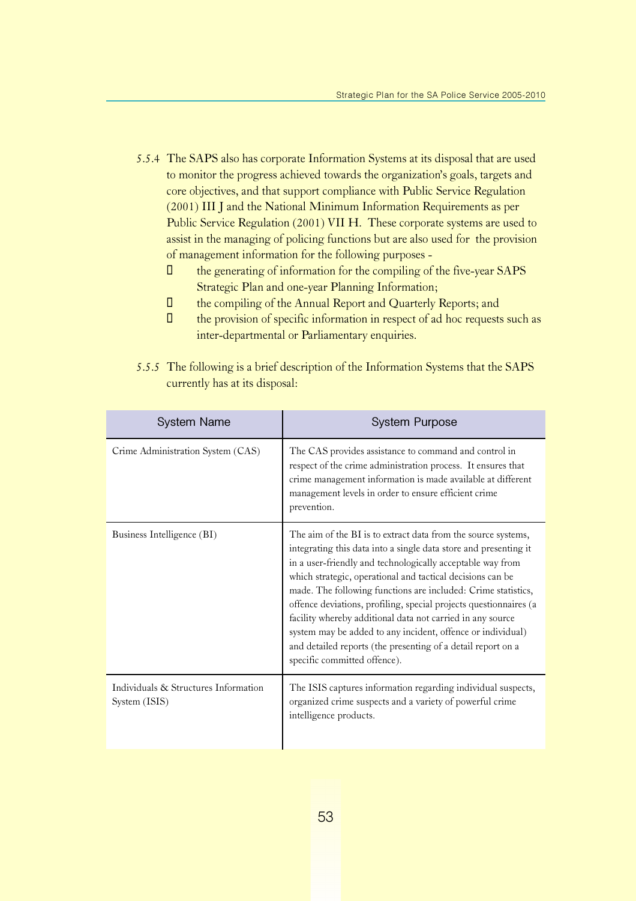5.5.4 The SAPS also has corporate Information Systems at its disposal that are used to monitor the progress achieved towards the organization's goals, targets and core objectives, and that support compliance with Public Service Regulation (2001) III J and the National Minimum Information Requirements as per Public Service Regulation (2001) VII H. These corporate systems are used to assist in the managing of policing functions but are also used for the provision of management information for the following purposes -

- the generating of information for the compiling of the five-year SAPS Strategic Plan and one-year Planning Information;
- the compiling of the Annual Report and Quarterly Reports; and
- the provision of specific information in respect of ad hoc requests such as inter-departmental or Parliamentary enquiries.

5.5.5 The following is a brief description of the Information Systems that the SAPS currently has at its disposal:

| System Name | System Purpose |
|---|---|
| Crime Administration System (CAS) | The CAS provides assistance to command and control in respect of the crime administration process. It ensures that crime management information is made available at different management levels in order to ensure efficient crime prevention. |
| Business Intelligence (BI) | The aim of the BI is to extract data from the source systems, integrating this data into a single data store and presenting it in a user-friendly and technologically acceptable way from which strategic, operational and tactical decisions can be made. The following functions are included: Crime statistics, offence deviations, profiling, special projects questionnaires (a facility whereby additional data not carried in any source system may be added to any incident, offence or individual) and detailed reports (the presenting of a detail report on a specific committed offence). |
| Individuals & Structures Information System (ISIS) | The ISIS captures information regarding individual suspects, organized crime suspects and a variety of powerful crime intelligence products. |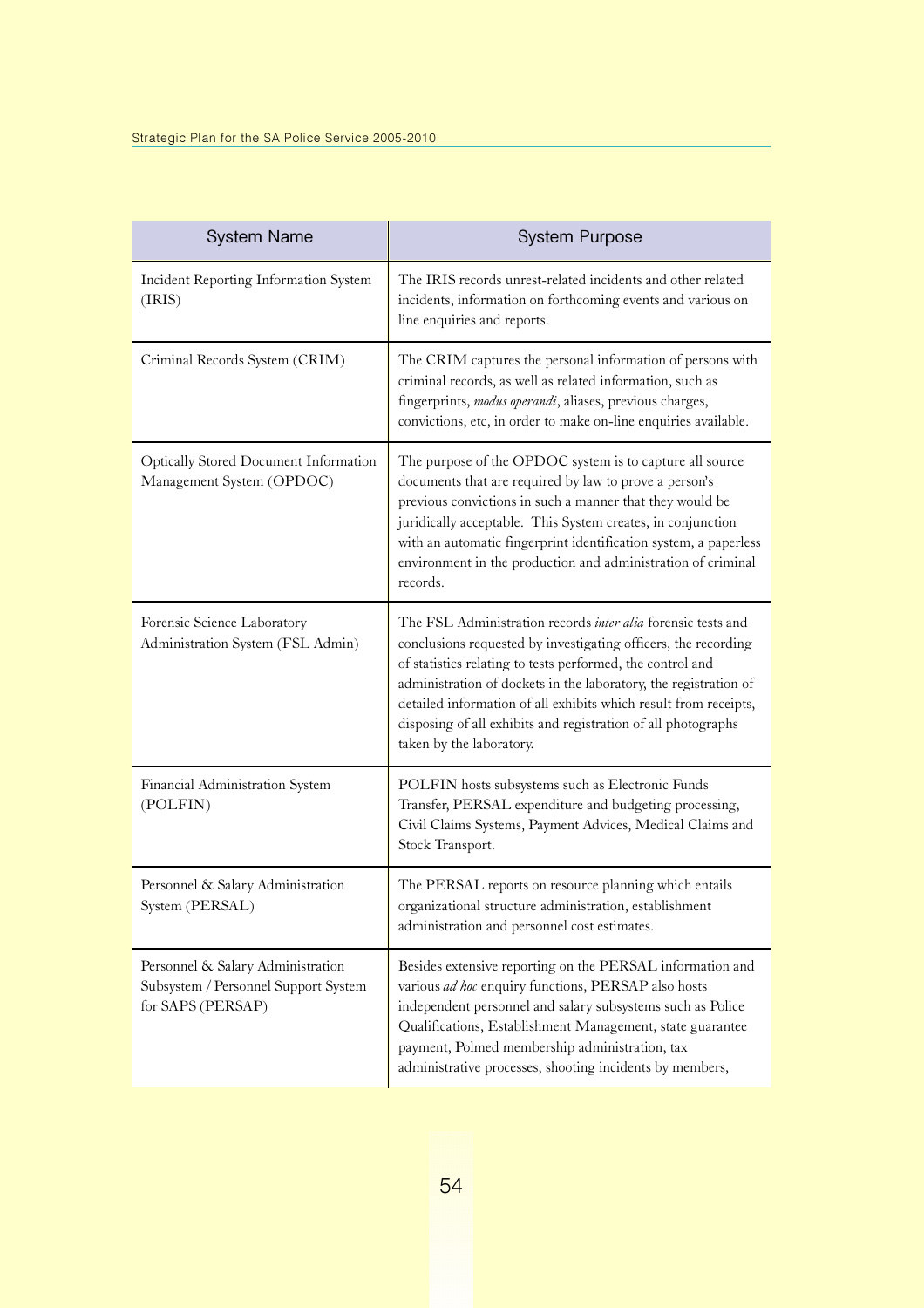| System Name | System Purpose |
|---|---|
| Incident Reporting Information System (IRIS) | The IRIS records unrest-related incidents and other related incidents, information on forthcoming events and various on line enquiries and reports. |
| Criminal Records System (CRIM) | The CRIM captures the personal information of persons with criminal records, as well as related information, such as fingerprints, *modus operandi*, aliases, previous charges, convictions, etc, in order to make on-line enquiries available. |
| Optically Stored Document Information Management System (OPDOC) | The purpose of the OPDOC system is to capture all source documents that are required by law to prove a person's previous convictions in such a manner that they would be juridically acceptable. This System creates, in conjunction with an automatic fingerprint identification system, a paperless environment in the production and administration of criminal records. |
| Forensic Science Laboratory Administration System (FSL Admin) | The FSL Administration records *inter alia* forensic tests and conclusions requested by investigating officers, the recording of statistics relating to tests performed, the control and administration of dockets in the laboratory, the registration of detailed information of all exhibits which result from receipts, disposing of all exhibits and registration of all photographs taken by the laboratory. |
| Financial Administration System (POLFIN) | POLFIN hosts subsystems such as Electronic Funds Transfer, PERSAL expenditure and budgeting processing, Civil Claims Systems, Payment Advices, Medical Claims and Stock Transport. |
| Personnel & Salary Administration System (PERSAL) | The PERSAL reports on resource planning which entails organizational structure administration, establishment administration and personnel cost estimates. |
| Personnel & Salary Administration Subsystem / Personnel Support System for SAPS (PERSAP) | Besides extensive reporting on the PERSAL information and various *ad hoc* enquiry functions, PERSAP also hosts independent personnel and salary subsystems such as Police Qualifications, Establishment Management, state guarantee payment, Polmed membership administration, tax administrative processes, shooting incidents by members, |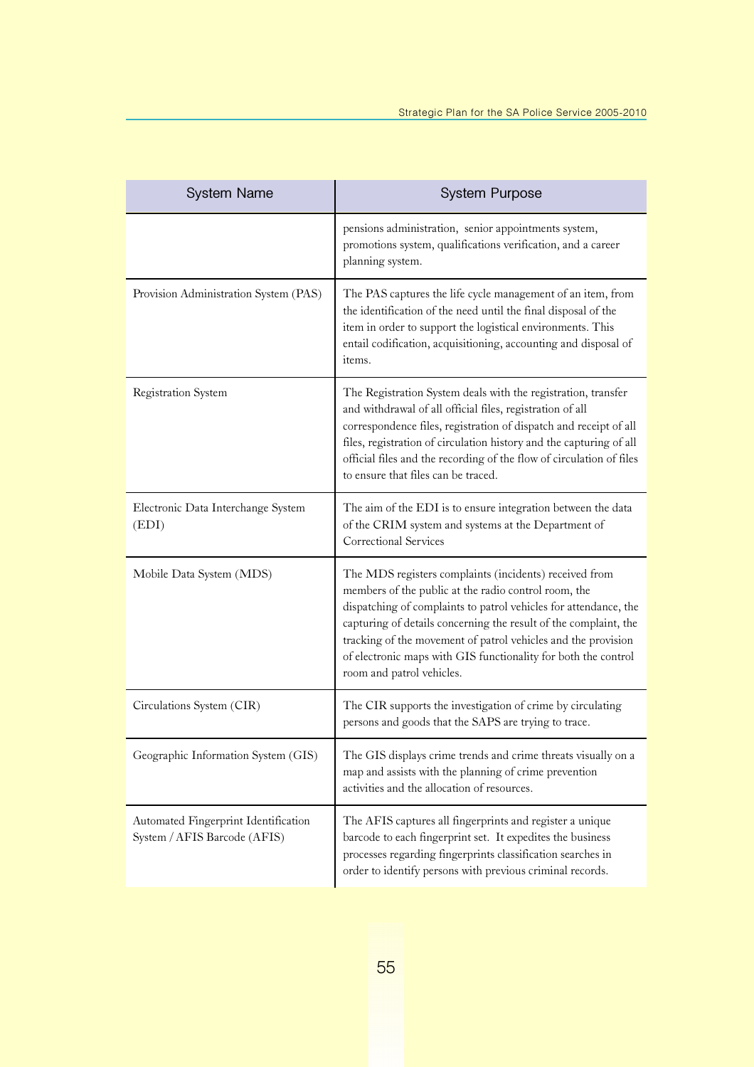| System Name | System Purpose |
|---|---|
| | pensions administration, senior appointments system, promotions system, qualifications verification, and a career planning system. |
| Provision Administration System (PAS) | The PAS captures the life cycle management of an item, from the identification of the need until the final disposal of the item in order to support the logistical environments. This entail codification, acquisitioning, accounting and disposal of items. |
| Registration System | The Registration System deals with the registration, transfer and withdrawal of all official files, registration of all correspondence files, registration of dispatch and receipt of all files, registration of circulation history and the capturing of all official files and the recording of the flow of circulation of files to ensure that files can be traced. |
| Electronic Data Interchange System (EDI) | The aim of the EDI is to ensure integration between the data of the CRIM system and systems at the Department of Correctional Services |
| Mobile Data System (MDS) | The MDS registers complaints (incidents) received from members of the public at the radio control room, the dispatching of complaints to patrol vehicles for attendance, the capturing of details concerning the result of the complaint, the tracking of the movement of patrol vehicles and the provision of electronic maps with GIS functionality for both the control room and patrol vehicles. |
| Circulations System (CIR) | The CIR supports the investigation of crime by circulating persons and goods that the SAPS are trying to trace. |
| Geographic Information System (GIS) | The GIS displays crime trends and crime threats visually on a map and assists with the planning of crime prevention activities and the allocation of resources. |
| Automated Fingerprint Identification System / AFIS Barcode (AFIS) | The AFIS captures all fingerprints and register a unique barcode to each fingerprint set. It expedites the business processes regarding fingerprints classification searches in order to identify persons with previous criminal records. |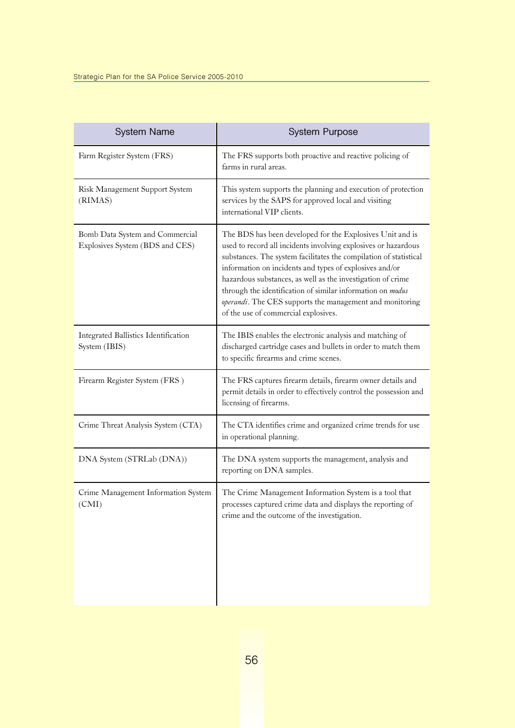| System Name | System Purpose |
|---|---|
| Farm Register System (FRS) | The FRS supports both proactive and reactive policing of farms in rural areas. |
| Risk Management Support System (RIMAS) | This system supports the planning and execution of protection services by the SAPS for approved local and visiting international VIP clients. |
| Bomb Data System and Commercial Explosives System (BDS and CES) | The BDS has been developed for the Explosives Unit and is used to record all incidents involving explosives or hazardous substances. The system facilitates the compilation of statistical information on incidents and types of explosives and/or hazardous substances, as well as the investigation of crime through the identification of similar information on *modus operandi*. The CES supports the management and monitoring of the use of commercial explosives. |
| Integrated Ballistics Identification System (IBIS) | The IBIS enables the electronic analysis and matching of discharged cartridge cases and bullets in order to match them to specific firearms and crime scenes. |
| Firearm Register System (FRS ) | The FRS captures firearm details, firearm owner details and permit details in order to effectively control the possession and licensing of firearms. |
| Crime Threat Analysis System (CTA) | The CTA identifies crime and organized crime trends for use in operational planning. |
| DNA System (STRLab (DNA)) | The DNA system supports the management, analysis and reporting on DNA samples. |
| Crime Management Information System (CMI) | The Crime Management Information System is a tool that processes captured crime data and displays the reporting of crime and the outcome of the investigation. |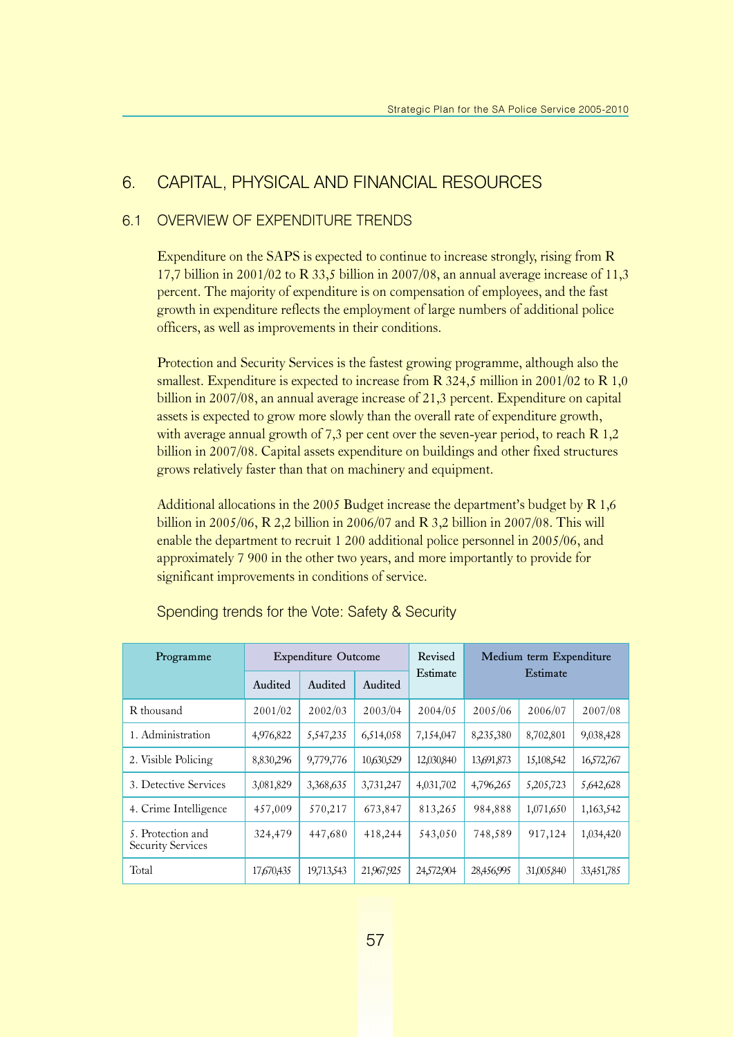## 6. CAPITAL, PHYSICAL AND FINANCIAL RESOURCES

### 6.1 OVERVIEW OF EXPENDITURE TRENDS

Expenditure on the SAPS is expected to continue to increase strongly, rising from R 17,7 billion in 2001/02 to R 33,5 billion in 2007/08, an annual average increase of 11,3 percent. The majority of expenditure is on compensation of employees, and the fast growth in expenditure reflects the employment of large numbers of additional police officers, as well as improvements in their conditions.

Protection and Security Services is the fastest growing programme, although also the smallest. Expenditure is expected to increase from R 324,5 million in 2001/02 to R 1,0 billion in 2007/08, an annual average increase of 21,3 percent. Expenditure on capital assets is expected to grow more slowly than the overall rate of expenditure growth, with average annual growth of 7,3 per cent over the seven-year period, to reach R 1,2 billion in 2007/08. Capital assets expenditure on buildings and other fixed structures grows relatively faster than that on machinery and equipment.

Additional allocations in the 2005 Budget increase the department's budget by R 1,6 billion in 2005/06, R 2,2 billion in 2006/07 and R 3,2 billion in 2007/08. This will enable the department to recruit 1 200 additional police personnel in 2005/06, and approximately 7 900 in the other two years, and more importantly to provide for significant improvements in conditions of service.

Spending trends for the Vote: Safety & Security

| Programme | Expenditure Outcome | | | Revised Estimate | Medium term Expenditure Estimate | | |
|---|---|---|---|---|---|---|---|
| | Audited | Audited | Audited | | | | |
| R thousand | 2001/02 | 2002/03 | 2003/04 | 2004/05 | 2005/06 | 2006/07 | 2007/08 |
| 1. Administration | 4,976,822 | 5,547,235 | 6,514,058 | 7,154,047 | 8,235,380 | 8,702,801 | 9,038,428 |
| 2. Visible Policing | 8,830,296 | 9,779,776 | 10,630,529 | 12,030,840 | 13,691,873 | 15,108,542 | 16,572,767 |
| 3. Detective Services | 3,081,829 | 3,368,635 | 3,731,247 | 4,031,702 | 4,796,265 | 5,205,723 | 5,642,628 |
| 4. Crime Intelligence | 457,009 | 570,217 | 673,847 | 813,265 | 984,888 | 1,071,650 | 1,163,542 |
| 5. Protection and Security Services | 324,479 | 447,680 | 418,244 | 543,050 | 748,589 | 917,124 | 1,034,420 |
| Total | 17,670,435 | 19,713,543 | 21,967,925 | 24,572,904 | 28,456,995 | 31,005,840 | 33,451,785 |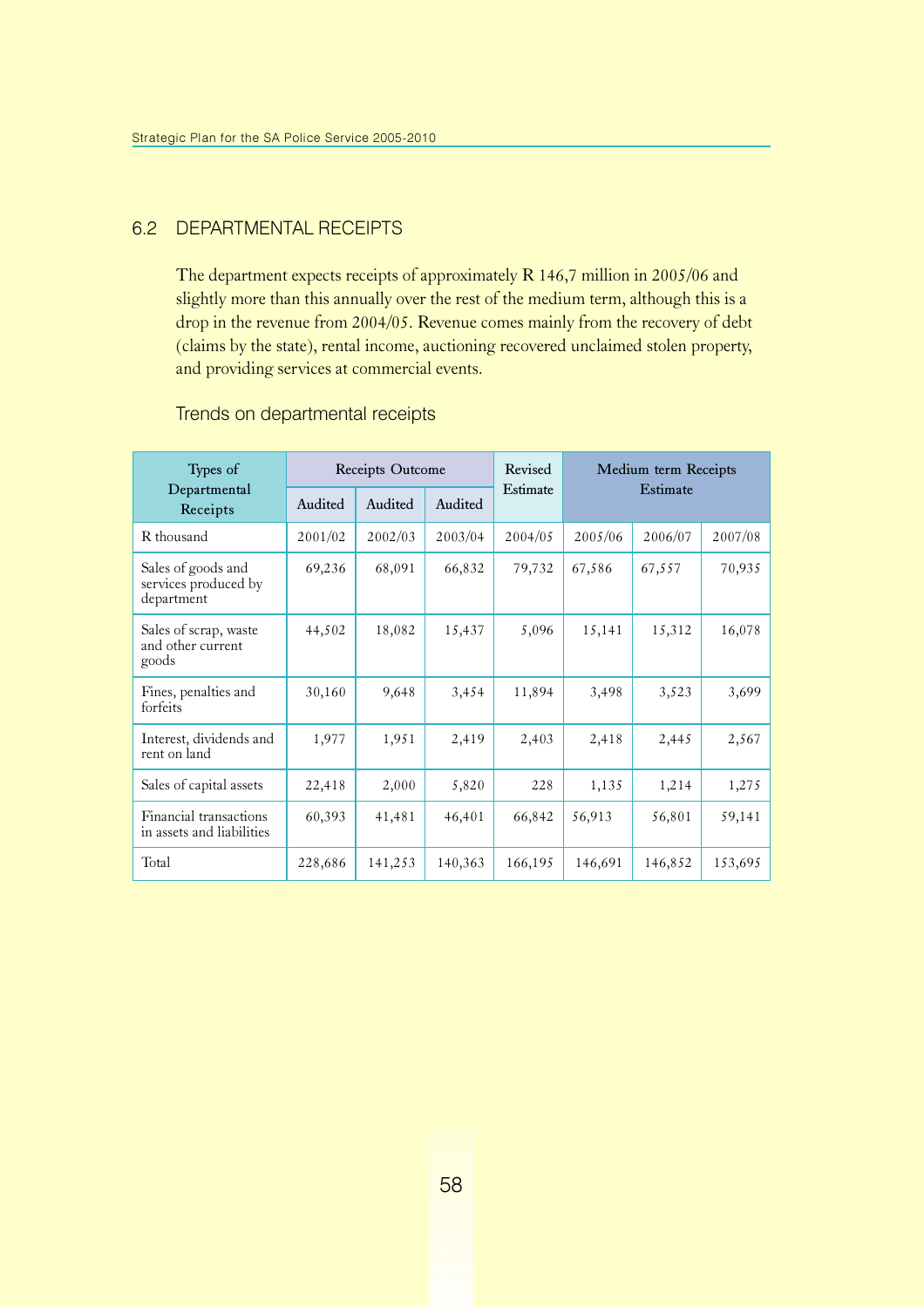## 6.2 DEPARTMENTAL RECEIPTS

The department expects receipts of approximately R 146,7 million in 2005/06 and slightly more than this annually over the rest of the medium term, although this is a drop in the revenue from 2004/05. Revenue comes mainly from the recovery of debt (claims by the state), rental income, auctioning recovered unclaimed stolen property, and providing services at commercial events.

### Trends on departmental receipts

| Types of Departmental Receipts | Receipts Outcome | | | Revised Estimate | Medium term Receipts Estimate | | |
|---|---|---|---|---|---|---|---|
| | Audited | Audited | Audited | | | | |
| R thousand | 2001/02 | 2002/03 | 2003/04 | 2004/05 | 2005/06 | 2006/07 | 2007/08 |
| Sales of goods and services produced by department | 69,236 | 68,091 | 66,832 | 79,732 | 67,586 | 67,557 | 70,935 |
| Sales of scrap, waste and other current goods | 44,502 | 18,082 | 15,437 | 5,096 | 15,141 | 15,312 | 16,078 |
| Fines, penalties and forfeits | 30,160 | 9,648 | 3,454 | 11,894 | 3,498 | 3,523 | 3,699 |
| Interest, dividends and rent on land | 1,977 | 1,951 | 2,419 | 2,403 | 2,418 | 2,445 | 2,567 |
| Sales of capital assets | 22,418 | 2,000 | 5,820 | 228 | 1,135 | 1,214 | 1,275 |
| Financial transactions in assets and liabilities | 60,393 | 41,481 | 46,401 | 66,842 | 56,913 | 56,801 | 59,141 |
| Total | 228,686 | 141,253 | 140,363 | 166,195 | 146,691 | 146,852 | 153,695 |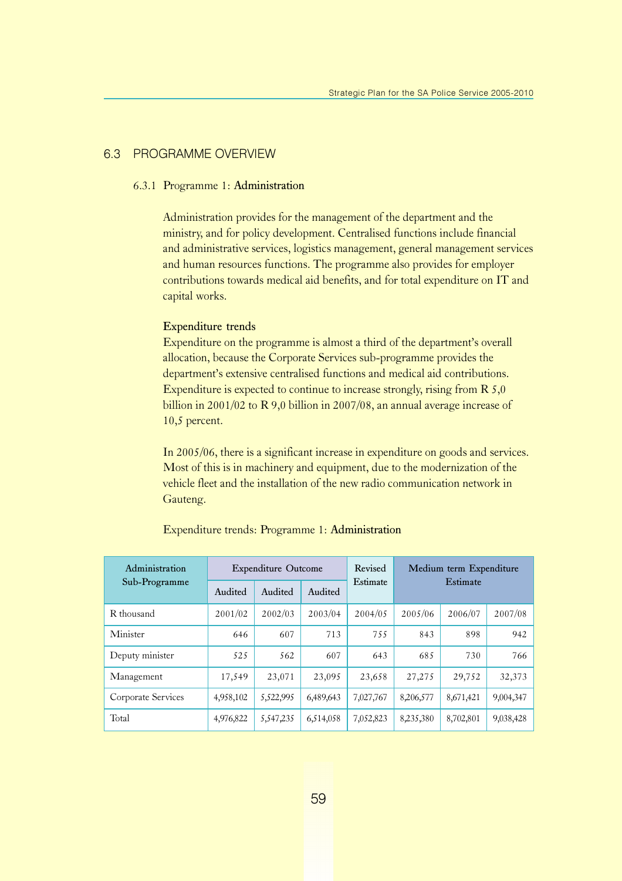## 6.3 PROGRAMME OVERVIEW

### 6.3.1 Programme 1: Administration

Administration provides for the management of the department and the ministry, and for policy development. Centralised functions include financial and administrative services, logistics management, general management services and human resources functions. The programme also provides for employer contributions towards medical aid benefits, and for total expenditure on IT and capital works.

**Expenditure trends**

Expenditure on the programme is almost a third of the department's overall allocation, because the Corporate Services sub-programme provides the department's extensive centralised functions and medical aid contributions. Expenditure is expected to continue to increase strongly, rising from R 5,0 billion in 2001/02 to R 9,0 billion in 2007/08, an annual average increase of 10,5 percent.

In 2005/06, there is a significant increase in expenditure on goods and services. Most of this is in machinery and equipment, due to the modernization of the vehicle fleet and the installation of the new radio communication network in Gauteng.

Expenditure trends: Programme 1: Administration

| Administration Sub-Programme | Expenditure Outcome | | | Revised Estimate | Medium term Expenditure Estimate | | |
|---|---|---|---|---|---|---|---|
| | Audited | Audited | Audited | | | | |
| R thousand | 2001/02 | 2002/03 | 2003/04 | 2004/05 | 2005/06 | 2006/07 | 2007/08 |
| Minister | 646 | 607 | 713 | 755 | 843 | 898 | 942 |
| Deputy minister | 525 | 562 | 607 | 643 | 685 | 730 | 766 |
| Management | 17,549 | 23,071 | 23,095 | 23,658 | 27,275 | 29,752 | 32,373 |
| Corporate Services | 4,958,102 | 5,522,995 | 6,489,643 | 7,027,767 | 8,206,577 | 8,671,421 | 9,004,347 |
| Total | 4,976,822 | 5,547,235 | 6,514,058 | 7,052,823 | 8,235,380 | 8,702,801 | 9,038,428 |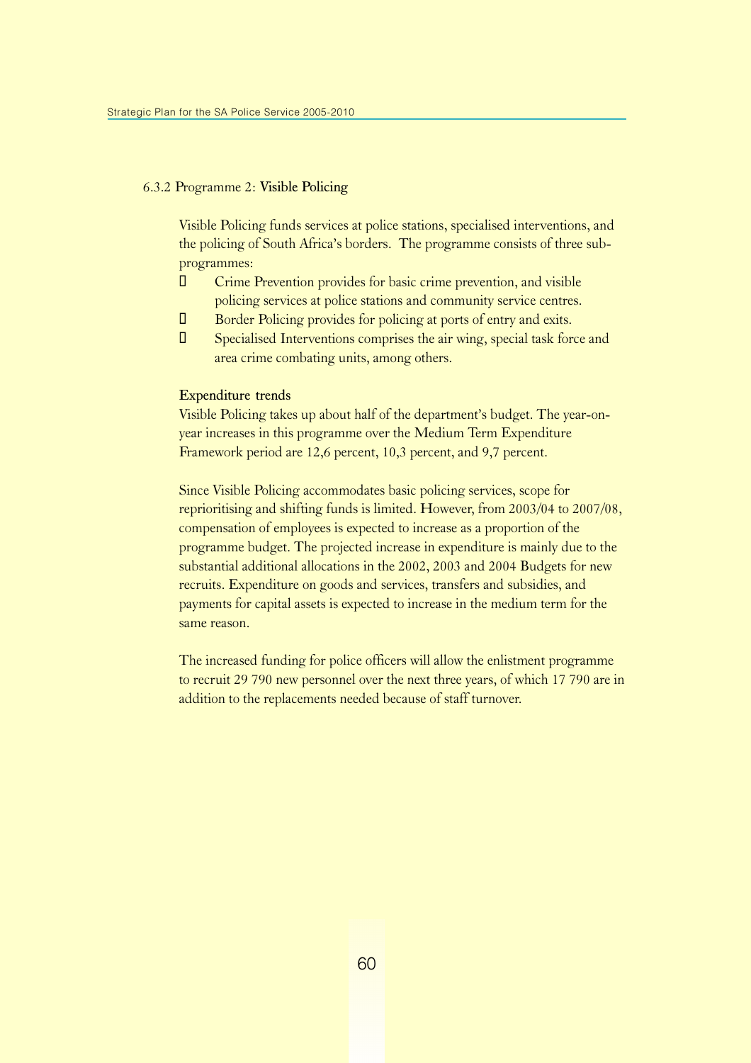### 6.3.2 Programme 2: Visible Policing

Visible Policing funds services at police stations, specialised interventions, and the policing of South Africa's borders. The programme consists of three sub-programmes:

- Crime Prevention provides for basic crime prevention, and visible policing services at police stations and community service centres.
- Border Policing provides for policing at ports of entry and exits.
- Specialised Interventions comprises the air wing, special task force and area crime combating units, among others.

#### Expenditure trends

Visible Policing takes up about half of the department's budget. The year-on-year increases in this programme over the Medium Term Expenditure Framework period are 12,6 percent, 10,3 percent, and 9,7 percent.

Since Visible Policing accommodates basic policing services, scope for reprioritising and shifting funds is limited. However, from 2003/04 to 2007/08, compensation of employees is expected to increase as a proportion of the programme budget. The projected increase in expenditure is mainly due to the substantial additional allocations in the 2002, 2003 and 2004 Budgets for new recruits. Expenditure on goods and services, transfers and subsidies, and payments for capital assets is expected to increase in the medium term for the same reason.

The increased funding for police officers will allow the enlistment programme to recruit 29 790 new personnel over the next three years, of which 17 790 are in addition to the replacements needed because of staff turnover.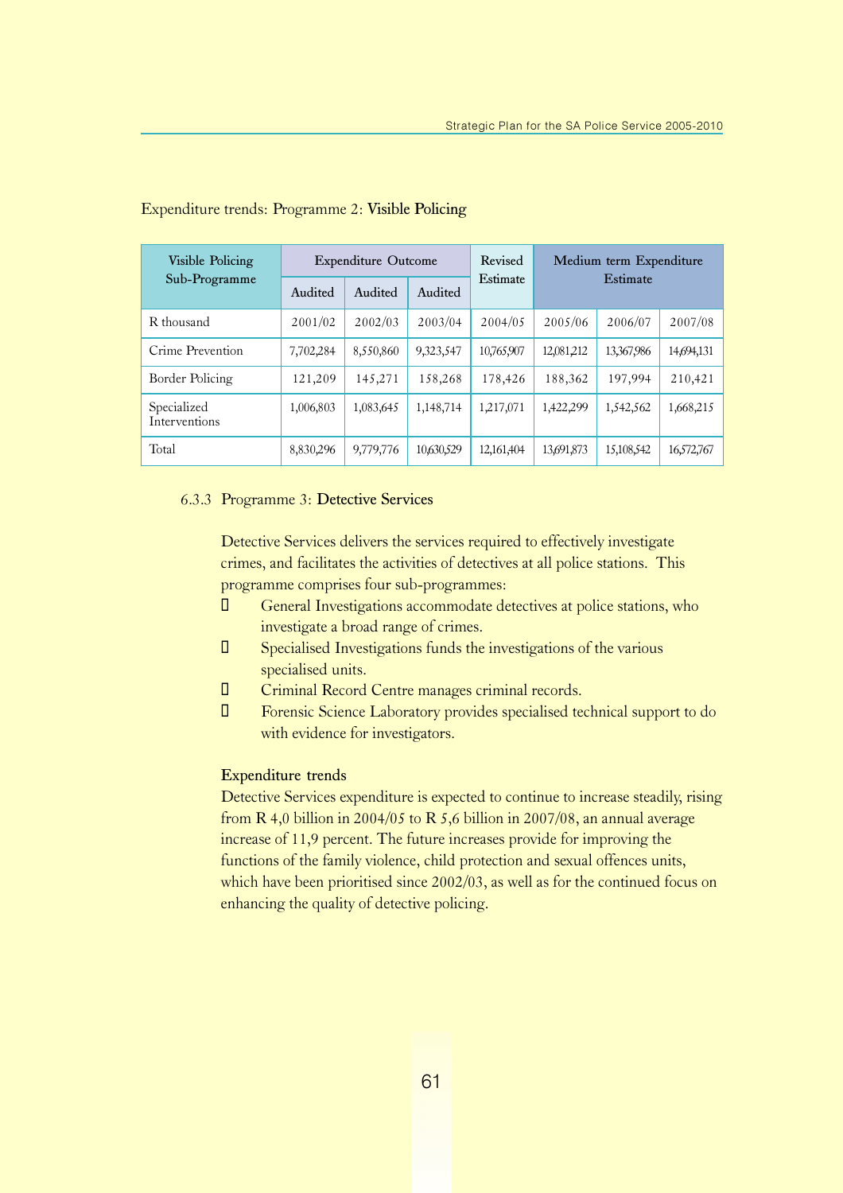Expenditure trends: Programme 2: **Visible Policing**

| Visible Policing Sub-Programme | Expenditure Outcome | | | Revised Estimate | Medium term Expenditure Estimate | | |
|---|---|---|---|---|---|---|---|
| | Audited | Audited | Audited | | | | |
| R thousand | 2001/02 | 2002/03 | 2003/04 | 2004/05 | 2005/06 | 2006/07 | 2007/08 |
| Crime Prevention | 7,702,284 | 8,550,860 | 9,323,547 | 10,765,907 | 12,081,212 | 13,367,986 | 14,694,131 |
| Border Policing | 121,209 | 145,271 | 158,268 | 178,426 | 188,362 | 197,994 | 210,421 |
| Specialized Interventions | 1,006,803 | 1,083,645 | 1,148,714 | 1,217,071 | 1,422,299 | 1,542,562 | 1,668,215 |
| Total | 8,830,296 | 9,779,776 | 10,630,529 | 12,161,404 | 13,691,873 | 15,108,542 | 16,572,767 |

### 6.3.3 Programme 3: **Detective Services**

Detective Services delivers the services required to effectively investigate crimes, and facilitates the activities of detectives at all police stations. This programme comprises four sub-programmes:

- General Investigations accommodate detectives at police stations, who investigate a broad range of crimes.
- Specialised Investigations funds the investigations of the various specialised units.
- Criminal Record Centre manages criminal records.
- Forensic Science Laboratory provides specialised technical support to do with evidence for investigators.

**Expenditure trends**

Detective Services expenditure is expected to continue to increase steadily, rising from R 4,0 billion in 2004/05 to R 5,6 billion in 2007/08, an annual average increase of 11,9 percent. The future increases provide for improving the functions of the family violence, child protection and sexual offences units, which have been prioritised since 2002/03, as well as for the continued focus on enhancing the quality of detective policing.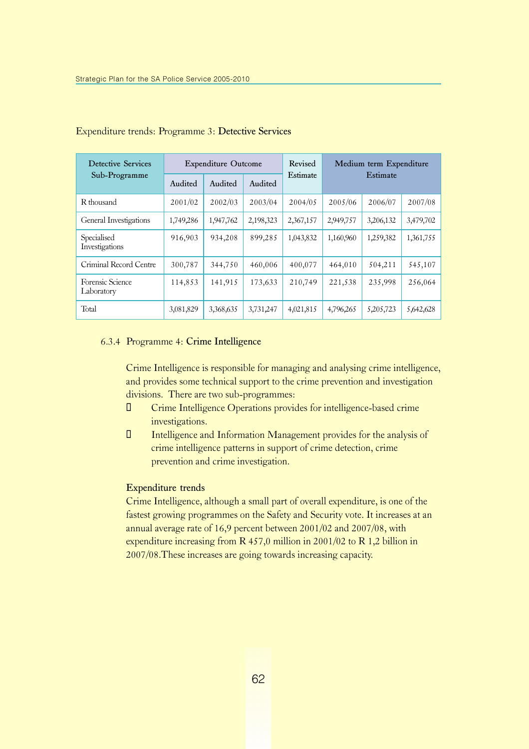Expenditure trends: Programme 3: **Detective Services**

| Detective Services Sub-Programme | Expenditure Outcome | | | Revised Estimate | Medium term Expenditure Estimate | | |
|---|---|---|---|---|---|---|---|
| | Audited | Audited | Audited | | | | |
| R thousand | 2001/02 | 2002/03 | 2003/04 | 2004/05 | 2005/06 | 2006/07 | 2007/08 |
| General Investigations | 1,749,286 | 1,947,762 | 2,198,323 | 2,367,157 | 2,949,757 | 3,206,132 | 3,479,702 |
| Specialised Investigations | 916,903 | 934,208 | 899,285 | 1,043,832 | 1,160,960 | 1,259,382 | 1,361,755 |
| Criminal Record Centre | 300,787 | 344,750 | 460,006 | 400,077 | 464,010 | 504,211 | 545,107 |
| Forensic Science Laboratory | 114,853 | 141,915 | 173,633 | 210,749 | 221,538 | 235,998 | 256,064 |
| Total | 3,081,829 | 3,368,635 | 3,731,247 | 4,021,815 | 4,796,265 | 5,205,723 | 5,642,628 |

### 6.3.4 Programme 4: **Crime Intelligence**

Crime Intelligence is responsible for managing and analysing crime intelligence, and provides some technical support to the crime prevention and investigation divisions. There are two sub-programmes:

- Crime Intelligence Operations provides for intelligence-based crime investigations.
- Intelligence and Information Management provides for the analysis of crime intelligence patterns in support of crime detection, crime prevention and crime investigation.

**Expenditure trends**

Crime Intelligence, although a small part of overall expenditure, is one of the fastest growing programmes on the Safety and Security vote. It increases at an annual average rate of 16,9 percent between 2001/02 and 2007/08, with expenditure increasing from R 457,0 million in 2001/02 to R 1,2 billion in 2007/08.These increases are going towards increasing capacity.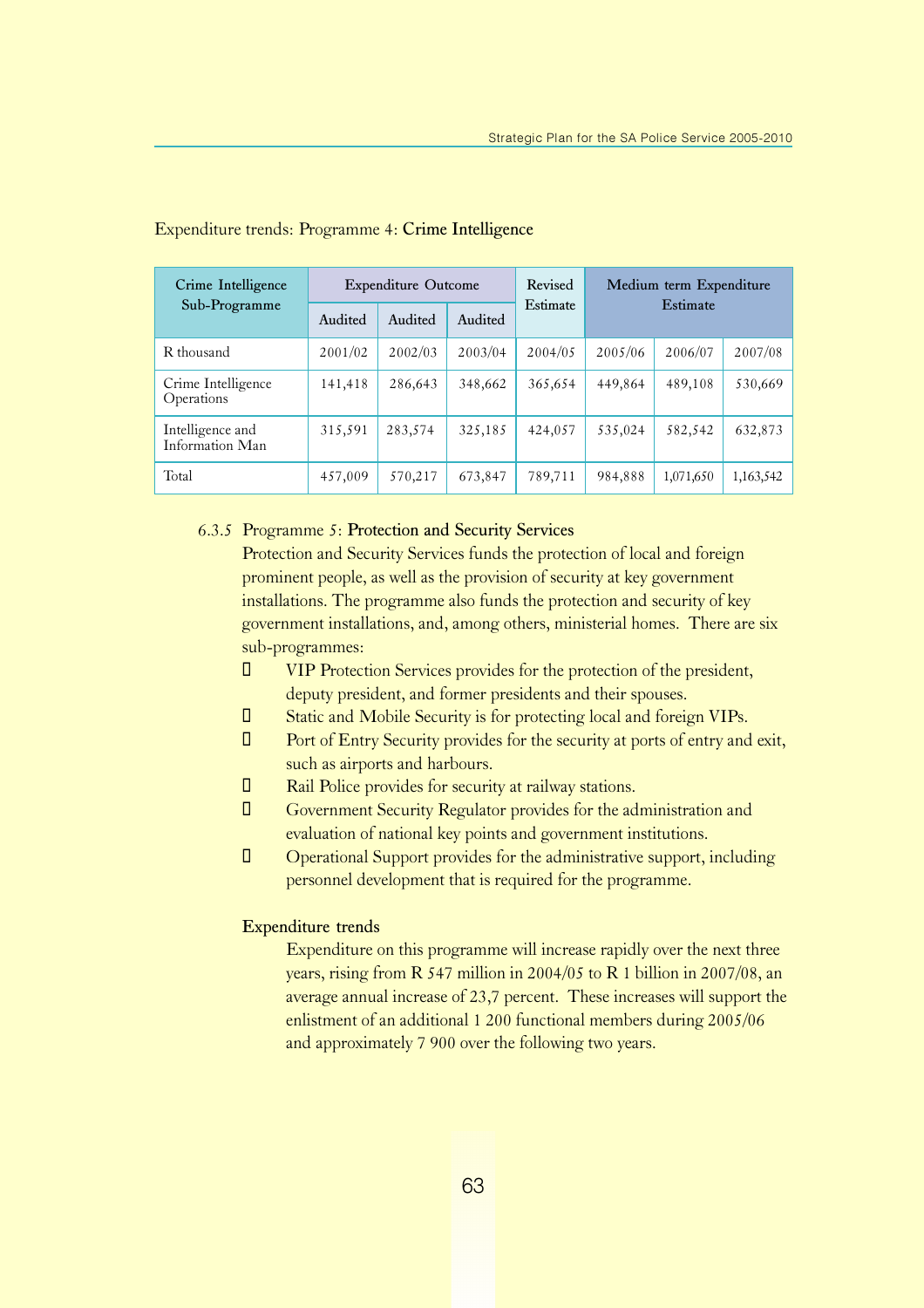Expenditure trends: Programme 4: **Crime Intelligence**

| Crime Intelligence Sub-Programme | Expenditure Outcome | | | Revised Estimate | Medium term Expenditure Estimate | | |
|---|---|---|---|---|---|---|---|
| | Audited | Audited | Audited | | | | |
| R thousand | 2001/02 | 2002/03 | 2003/04 | 2004/05 | 2005/06 | 2006/07 | 2007/08 |
| Crime Intelligence Operations | 141,418 | 286,643 | 348,662 | 365,654 | 449,864 | 489,108 | 530,669 |
| Intelligence and Information Man | 315,591 | 283,574 | 325,185 | 424,057 | 535,024 | 582,542 | 632,873 |
| Total | 457,009 | 570,217 | 673,847 | 789,711 | 984,888 | 1,071,650 | 1,163,542 |

6.3.5 Programme 5: **Protection and Security Services**

Protection and Security Services funds the protection of local and foreign prominent people, as well as the provision of security at key government installations. The programme also funds the protection and security of key government installations, and, among others, ministerial homes. There are six sub-programmes:

- VIP Protection Services provides for the protection of the president, deputy president, and former presidents and their spouses.
- Static and Mobile Security is for protecting local and foreign VIPs.
- Port of Entry Security provides for the security at ports of entry and exit, such as airports and harbours.
- Rail Police provides for security at railway stations.
- Government Security Regulator provides for the administration and evaluation of national key points and government institutions.
- Operational Support provides for the administrative support, including personnel development that is required for the programme.

**Expenditure trends**

Expenditure on this programme will increase rapidly over the next three years, rising from R 547 million in 2004/05 to R 1 billion in 2007/08, an average annual increase of 23,7 percent. These increases will support the enlistment of an additional 1 200 functional members during 2005/06 and approximately 7 900 over the following two years.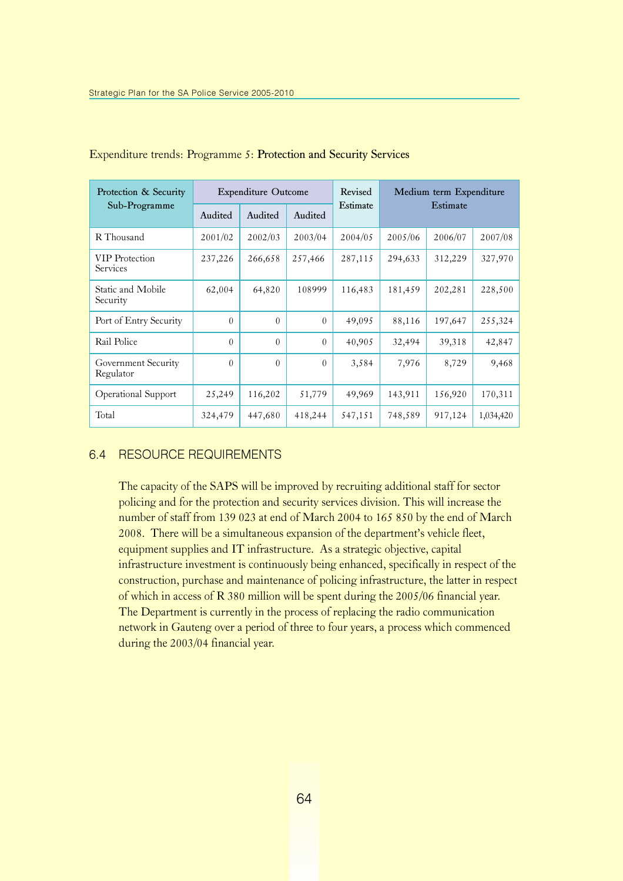Expenditure trends: Programme 5: **Protection and Security Services**

| Protection & Security Sub-Programme | Expenditure Outcome | | | Revised Estimate | Medium term Expenditure Estimate | | |
|---|---|---|---|---|---|---|---|
| | Audited | Audited | Audited | | | | |
| R Thousand | 2001/02 | 2002/03 | 2003/04 | 2004/05 | 2005/06 | 2006/07 | 2007/08 |
| VIP Protection Services | 237,226 | 266,658 | 257,466 | 287,115 | 294,633 | 312,229 | 327,970 |
| Static and Mobile Security | 62,004 | 64,820 | 108999 | 116,483 | 181,459 | 202,281 | 228,500 |
| Port of Entry Security | 0 | 0 | 0 | 49,095 | 88,116 | 197,647 | 255,324 |
| Rail Police | 0 | 0 | 0 | 40,905 | 32,494 | 39,318 | 42,847 |
| Government Security Regulator | 0 | 0 | 0 | 3,584 | 7,976 | 8,729 | 9,468 |
| Operational Support | 25,249 | 116,202 | 51,779 | 49,969 | 143,911 | 156,920 | 170,311 |
| Total | 324,479 | 447,680 | 418,244 | 547,151 | 748,589 | 917,124 | 1,034,420 |

## 6.4 RESOURCE REQUIREMENTS

The capacity of the SAPS will be improved by recruiting additional staff for sector policing and for the protection and security services division. This will increase the number of staff from 139 023 at end of March 2004 to 165 850 by the end of March 2008. There will be a simultaneous expansion of the department's vehicle fleet, equipment supplies and IT infrastructure. As a strategic objective, capital infrastructure investment is continuously being enhanced, specifically in respect of the construction, purchase and maintenance of policing infrastructure, the latter in respect of which in access of R 380 million will be spent during the 2005/06 financial year. The Department is currently in the process of replacing the radio communication network in Gauteng over a period of three to four years, a process which commenced during the 2003/04 financial year.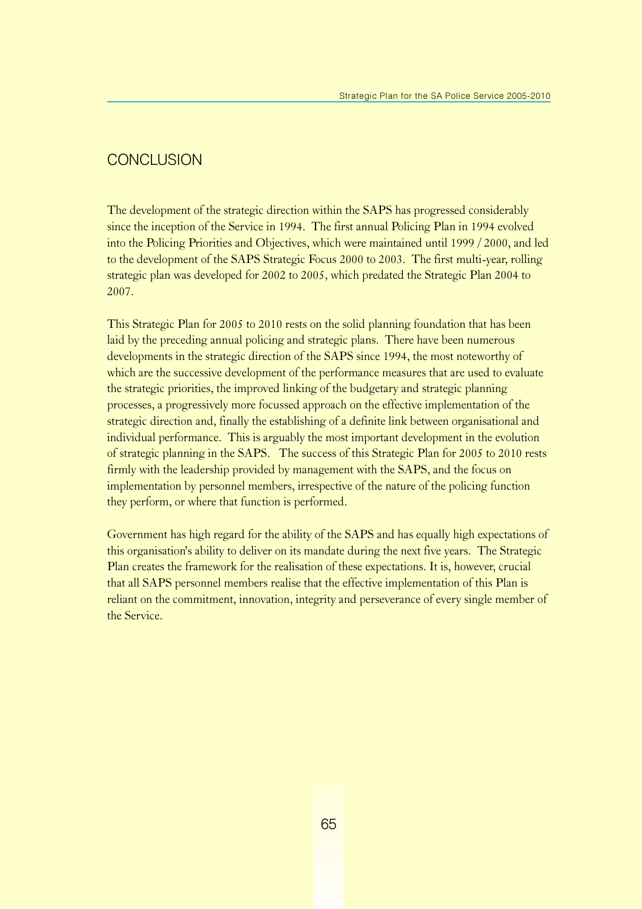## CONCLUSION

The development of the strategic direction within the SAPS has progressed considerably since the inception of the Service in 1994. The first annual Policing Plan in 1994 evolved into the Policing Priorities and Objectives, which were maintained until 1999 / 2000, and led to the development of the SAPS Strategic Focus 2000 to 2003. The first multi-year, rolling strategic plan was developed for 2002 to 2005, which predated the Strategic Plan 2004 to 2007.

This Strategic Plan for 2005 to 2010 rests on the solid planning foundation that has been laid by the preceding annual policing and strategic plans. There have been numerous developments in the strategic direction of the SAPS since 1994, the most noteworthy of which are the successive development of the performance measures that are used to evaluate the strategic priorities, the improved linking of the budgetary and strategic planning processes, a progressively more focussed approach on the effective implementation of the strategic direction and, finally the establishing of a definite link between organisational and individual performance. This is arguably the most important development in the evolution of strategic planning in the SAPS. The success of this Strategic Plan for 2005 to 2010 rests firmly with the leadership provided by management with the SAPS, and the focus on implementation by personnel members, irrespective of the nature of the policing function they perform, or where that function is performed.

Government has high regard for the ability of the SAPS and has equally high expectations of this organisation's ability to deliver on its mandate during the next five years. The Strategic Plan creates the framework for the realisation of these expectations. It is, however, crucial that all SAPS personnel members realise that the effective implementation of this Plan is reliant on the commitment, innovation, integrity and perseverance of every single member of the Service.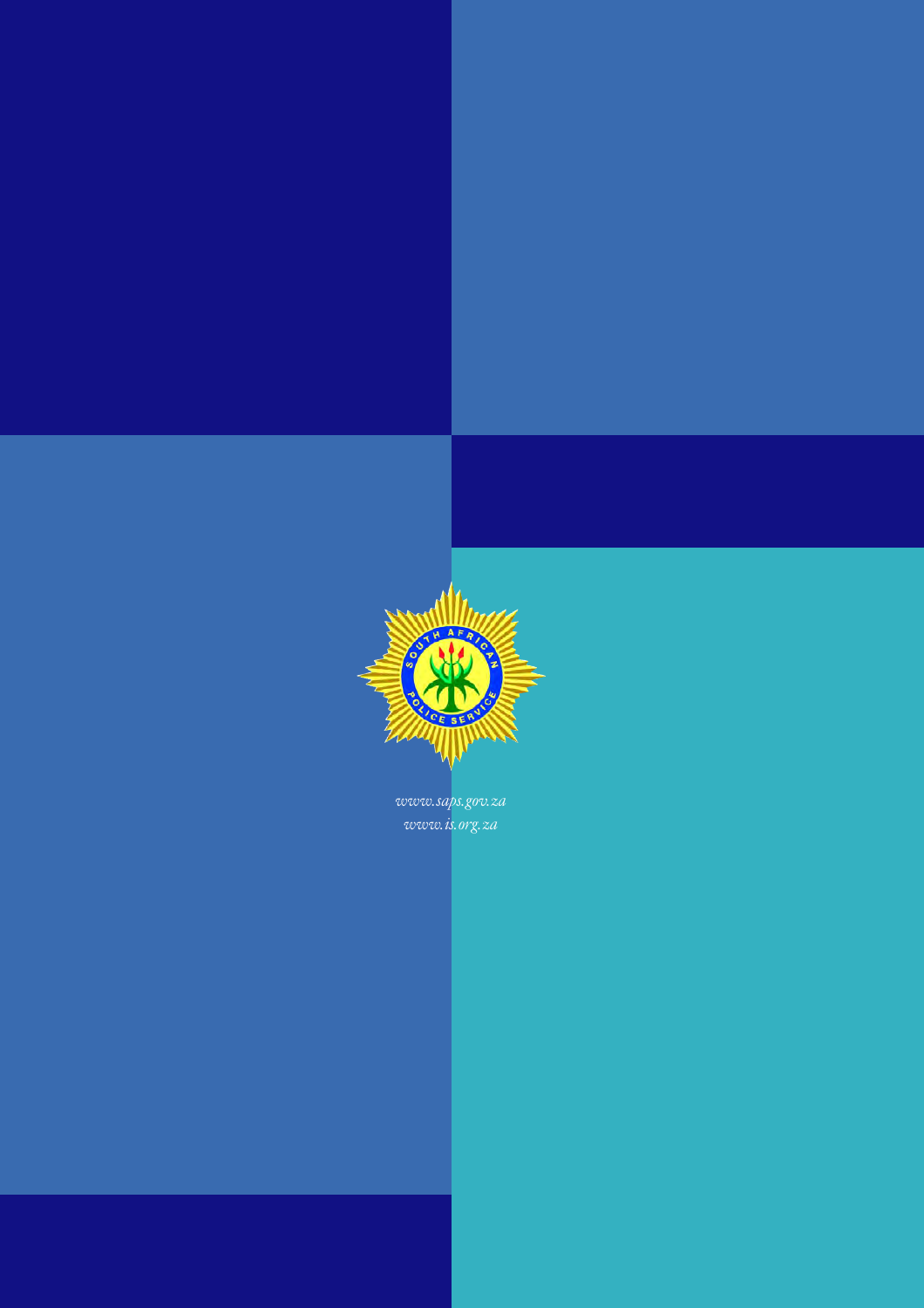*www.saps.gov.za*
*www.is.org.za*